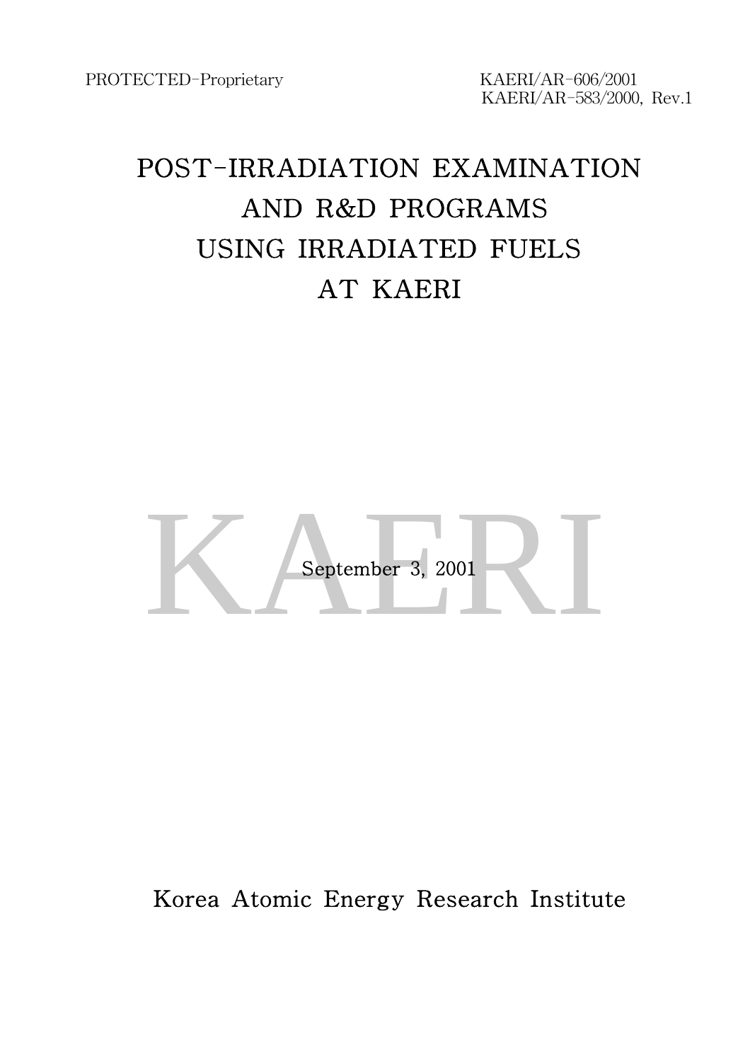PROTECTED-Proprietary

KAERI/AR-606/2001
KAERI/AR-583/2000, Rev.1

# POST-IRRADIATION EXAMINATION AND R&D PROGRAMS USING IRRADIATED FUELS AT KAERI

September 3, 2001

Korea Atomic Energy Research Institute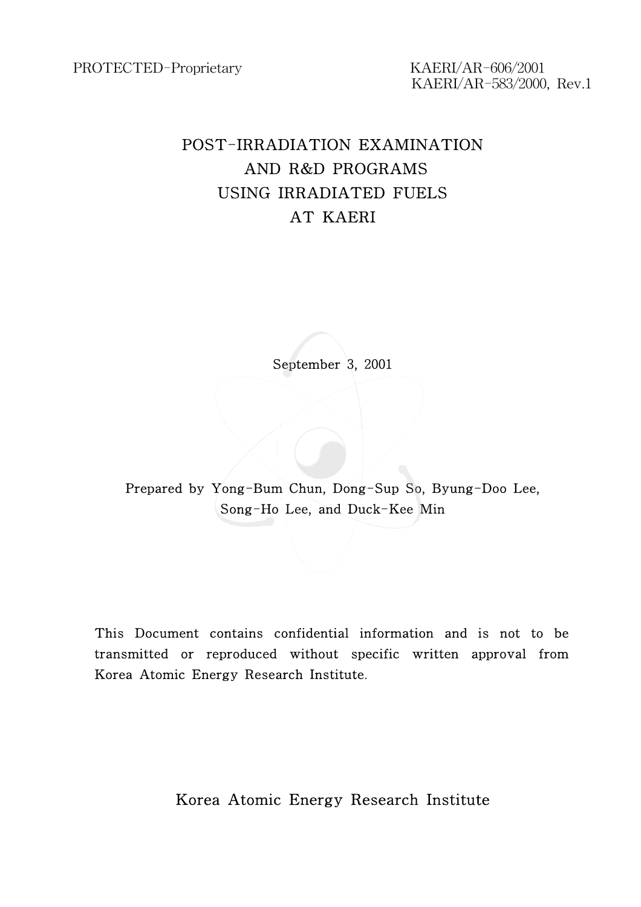PROTECTED-Proprietary

KAERI/AR-606/2001
KAERI/AR-583/2000, Rev.1

# POST-IRRADIATION EXAMINATION AND R&D PROGRAMS USING IRRADIATED FUELS AT KAERI

September 3, 2001

Prepared by Yong-Bum Chun, Dong-Sup So, Byung-Doo Lee, Song-Ho Lee, and Duck-Kee Min

This Document contains confidential information and is not to be transmitted or reproduced without specific written approval from Korea Atomic Energy Research Institute.

Korea Atomic Energy Research Institute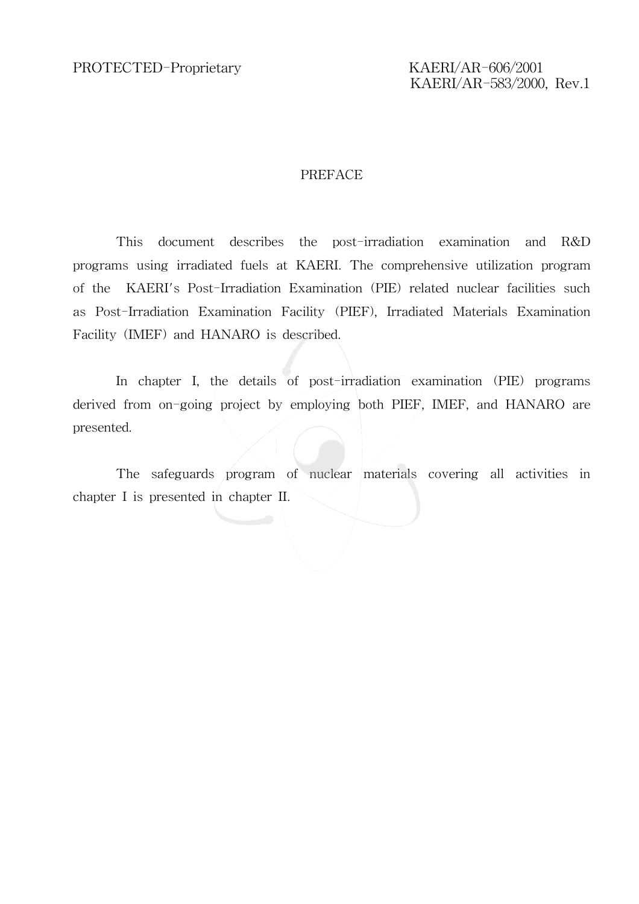PROTECTED-Proprietary

KAERI/AR-606/2001
KAERI/AR-583/2000, Rev.1

# PREFACE

This document describes the post-irradiation examination and R&D programs using irradiated fuels at KAERI. The comprehensive utilization program of the KAERI's Post-Irradiation Examination (PIE) related nuclear facilities such as Post-Irradiation Examination Facility (PIEF), Irradiated Materials Examination Facility (IMEF) and HANARO is described.

In chapter I, the details of post-irradiation examination (PIE) programs derived from on-going project by employing both PIEF, IMEF, and HANARO are presented.

The safeguards program of nuclear materials covering all activities in chapter I is presented in chapter II.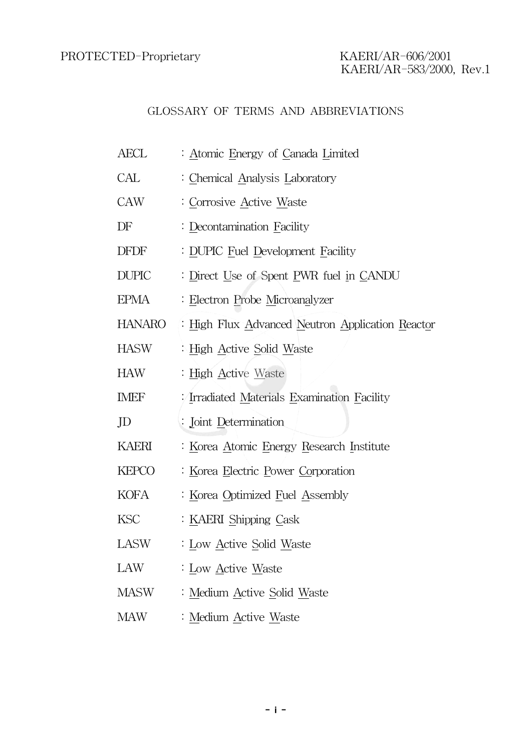PROTECTED-Proprietary

KAERI/AR-606/2001
KAERI/AR-583/2000, Rev.1

# GLOSSARY OF TERMS AND ABBREVIATIONS

| | |
|---|---|
| AECL | : Atomic Energy of Canada Limited |
| CAL | : Chemical Analysis Laboratory |
| CAW | : Corrosive Active Waste |
| DF | : Decontamination Facility |
| DFDF | : DUPIC Fuel Development Facility |
| DUPIC | : Direct Use of Spent PWR fuel in CANDU |
| EPMA | : Electron Probe Microanalyzer |
| HANARO | : High Flux Advanced Neutron Application Reactor |
| HASW | : High Active Solid Waste |
| HAW | : High Active Waste |
| IMEF | : Irradiated Materials Examination Facility |
| JD | : Joint Determination |
| KAERI | : Korea Atomic Energy Research Institute |
| KEPCO | : Korea Electric Power Corporation |
| KOFA | : Korea Optimized Fuel Assembly |
| KSC | : KAERI Shipping Cask |
| LASW | : Low Active Solid Waste |
| LAW | : Low Active Waste |
| MASW | : Medium Active Solid Waste |
| MAW | : Medium Active Waste |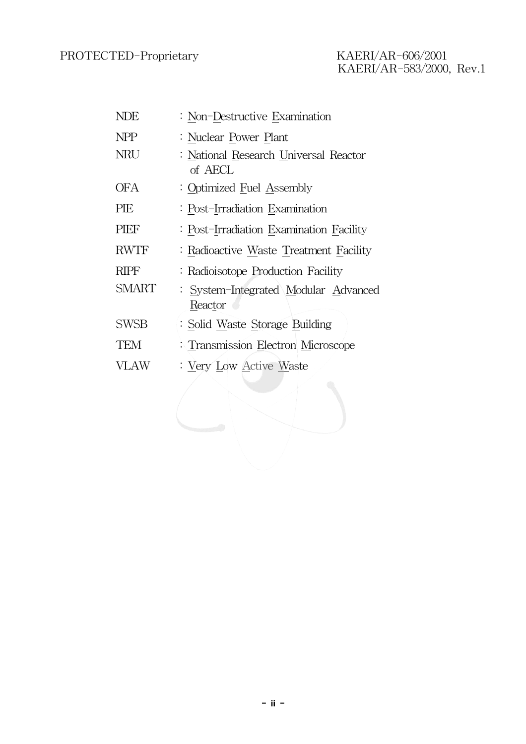| | |
|---|---|
| NDE | : Non-Destructive Examination |
| NPP | : Nuclear Power Plant |
| NRU | : National Research Universal Reactor of AECL |
| OFA | : Optimized Fuel Assembly |
| PIE | : Post-Irradiation Examination |
| PIEF | : Post-Irradiation Examination Facility |
| RWTF | : Radioactive Waste Treatment Facility |
| RIPF | : Radioisotope Production Facility |
| SMART | : System-Integrated Modular Advanced Reactor |
| SWSB | : Solid Waste Storage Building |
| TEM | : Transmission Electron Microscope |
| VLAW | : Very Low Active Waste |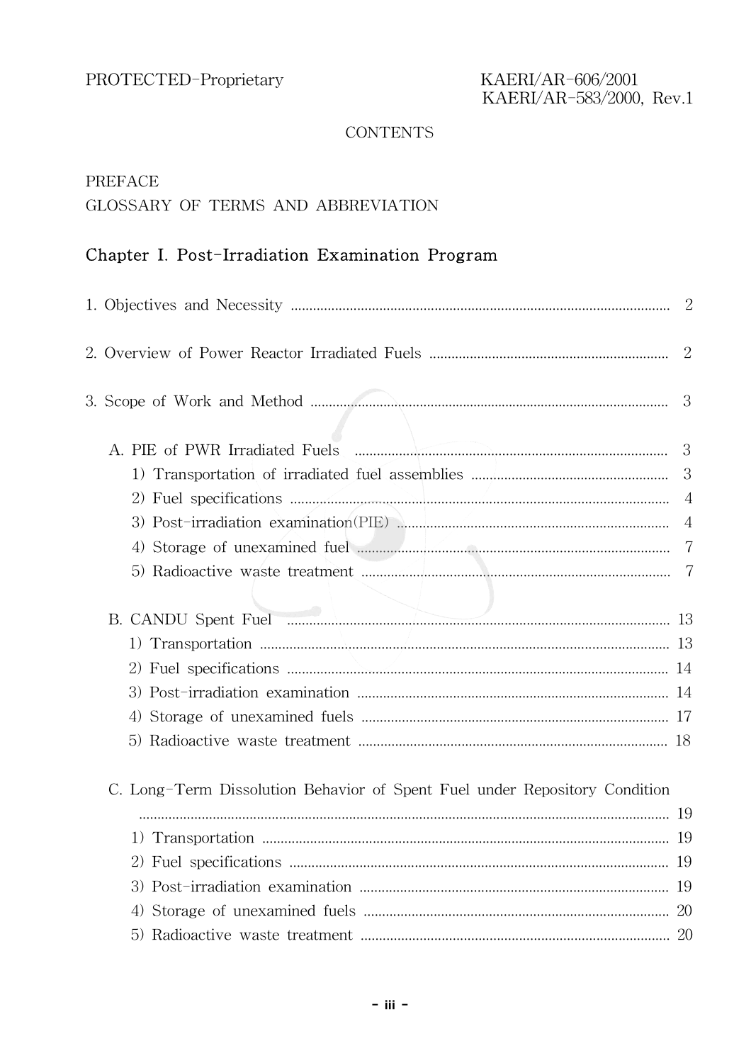PROTECTED-Proprietary KAERI/AR-606/2001
KAERI/AR-583/2000, Rev.1

CONTENTS

PREFACE

GLOSSARY OF TERMS AND ABBREVIATION

## Chapter I. Post-Irradiation Examination Program

1. Objectives and Necessity ........ 2

2. Overview of Power Reactor Irradiated Fuels ........ 2

3. Scope of Work and Method ........ 3

   A. PIE of PWR Irradiated Fuels ........ 3
      1) Transportation of irradiated fuel assemblies ........ 3
      2) Fuel specifications ........ 4
      3) Post-irradiation examination(PIE) ........ 4
      4) Storage of unexamined fuel ........ 7
      5) Radioactive waste treatment ........ 7

   B. CANDU Spent Fuel ........ 13
      1) Transportation ........ 13
      2) Fuel specifications ........ 14
      3) Post-irradiation examination ........ 14
      4) Storage of unexamined fuels ........ 17
      5) Radioactive waste treatment ........ 18

   C. Long-Term Dissolution Behavior of Spent Fuel under Repository Condition ........ 19
      1) Transportation ........ 19
      2) Fuel specifications ........ 19
      3) Post-irradiation examination ........ 19
      4) Storage of unexamined fuels ........ 20
      5) Radioactive waste treatment ........ 20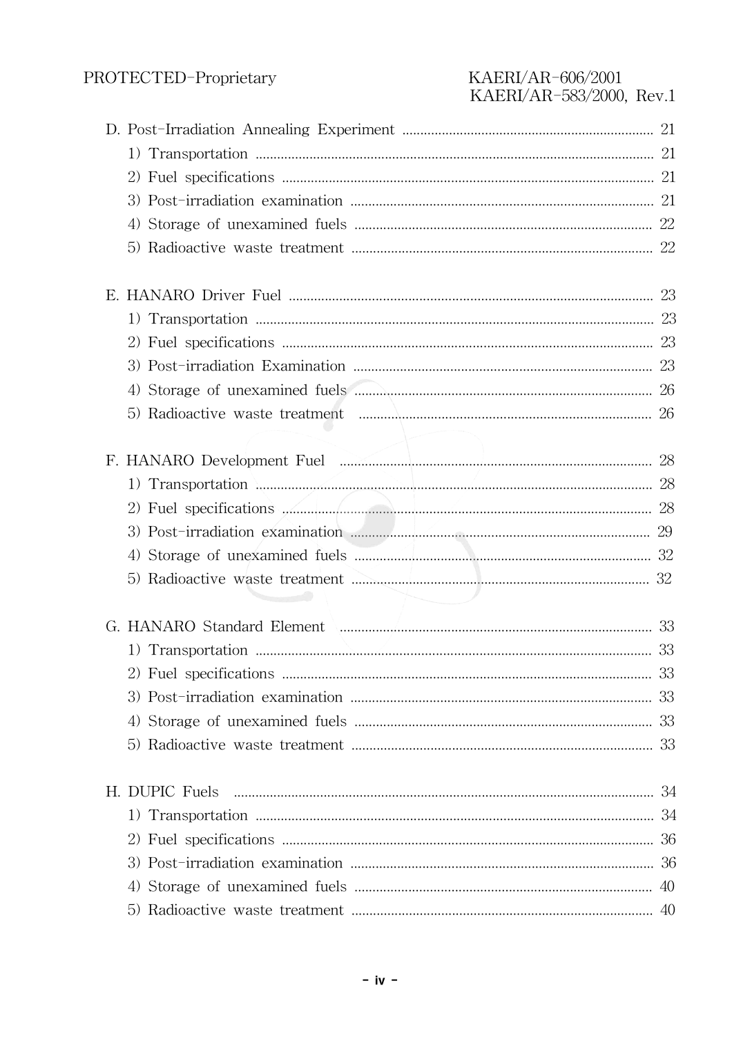D. Post-Irradiation Annealing Experiment ..................................................................... 21
   1) Transportation ............................................................................................................ 21
   2) Fuel specifications ...................................................................................................... 21
   3) Post-irradiation examination .................................................................................. 21
   4) Storage of unexamined fuels .................................................................................. 22
   5) Radioactive waste treatment .................................................................................. 22

E. HANARO Driver Fuel ................................................................................................... 23
   1) Transportation ............................................................................................................ 23
   2) Fuel specifications ...................................................................................................... 23
   3) Post-irradiation Examination .................................................................................. 23
   4) Storage of unexamined fuels .................................................................................. 26
   5) Radioactive waste treatment .................................................................................. 26

F. HANARO Development Fuel ..................................................................................... 28
   1) Transportation ............................................................................................................ 28
   2) Fuel specifications ...................................................................................................... 28
   3) Post-irradiation examination .................................................................................. 29
   4) Storage of unexamined fuels .................................................................................. 32
   5) Radioactive waste treatment .................................................................................. 32

G. HANARO Standard Element ..................................................................................... 33
   1) Transportation ............................................................................................................ 33
   2) Fuel specifications ...................................................................................................... 33
   3) Post-irradiation examination .................................................................................. 33
   4) Storage of unexamined fuels .................................................................................. 33
   5) Radioactive waste treatment .................................................................................. 33

H. DUPIC Fuels .................................................................................................................. 34
   1) Transportation ............................................................................................................ 34
   2) Fuel specifications ...................................................................................................... 36
   3) Post-irradiation examination .................................................................................. 36
   4) Storage of unexamined fuels .................................................................................. 40
   5) Radioactive waste treatment .................................................................................. 40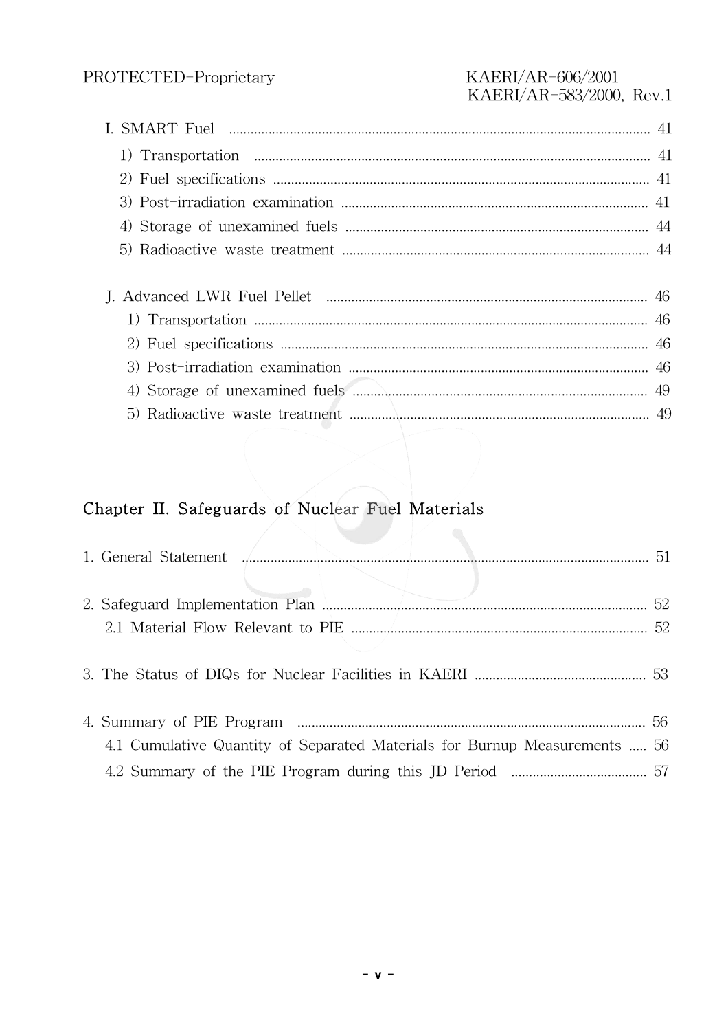I. SMART Fuel ..................................................... 41

1) Transportation ..................................................... 41

2) Fuel specifications ..................................................... 41

3) Post-irradiation examination ..................................................... 41

4) Storage of unexamined fuels ..................................................... 44

5) Radioactive waste treatment ..................................................... 44

J. Advanced LWR Fuel Pellet ..................................................... 46

1) Transportation ..................................................... 46

2) Fuel specifications ..................................................... 46

3) Post-irradiation examination ..................................................... 46

4) Storage of unexamined fuels ..................................................... 49

5) Radioactive waste treatment ..................................................... 49

## Chapter II. Safeguards of Nuclear Fuel Materials

1. General Statement ..................................................... 51

2. Safeguard Implementation Plan ..................................................... 52

   2.1 Material Flow Relevant to PIE ..................................................... 52

3. The Status of DIQs for Nuclear Facilities in KAERI ..................................................... 53

4. Summary of PIE Program ..................................................... 56

   4.1 Cumulative Quantity of Separated Materials for Burnup Measurements ..... 56

   4.2 Summary of the PIE Program during this JD Period ..................................................... 57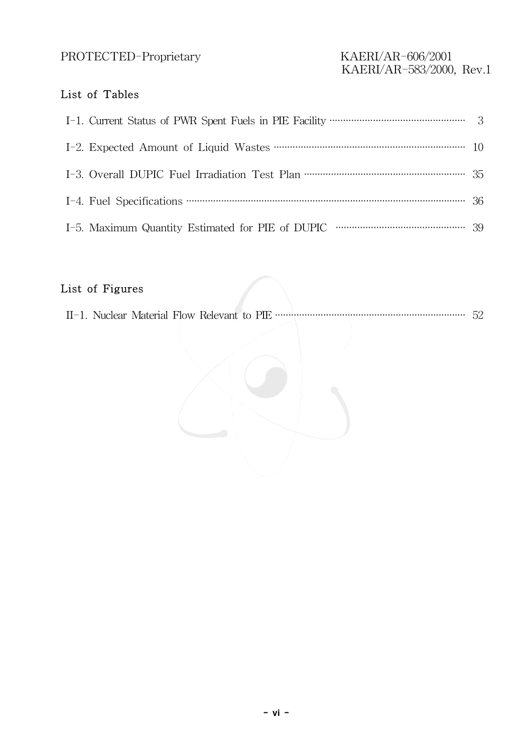## List of Tables

I-1. Current Status of PWR Spent Fuels in PIE Facility ........ 3

I-2. Expected Amount of Liquid Wastes ........ 10

I-3. Overall DUPIC Fuel Irradiation Test Plan ........ 35

I-4. Fuel Specifications ........ 36

I-5. Maximum Quantity Estimated for PIE of DUPIC ........ 39

## List of Figures

II-1. Nuclear Material Flow Relevant to PIE ........ 52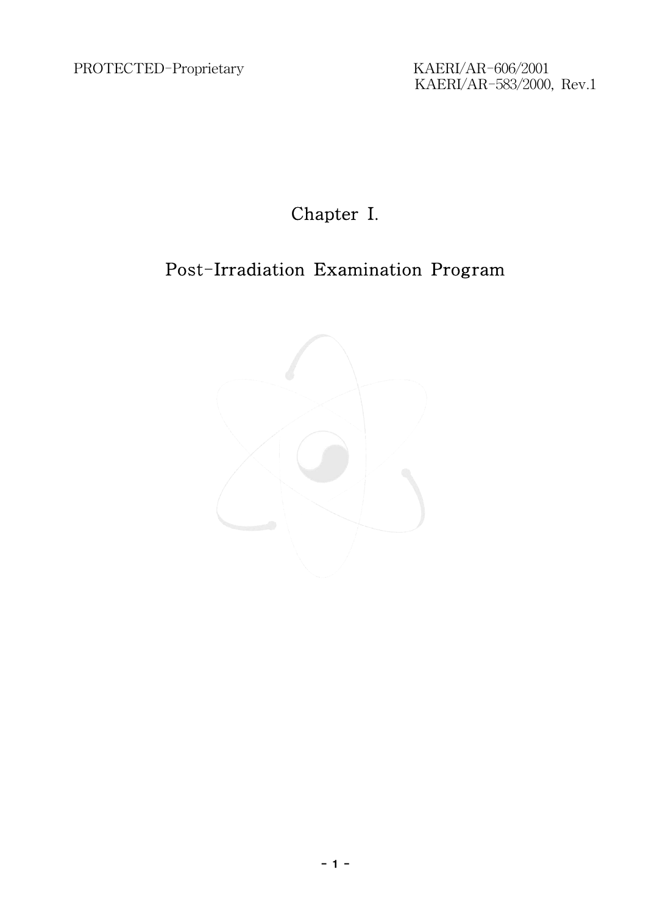# Chapter I.

# Post-Irradiation Examination Program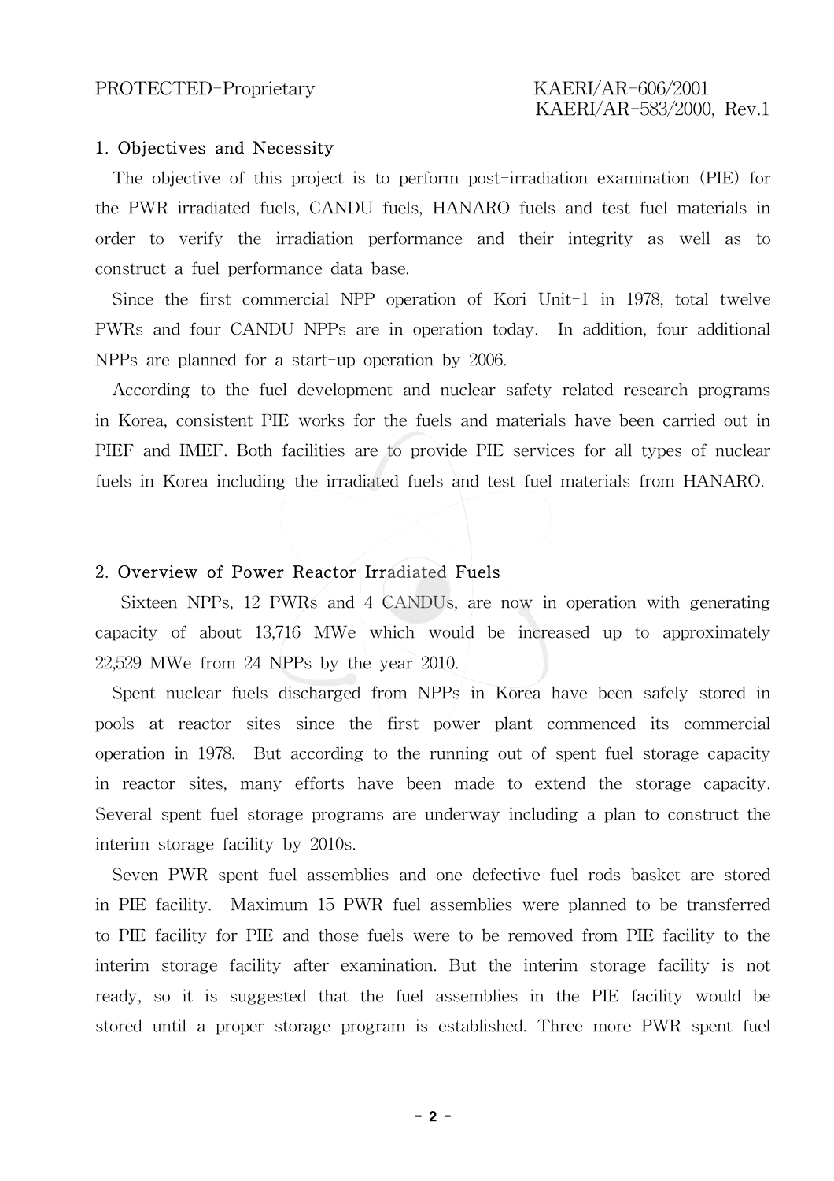## 1. Objectives and Necessity

The objective of this project is to perform post-irradiation examination (PIE) for the PWR irradiated fuels, CANDU fuels, HANARO fuels and test fuel materials in order to verify the irradiation performance and their integrity as well as to construct a fuel performance data base.

Since the first commercial NPP operation of Kori Unit-1 in 1978, total twelve PWRs and four CANDU NPPs are in operation today. In addition, four additional NPPs are planned for a start-up operation by 2006.

According to the fuel development and nuclear safety related research programs in Korea, consistent PIE works for the fuels and materials have been carried out in PIEF and IMEF. Both facilities are to provide PIE services for all types of nuclear fuels in Korea including the irradiated fuels and test fuel materials from HANARO.

## 2. Overview of Power Reactor Irradiated Fuels

Sixteen NPPs, 12 PWRs and 4 CANDUs, are now in operation with generating capacity of about 13,716 MWe which would be increased up to approximately 22,529 MWe from 24 NPPs by the year 2010.

Spent nuclear fuels discharged from NPPs in Korea have been safely stored in pools at reactor sites since the first power plant commenced its commercial operation in 1978. But according to the running out of spent fuel storage capacity in reactor sites, many efforts have been made to extend the storage capacity. Several spent fuel storage programs are underway including a plan to construct the interim storage facility by 2010s.

Seven PWR spent fuel assemblies and one defective fuel rods basket are stored in PIE facility. Maximum 15 PWR fuel assemblies were planned to be transferred to PIE facility for PIE and those fuels were to be removed from PIE facility to the interim storage facility after examination. But the interim storage facility is not ready, so it is suggested that the fuel assemblies in the PIE facility would be stored until a proper storage program is established. Three more PWR spent fuel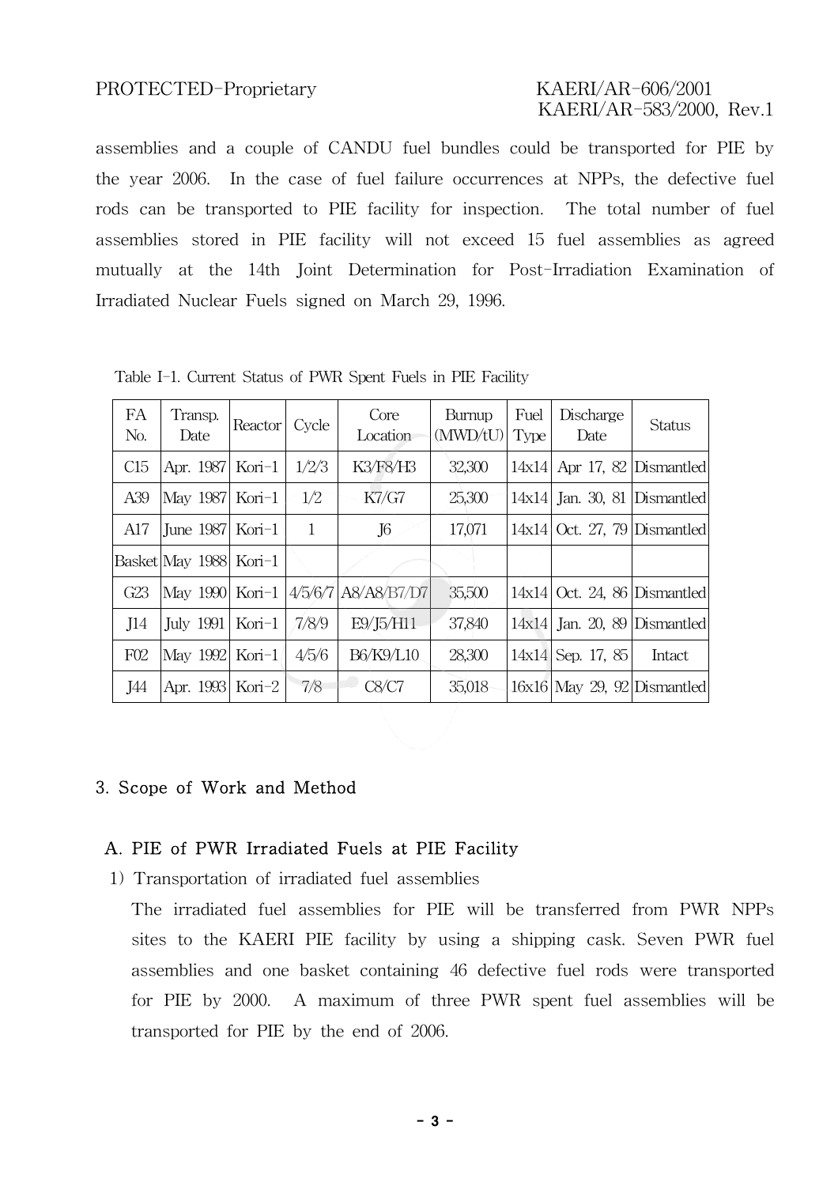assemblies and a couple of CANDU fuel bundles could be transported for PIE by the year 2006. In the case of fuel failure occurrences at NPPs, the defective fuel rods can be transported to PIE facility for inspection. The total number of fuel assemblies stored in PIE facility will not exceed 15 fuel assemblies as agreed mutually at the 14th Joint Determination for Post-Irradiation Examination of Irradiated Nuclear Fuels signed on March 29, 1996.

Table I-1. Current Status of PWR Spent Fuels in PIE Facility

| FA No. | Transp. Date | Reactor | Cycle | Core Location | Burnup (MWD/tU) | Fuel Type | Discharge Date | Status |
|---|---|---|---|---|---|---|---|---|
| C15 | Apr. 1987 | Kori-1 | 1/2/3 | K3/F8/H3 | 32,300 | 14x14 | Apr 17, 82 | Dismantled |
| A39 | May 1987 | Kori-1 | 1/2 | K7/G7 | 25,300 | 14x14 | Jan. 30, 81 | Dismantled |
| A17 | June 1987 | Kori-1 | 1 | J6 | 17,071 | 14x14 | Oct. 27, 79 | Dismantled |
| Basket | May 1988 | Kori-1 | | | | | | |
| G23 | May 1990 | Kori-1 | 4/5/6/7 | A8/A8/B7/D7 | 35,500 | 14x14 | Oct. 24, 86 | Dismantled |
| J14 | July 1991 | Kori-1 | 7/8/9 | E9/J5/H11 | 37,840 | 14x14 | Jan. 20, 89 | Dismantled |
| F02 | May 1992 | Kori-1 | 4/5/6 | B6/K9/L10 | 28,300 | 14x14 | Sep. 17, 85 | Intact |
| J44 | Apr. 1993 | Kori-2 | 7/8 | C8/C7 | 35,018 | 16x16 | May 29, 92 | Dismantled |

## 3. Scope of Work and Method

### A. PIE of PWR Irradiated Fuels at PIE Facility

1) Transportation of irradiated fuel assemblies

The irradiated fuel assemblies for PIE will be transferred from PWR NPPs sites to the KAERI PIE facility by using a shipping cask. Seven PWR fuel assemblies and one basket containing 46 defective fuel rods were transported for PIE by 2000. A maximum of three PWR spent fuel assemblies will be transported for PIE by the end of 2006.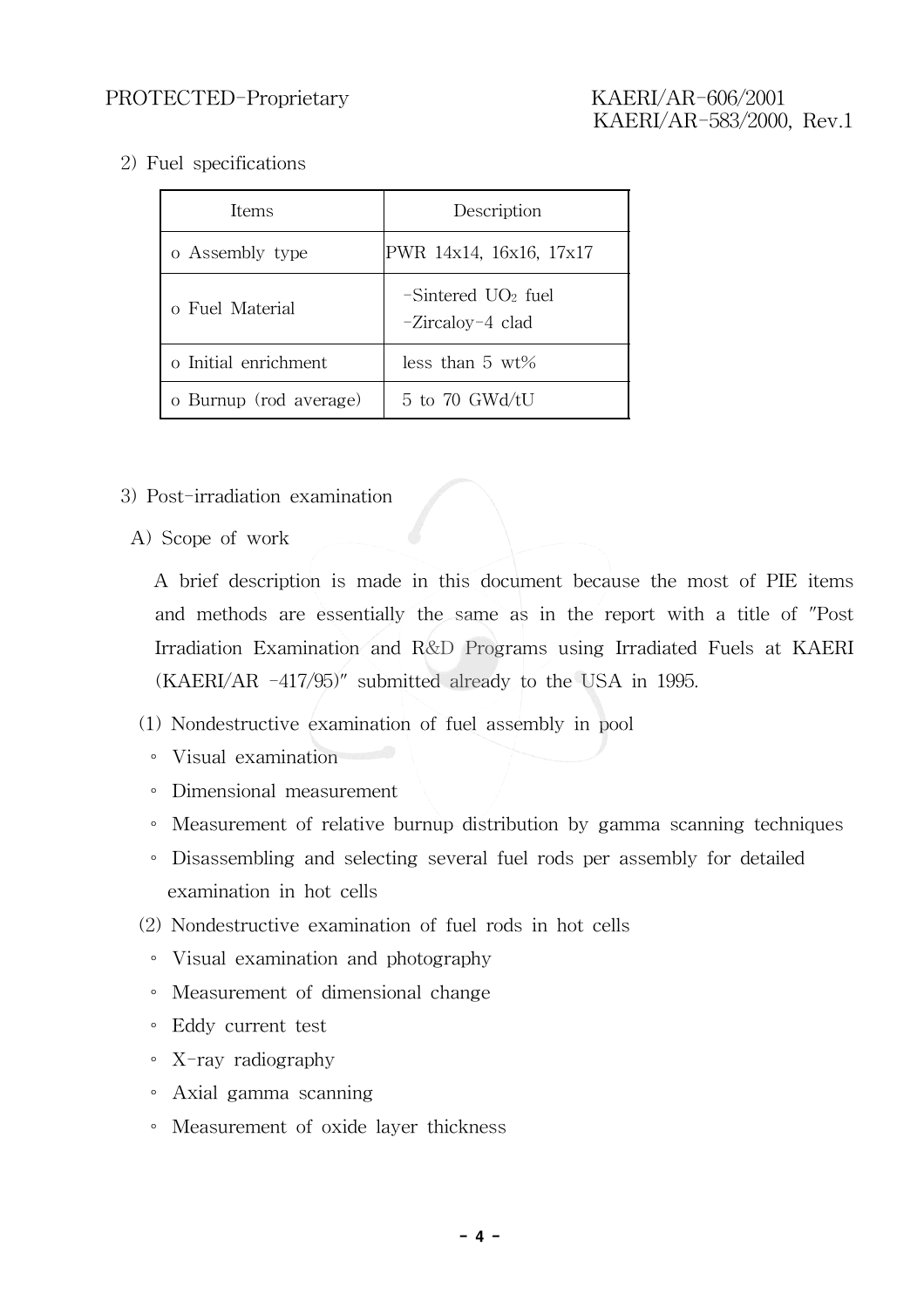2) Fuel specifications

| Items | Description |
|---|---|
| o Assembly type | PWR 14x14, 16x16, 17x17 |
| o Fuel Material | -Sintered $UO_2$ fuel<br>-Zircaloy-4 clad |
| o Initial enrichment | less than 5 wt% |
| o Burnup (rod average) | 5 to 70 GWd/tU |

3) Post-irradiation examination

A) Scope of work

A brief description is made in this document because the most of PIE items and methods are essentially the same as in the report with a title of "Post Irradiation Examination and R&D Programs using Irradiated Fuels at KAERI (KAERI/AR -417/95)" submitted already to the USA in 1995.

(1) Nondestructive examination of fuel assembly in pool

- Visual examination
- Dimensional measurement
- Measurement of relative burnup distribution by gamma scanning techniques
- Disassembling and selecting several fuel rods per assembly for detailed examination in hot cells

(2) Nondestructive examination of fuel rods in hot cells

- Visual examination and photography
- Measurement of dimensional change
- Eddy current test
- X-ray radiography
- Axial gamma scanning
- Measurement of oxide layer thickness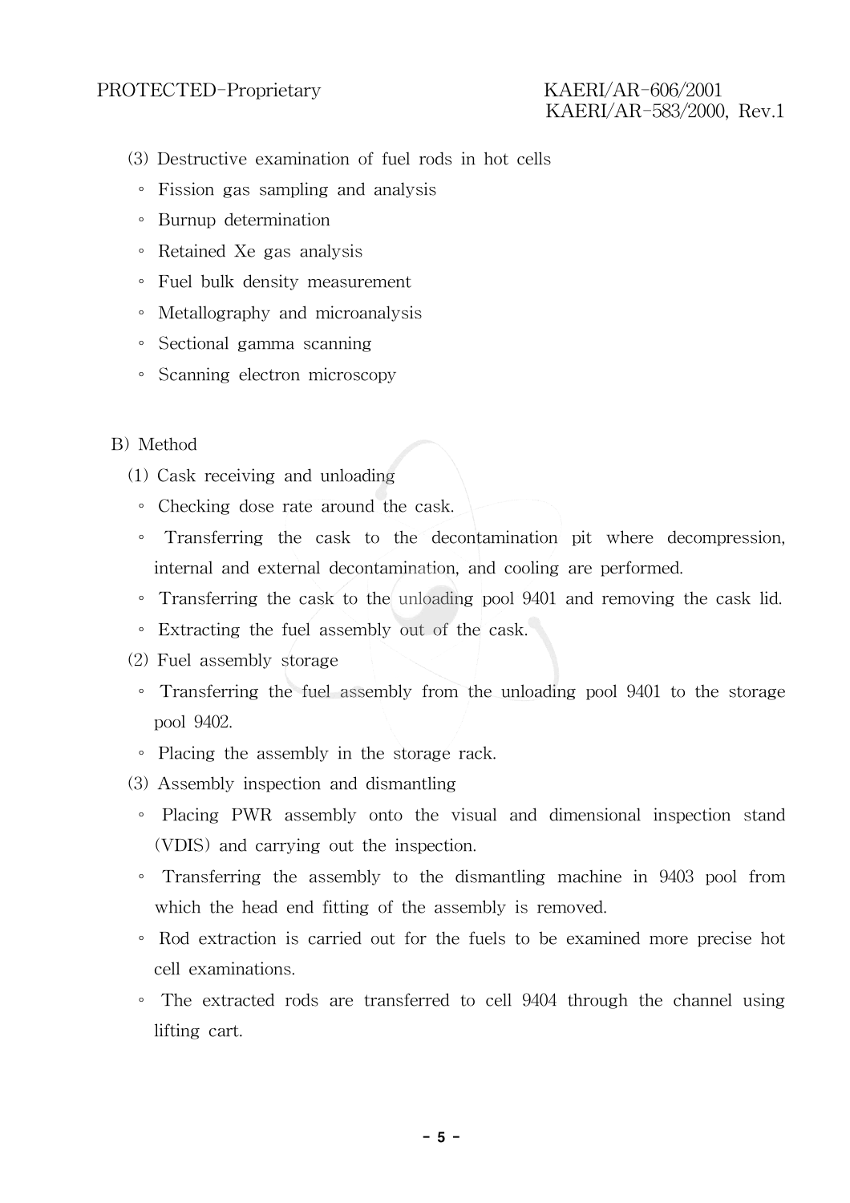(3) Destructive examination of fuel rods in hot cells

- Fission gas sampling and analysis
- Burnup determination
- Retained Xe gas analysis
- Fuel bulk density measurement
- Metallography and microanalysis
- Sectional gamma scanning
- Scanning electron microscopy

B) Method

(1) Cask receiving and unloading

- Checking dose rate around the cask.
- Transferring the cask to the decontamination pit where decompression, internal and external decontamination, and cooling are performed.
- Transferring the cask to the unloading pool 9401 and removing the cask lid.
- Extracting the fuel assembly out of the cask.

(2) Fuel assembly storage

- Transferring the fuel assembly from the unloading pool 9401 to the storage pool 9402.
- Placing the assembly in the storage rack.

(3) Assembly inspection and dismantling

- Placing PWR assembly onto the visual and dimensional inspection stand (VDIS) and carrying out the inspection.
- Transferring the assembly to the dismantling machine in 9403 pool from which the head end fitting of the assembly is removed.
- Rod extraction is carried out for the fuels to be examined more precise hot cell examinations.
- The extracted rods are transferred to cell 9404 through the channel using lifting cart.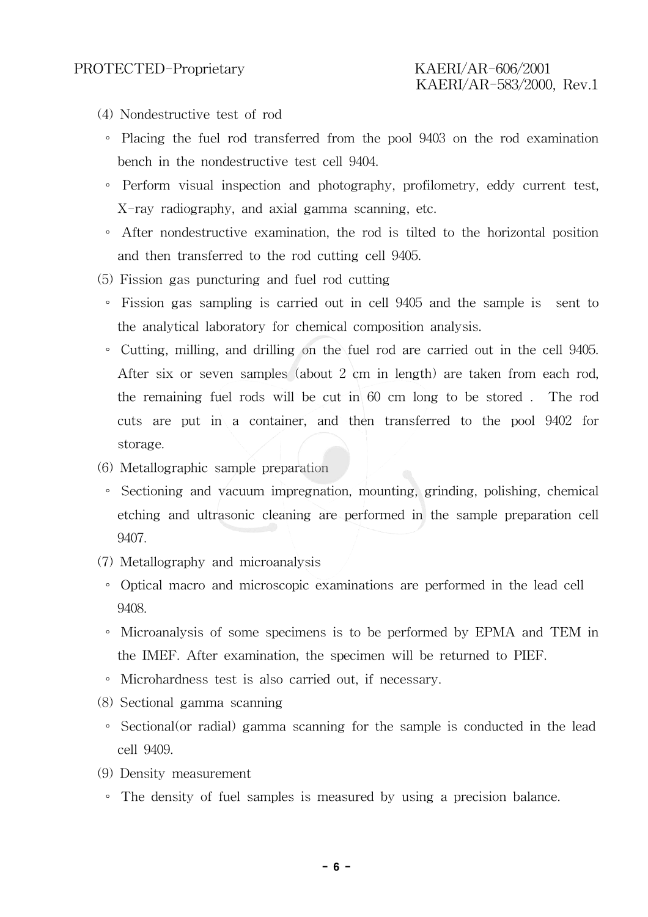(4) Nondestructive test of rod

- Placing the fuel rod transferred from the pool 9403 on the rod examination bench in the nondestructive test cell 9404.
- Perform visual inspection and photography, profilometry, eddy current test, X-ray radiography, and axial gamma scanning, etc.
- After nondestructive examination, the rod is tilted to the horizontal position and then transferred to the rod cutting cell 9405.

(5) Fission gas puncturing and fuel rod cutting

- Fission gas sampling is carried out in cell 9405 and the sample is sent to the analytical laboratory for chemical composition analysis.
- Cutting, milling, and drilling on the fuel rod are carried out in the cell 9405. After six or seven samples (about 2 cm in length) are taken from each rod, the remaining fuel rods will be cut in 60 cm long to be stored . The rod cuts are put in a container, and then transferred to the pool 9402 for storage.

(6) Metallographic sample preparation

- Sectioning and vacuum impregnation, mounting, grinding, polishing, chemical etching and ultrasonic cleaning are performed in the sample preparation cell 9407.

(7) Metallography and microanalysis

- Optical macro and microscopic examinations are performed in the lead cell 9408.
- Microanalysis of some specimens is to be performed by EPMA and TEM in the IMEF. After examination, the specimen will be returned to PIEF.
- Microhardness test is also carried out, if necessary.

(8) Sectional gamma scanning

- Sectional(or radial) gamma scanning for the sample is conducted in the lead cell 9409.

(9) Density measurement

- The density of fuel samples is measured by using a precision balance.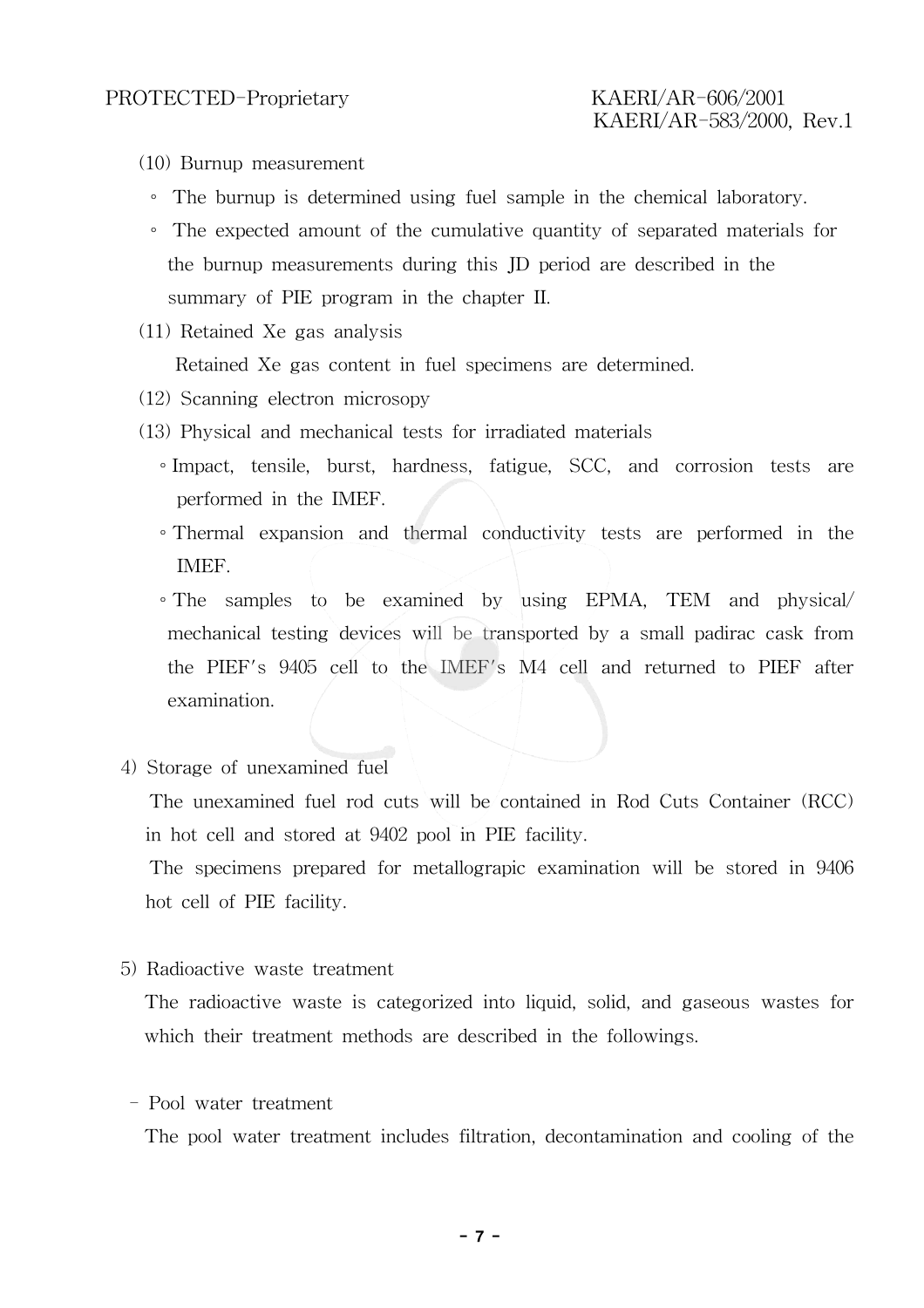(10) Burnup measurement

- The burnup is determined using fuel sample in the chemical laboratory.
- The expected amount of the cumulative quantity of separated materials for the burnup measurements during this JD period are described in the summary of PIE program in the chapter II.

(11) Retained Xe gas analysis

Retained Xe gas content in fuel specimens are determined.

(12) Scanning electron microsopy

(13) Physical and mechanical tests for irradiated materials

- Impact, tensile, burst, hardness, fatigue, SCC, and corrosion tests are performed in the IMEF.
- Thermal expansion and thermal conductivity tests are performed in the IMEF.
- The samples to be examined by using EPMA, TEM and physical/ mechanical testing devices will be transported by a small padirac cask from the PIEF's 9405 cell to the IMEF's M4 cell and returned to PIEF after examination.

4) Storage of unexamined fuel

The unexamined fuel rod cuts will be contained in Rod Cuts Container (RCC) in hot cell and stored at 9402 pool in PIE facility.

The specimens prepared for metallograpic examination will be stored in 9406 hot cell of PIE facility.

5) Radioactive waste treatment

The radioactive waste is categorized into liquid, solid, and gaseous wastes for which their treatment methods are described in the followings.

- Pool water treatment

The pool water treatment includes filtration, decontamination and cooling of the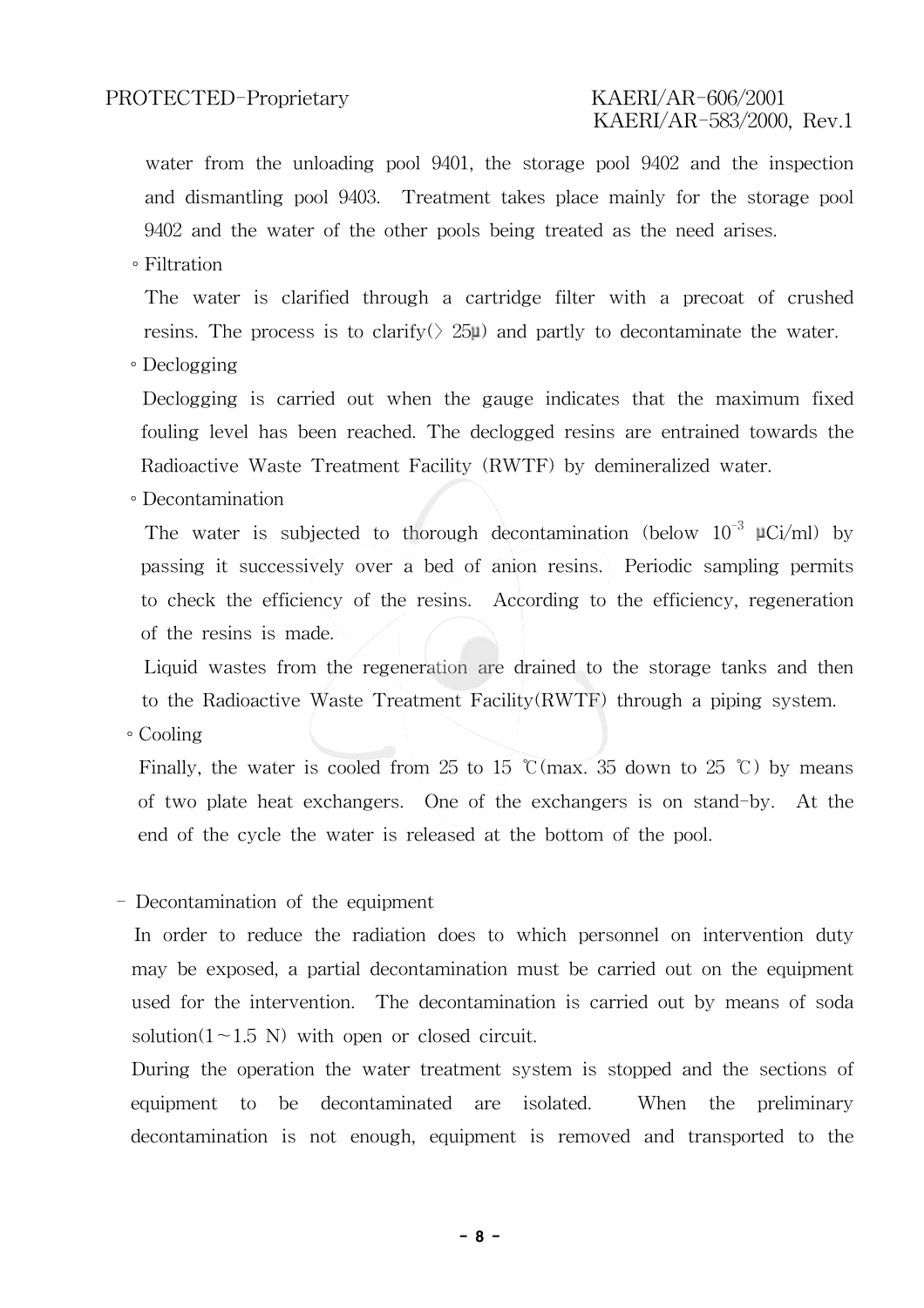water from the unloading pool 9401, the storage pool 9402 and the inspection and dismantling pool 9403. Treatment takes place mainly for the storage pool 9402 and the water of the other pools being treated as the need arises.

◦ Filtration

The water is clarified through a cartridge filter with a precoat of crushed resins. The process is to clarify(> 25μ) and partly to decontaminate the water.

◦ Declogging

Declogging is carried out when the gauge indicates that the maximum fixed fouling level has been reached. The declogged resins are entrained towards the Radioactive Waste Treatment Facility (RWTF) by demineralized water.

◦ Decontamination

The water is subjected to thorough decontamination (below $10^{-3}$ μCi/ml) by passing it successively over a bed of anion resins. Periodic sampling permits to check the efficiency of the resins. According to the efficiency, regeneration of the resins is made.

Liquid wastes from the regeneration are drained to the storage tanks and then to the Radioactive Waste Treatment Facility(RWTF) through a piping system.

◦ Cooling

Finally, the water is cooled from 25 to 15 ℃(max. 35 down to 25 ℃) by means of two plate heat exchangers. One of the exchangers is on stand-by. At the end of the cycle the water is released at the bottom of the pool.

- Decontamination of the equipment

In order to reduce the radiation does to which personnel on intervention duty may be exposed, a partial decontamination must be carried out on the equipment used for the intervention. The decontamination is carried out by means of soda solution(1~1.5 N) with open or closed circuit.

During the operation the water treatment system is stopped and the sections of equipment to be decontaminated are isolated. When the preliminary decontamination is not enough, equipment is removed and transported to the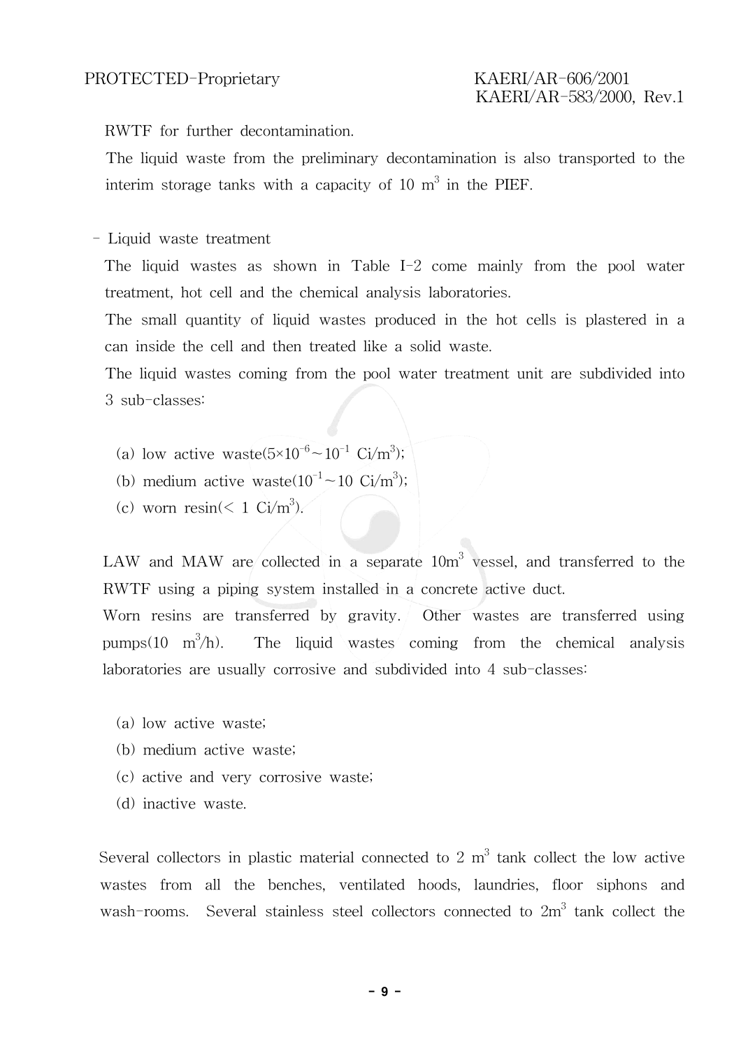RWTF for further decontamination.

The liquid waste from the preliminary decontamination is also transported to the interim storage tanks with a capacity of 10 $m^3$ in the PIEF.

- Liquid waste treatment

The liquid wastes as shown in Table I-2 come mainly from the pool water treatment, hot cell and the chemical analysis laboratories.

The small quantity of liquid wastes produced in the hot cells is plastered in a can inside the cell and then treated like a solid waste.

The liquid wastes coming from the pool water treatment unit are subdivided into 3 sub-classes:

(a) low active waste($5\times10^{-6}\sim10^{-1}$ $Ci/m^3$);
(b) medium active waste($10^{-1}\sim10$ $Ci/m^3$);
(c) worn resin($<1$ $Ci/m^3$).

LAW and MAW are collected in a separate 10$m^3$ vessel, and transferred to the RWTF using a piping system installed in a concrete active duct.

Worn resins are transferred by gravity. Other wastes are transferred using pumps(10 $m^3/h$). The liquid wastes coming from the chemical analysis laboratories are usually corrosive and subdivided into 4 sub-classes:

(a) low active waste;
(b) medium active waste;
(c) active and very corrosive waste;
(d) inactive waste.

Several collectors in plastic material connected to 2 $m^3$ tank collect the low active wastes from all the benches, ventilated hoods, laundries, floor siphons and wash-rooms. Several stainless steel collectors connected to 2$m^3$ tank collect the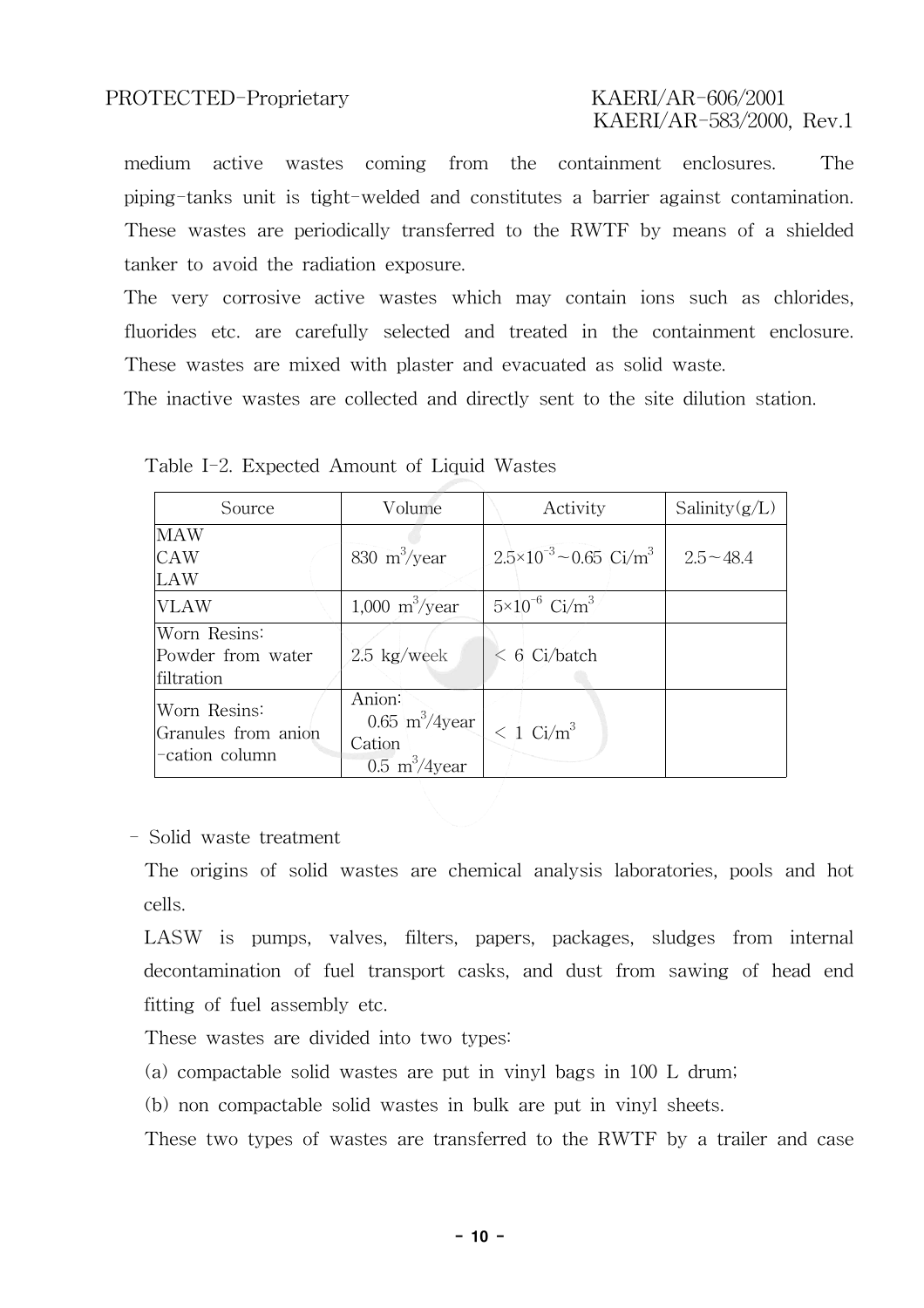medium active wastes coming from the containment enclosures. The piping-tanks unit is tight-welded and constitutes a barrier against contamination. These wastes are periodically transferred to the RWTF by means of a shielded tanker to avoid the radiation exposure.

The very corrosive active wastes which may contain ions such as chlorides, fluorides etc. are carefully selected and treated in the containment enclosure. These wastes are mixed with plaster and evacuated as solid waste.

The inactive wastes are collected and directly sent to the site dilution station.

Table I-2. Expected Amount of Liquid Wastes

| Source | Volume | Activity | Salinity(g/L) |
|---|---|---|---|
| MAW<br>CAW<br>LAW | 830 $m^3$/year | $2.5\times10^{-3}$ ~ 0.65 $Ci/m^3$ | 2.5 ~ 48.4 |
| VLAW | 1,000 $m^3$/year | $5\times10^{-6}$ $Ci/m^3$ | |
| Worn Resins:<br>Powder from water filtration | 2.5 kg/week | < 6 Ci/batch | |
| Worn Resins:<br>Granules from anion -cation column | Anion:<br>0.65 $m^3$/4year<br>Cation<br>0.5 $m^3$/4year | < 1 $Ci/m^3$ | |

- Solid waste treatment

The origins of solid wastes are chemical analysis laboratories, pools and hot cells.

LASW is pumps, valves, filters, papers, packages, sludges from internal decontamination of fuel transport casks, and dust from sawing of head end fitting of fuel assembly etc.

These wastes are divided into two types:

(a) compactable solid wastes are put in vinyl bags in 100 L drum;

(b) non compactable solid wastes in bulk are put in vinyl sheets.

These two types of wastes are transferred to the RWTF by a trailer and case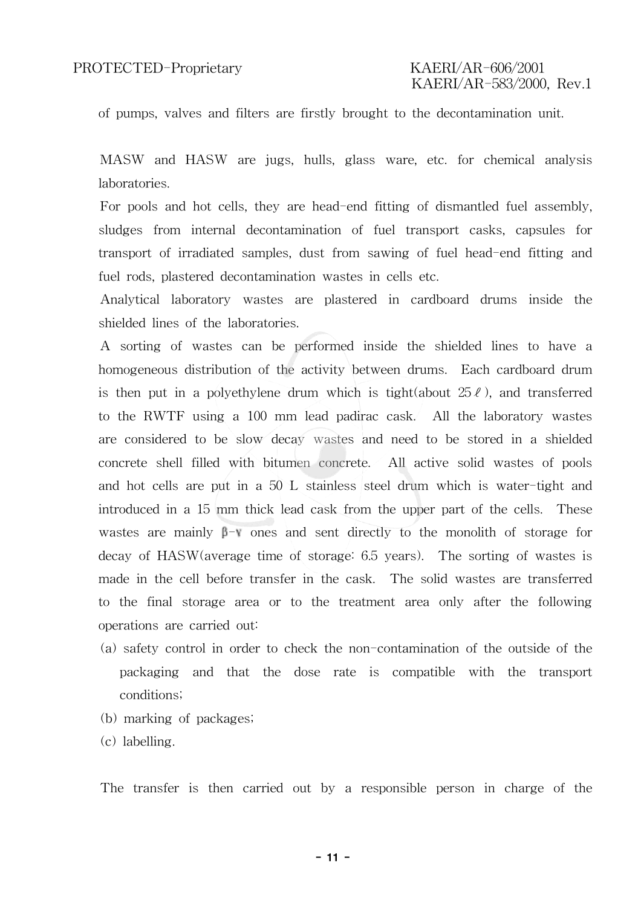of pumps, valves and filters are firstly brought to the decontamination unit.

MASW and HASW are jugs, hulls, glass ware, etc. for chemical analysis laboratories.

For pools and hot cells, they are head-end fitting of dismantled fuel assembly, sludges from internal decontamination of fuel transport casks, capsules for transport of irradiated samples, dust from sawing of fuel head-end fitting and fuel rods, plastered decontamination wastes in cells etc.

Analytical laboratory wastes are plastered in cardboard drums inside the shielded lines of the laboratories.

A sorting of wastes can be performed inside the shielded lines to have a homogeneous distribution of the activity between drums. Each cardboard drum is then put in a polyethylene drum which is tight(about 25 ℓ), and transferred to the RWTF using a 100 mm lead padirac cask. All the laboratory wastes are considered to be slow decay wastes and need to be stored in a shielded concrete shell filled with bitumen concrete. All active solid wastes of pools and hot cells are put in a 50 L stainless steel drum which is water-tight and introduced in a 15 mm thick lead cask from the upper part of the cells. These wastes are mainly $\beta$-$\gamma$ ones and sent directly to the monolith of storage for decay of HASW(average time of storage: 6.5 years). The sorting of wastes is made in the cell before transfer in the cask. The solid wastes are transferred to the final storage area or to the treatment area only after the following operations are carried out:

(a) safety control in order to check the non-contamination of the outside of the packaging and that the dose rate is compatible with the transport conditions;
(b) marking of packages;
(c) labelling.

The transfer is then carried out by a responsible person in charge of the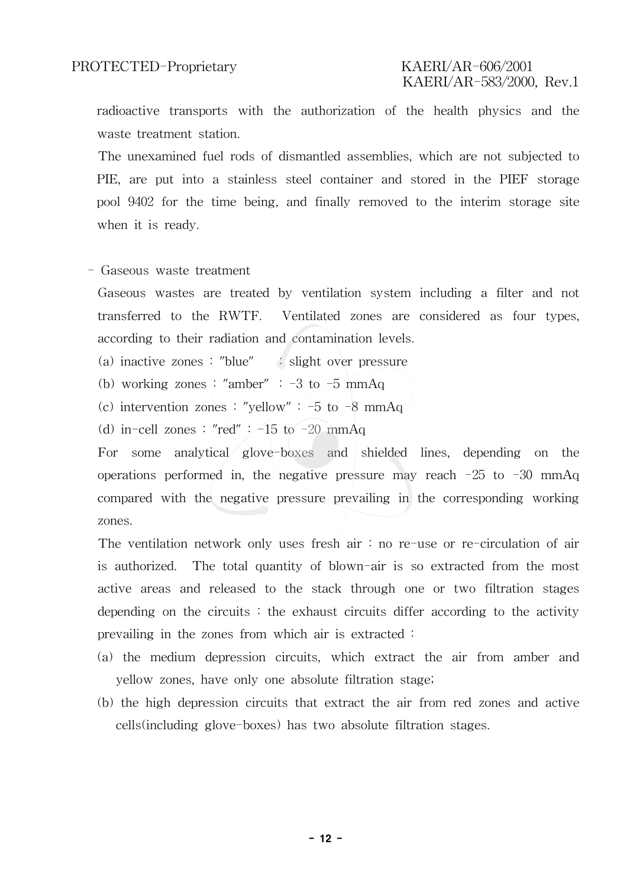radioactive transports with the authorization of the health physics and the waste treatment station.

The unexamined fuel rods of dismantled assemblies, which are not subjected to PIE, are put into a stainless steel container and stored in the PIEF storage pool 9402 for the time being, and finally removed to the interim storage site when it is ready.

- Gaseous waste treatment

Gaseous wastes are treated by ventilation system including a filter and not transferred to the RWTF. Ventilated zones are considered as four types, according to their radiation and contamination levels.

(a) inactive zones : "blue" : slight over pressure

(b) working zones : "amber" : -3 to -5 mmAq

(c) intervention zones : "yellow" : -5 to -8 mmAq

(d) in-cell zones : "red" : -15 to -20 mmAq

For some analytical glove-boxes and shielded lines, depending on the operations performed in, the negative pressure may reach -25 to -30 mmAq compared with the negative pressure prevailing in the corresponding working zones.

The ventilation network only uses fresh air : no re-use or re-circulation of air is authorized. The total quantity of blown-air is so extracted from the most active areas and released to the stack through one or two filtration stages depending on the circuits : the exhaust circuits differ according to the activity prevailing in the zones from which air is extracted :

(a) the medium depression circuits, which extract the air from amber and yellow zones, have only one absolute filtration stage;

(b) the high depression circuits that extract the air from red zones and active cells(including glove-boxes) has two absolute filtration stages.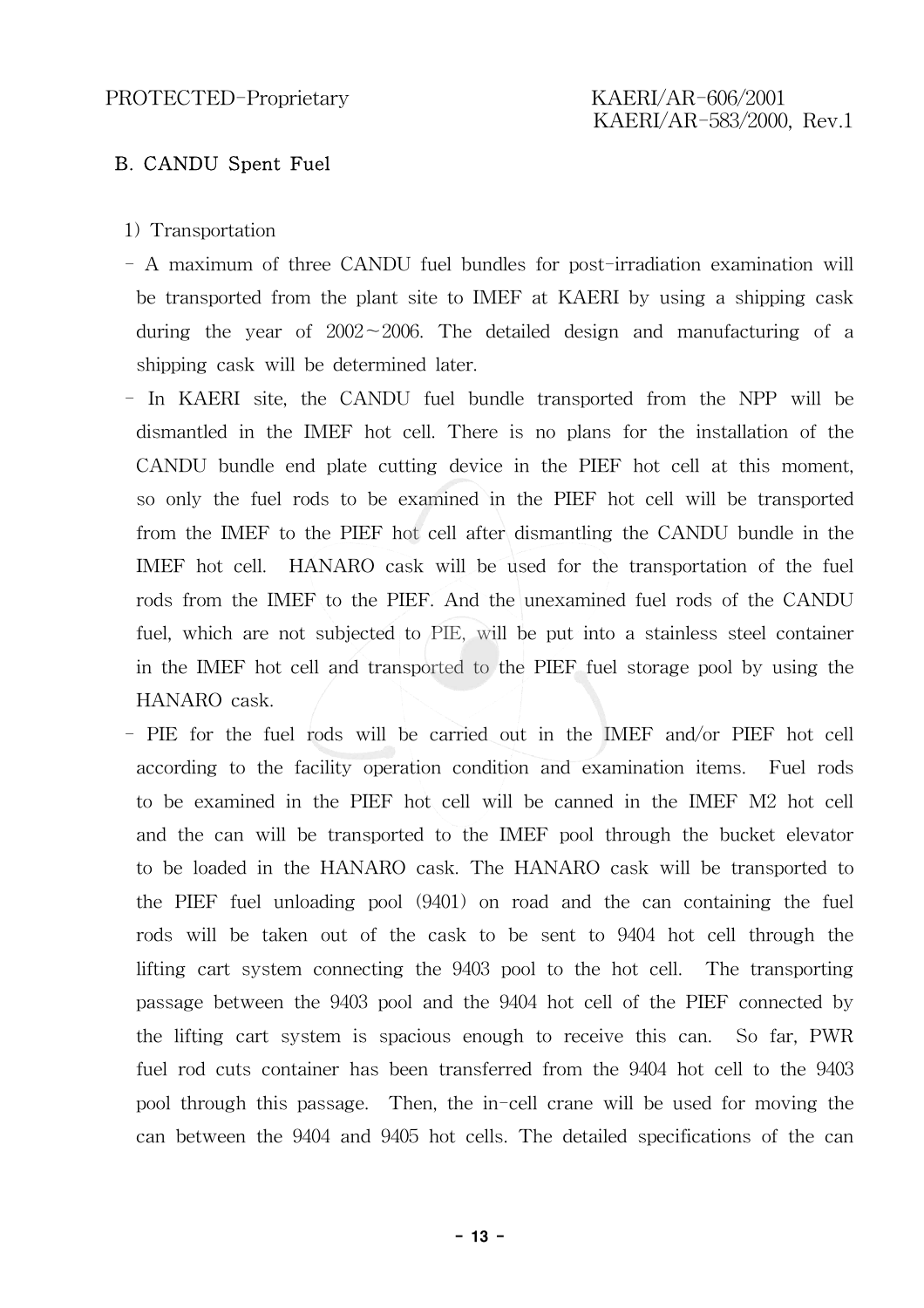## B. CANDU Spent Fuel

1) Transportation

- A maximum of three CANDU fuel bundles for post-irradiation examination will be transported from the plant site to IMEF at KAERI by using a shipping cask during the year of 2002~2006. The detailed design and manufacturing of a shipping cask will be determined later.
- In KAERI site, the CANDU fuel bundle transported from the NPP will be dismantled in the IMEF hot cell. There is no plans for the installation of the CANDU bundle end plate cutting device in the PIEF hot cell at this moment, so only the fuel rods to be examined in the PIEF hot cell will be transported from the IMEF to the PIEF hot cell after dismantling the CANDU bundle in the IMEF hot cell. HANARO cask will be used for the transportation of the fuel rods from the IMEF to the PIEF. And the unexamined fuel rods of the CANDU fuel, which are not subjected to PIE, will be put into a stainless steel container in the IMEF hot cell and transported to the PIEF fuel storage pool by using the HANARO cask.
- PIE for the fuel rods will be carried out in the IMEF and/or PIEF hot cell according to the facility operation condition and examination items. Fuel rods to be examined in the PIEF hot cell will be canned in the IMEF M2 hot cell and the can will be transported to the IMEF pool through the bucket elevator to be loaded in the HANARO cask. The HANARO cask will be transported to the PIEF fuel unloading pool (9401) on road and the can containing the fuel rods will be taken out of the cask to be sent to 9404 hot cell through the lifting cart system connecting the 9403 pool to the hot cell. The transporting passage between the 9403 pool and the 9404 hot cell of the PIEF connected by the lifting cart system is spacious enough to receive this can. So far, PWR fuel rod cuts container has been transferred from the 9404 hot cell to the 9403 pool through this passage. Then, the in-cell crane will be used for moving the can between the 9404 and 9405 hot cells. The detailed specifications of the can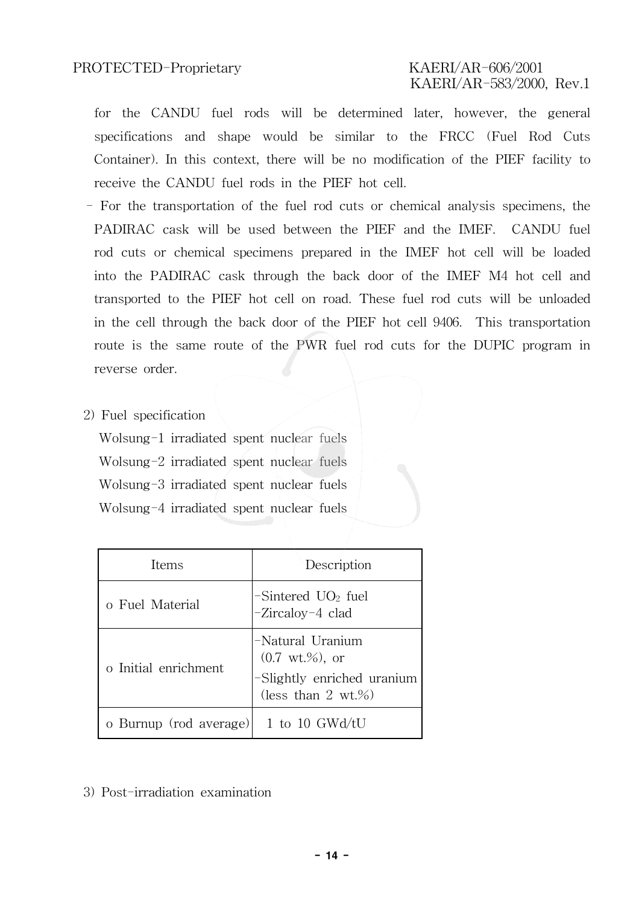for the CANDU fuel rods will be determined later, however, the general specifications and shape would be similar to the FRCC (Fuel Rod Cuts Container). In this context, there will be no modification of the PIEF facility to receive the CANDU fuel rods in the PIEF hot cell.

- For the transportation of the fuel rod cuts or chemical analysis specimens, the PADIRAC cask will be used between the PIEF and the IMEF. CANDU fuel rod cuts or chemical specimens prepared in the IMEF hot cell will be loaded into the PADIRAC cask through the back door of the IMEF M4 hot cell and transported to the PIEF hot cell on road. These fuel rod cuts will be unloaded in the cell through the back door of the PIEF hot cell 9406. This transportation route is the same route of the PWR fuel rod cuts for the DUPIC program in reverse order.

2) Fuel specification

Wolsung-1 irradiated spent nuclear fuels
Wolsung-2 irradiated spent nuclear fuels
Wolsung-3 irradiated spent nuclear fuels
Wolsung-4 irradiated spent nuclear fuels

| Items | Description |
| --- | --- |
| o Fuel Material | -Sintered $UO_2$ fuel<br>-Zircaloy-4 clad |
| o Initial enrichment | -Natural Uranium (0.7 wt.%), or<br>-Slightly enriched uranium (less than 2 wt.%) |
| o Burnup (rod average) | 1 to 10 GWd/tU |

3) Post-irradiation examination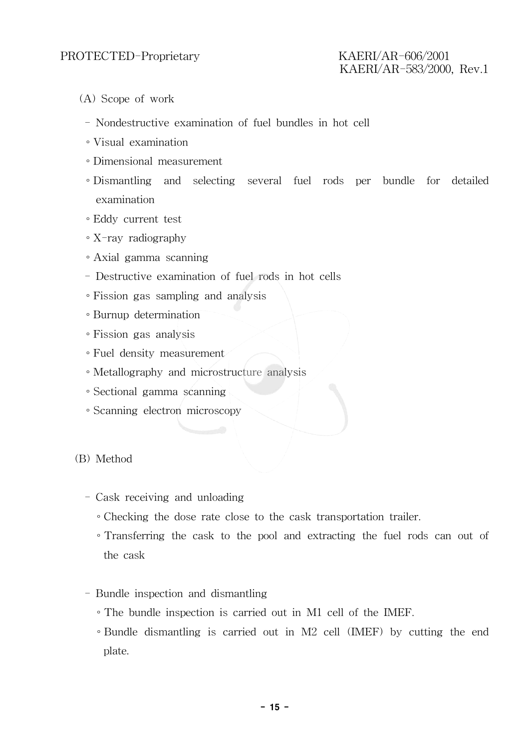(A) Scope of work

- Nondestructive examination of fuel bundles in hot cell
  - ◦ Visual examination
  - ◦ Dimensional measurement
  - ◦ Dismantling and selecting several fuel rods per bundle for detailed examination
  - ◦ Eddy current test
  - ◦ X-ray radiography
  - ◦ Axial gamma scanning
- Destructive examination of fuel rods in hot cells
  - ◦ Fission gas sampling and analysis
  - ◦ Burnup determination
  - ◦ Fission gas analysis
  - ◦ Fuel density measurement
  - ◦ Metallography and microstructure analysis
  - ◦ Sectional gamma scanning
  - ◦ Scanning electron microscopy

(B) Method

- Cask receiving and unloading
  - ◦ Checking the dose rate close to the cask transportation trailer.
  - ◦ Transferring the cask to the pool and extracting the fuel rods can out of the cask

- Bundle inspection and dismantling
  - ◦ The bundle inspection is carried out in M1 cell of the IMEF.
  - ◦ Bundle dismantling is carried out in M2 cell (IMEF) by cutting the end plate.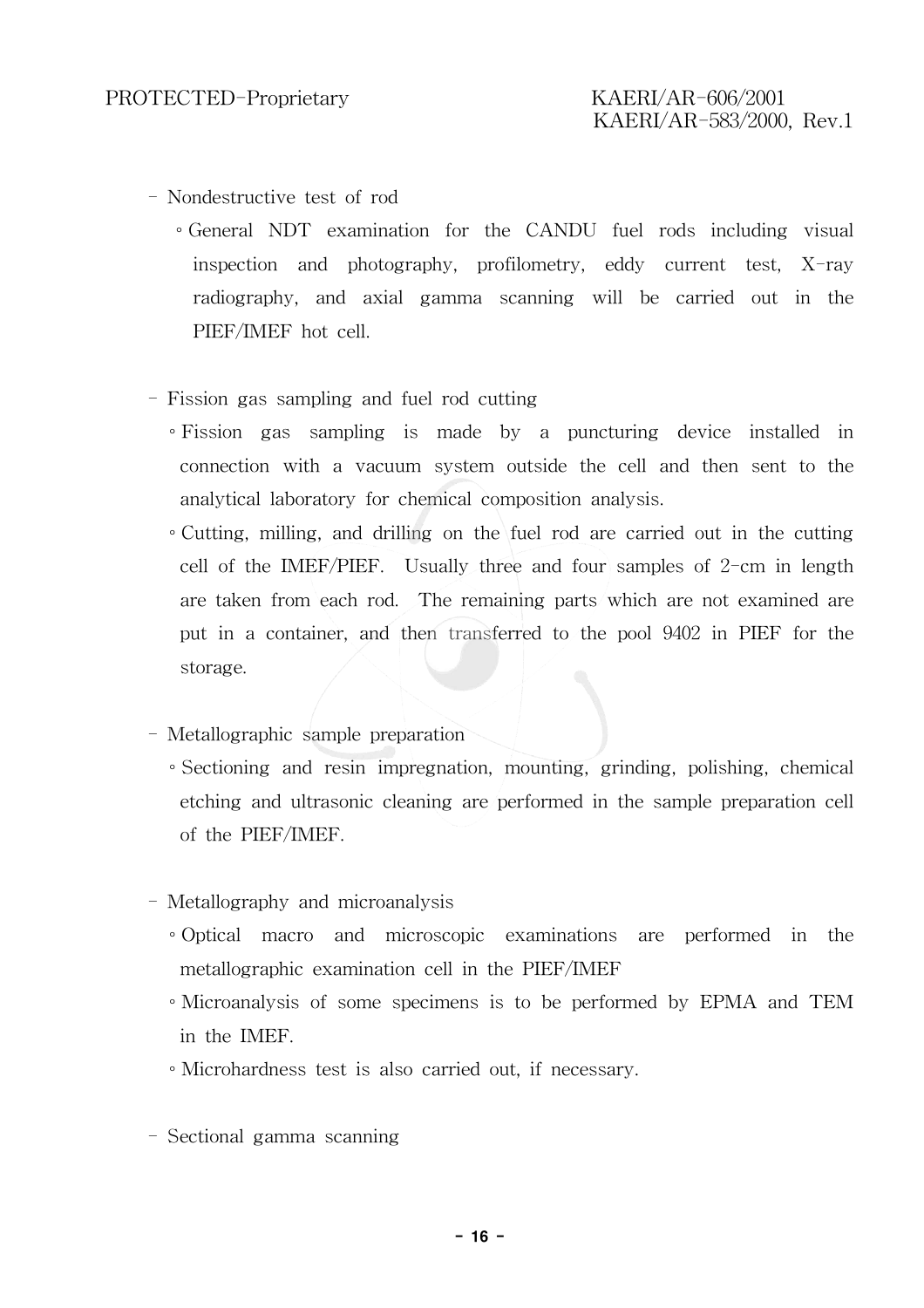- Nondestructive test of rod
  - General NDT examination for the CANDU fuel rods including visual inspection and photography, profilometry, eddy current test, X-ray radiography, and axial gamma scanning will be carried out in the PIEF/IMEF hot cell.

- Fission gas sampling and fuel rod cutting
  - Fission gas sampling is made by a puncturing device installed in connection with a vacuum system outside the cell and then sent to the analytical laboratory for chemical composition analysis.
  - Cutting, milling, and drilling on the fuel rod are carried out in the cutting cell of the IMEF/PIEF. Usually three and four samples of 2-cm in length are taken from each rod. The remaining parts which are not examined are put in a container, and then transferred to the pool 9402 in PIEF for the storage.

- Metallographic sample preparation
  - Sectioning and resin impregnation, mounting, grinding, polishing, chemical etching and ultrasonic cleaning are performed in the sample preparation cell of the PIEF/IMEF.

- Metallography and microanalysis
  - Optical macro and microscopic examinations are performed in the metallographic examination cell in the PIEF/IMEF
  - Microanalysis of some specimens is to be performed by EPMA and TEM in the IMEF.
  - Microhardness test is also carried out, if necessary.

- Sectional gamma scanning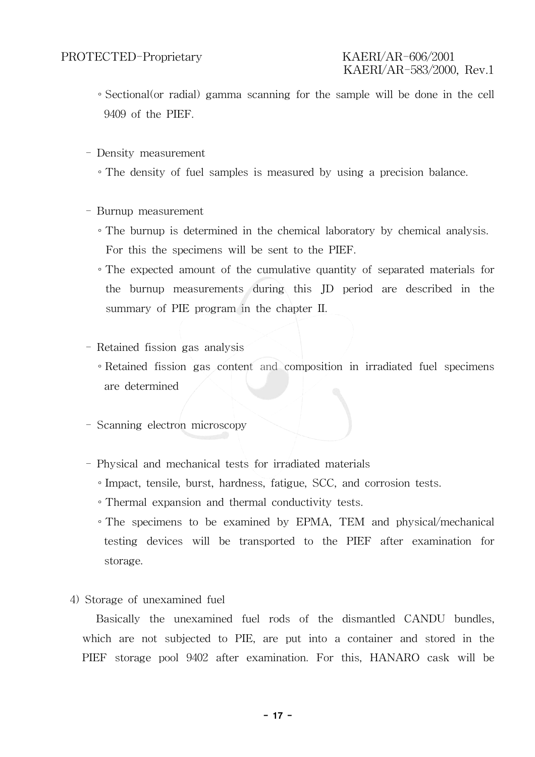- ◦ Sectional(or radial) gamma scanning for the sample will be done in the cell 9409 of the PIEF.

- Density measurement
  - ◦ The density of fuel samples is measured by using a precision balance.

- Burnup measurement
  - ◦ The burnup is determined in the chemical laboratory by chemical analysis. For this the specimens will be sent to the PIEF.
  - ◦ The expected amount of the cumulative quantity of separated materials for the burnup measurements during this JD period are described in the summary of PIE program in the chapter II.

- Retained fission gas analysis
  - ◦ Retained fission gas content and composition in irradiated fuel specimens are determined

- Scanning electron microscopy

- Physical and mechanical tests for irradiated materials
  - ◦ Impact, tensile, burst, hardness, fatigue, SCC, and corrosion tests.
  - ◦ Thermal expansion and thermal conductivity tests.
  - ◦ The specimens to be examined by EPMA, TEM and physical/mechanical testing devices will be transported to the PIEF after examination for storage.

4) Storage of unexamined fuel

Basically the unexamined fuel rods of the dismantled CANDU bundles, which are not subjected to PIE, are put into a container and stored in the PIEF storage pool 9402 after examination. For this, HANARO cask will be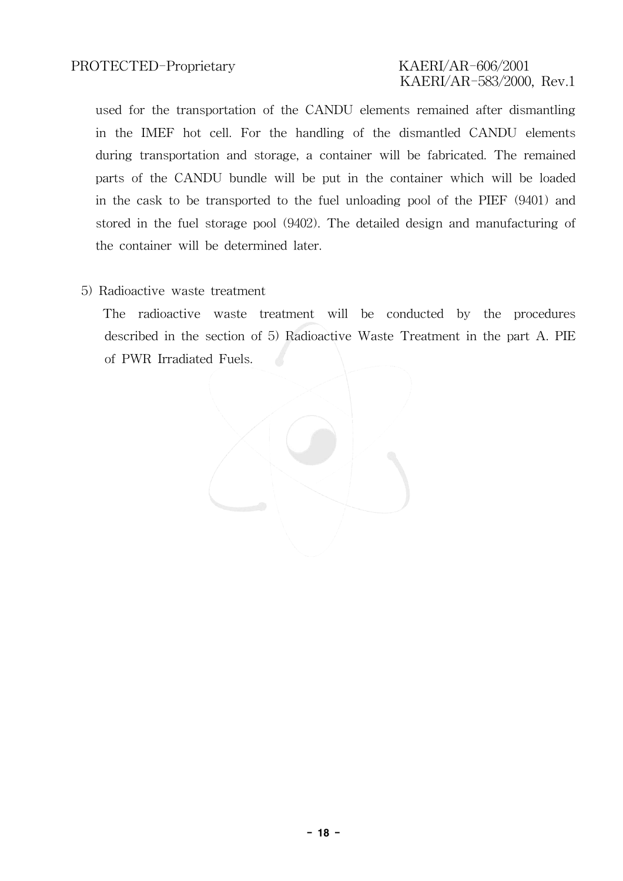used for the transportation of the CANDU elements remained after dismantling in the IMEF hot cell. For the handling of the dismantled CANDU elements during transportation and storage, a container will be fabricated. The remained parts of the CANDU bundle will be put in the container which will be loaded in the cask to be transported to the fuel unloading pool of the PIEF (9401) and stored in the fuel storage pool (9402). The detailed design and manufacturing of the container will be determined later.

5) Radioactive waste treatment

The radioactive waste treatment will be conducted by the procedures described in the section of 5) Radioactive Waste Treatment in the part A. PIE of PWR Irradiated Fuels.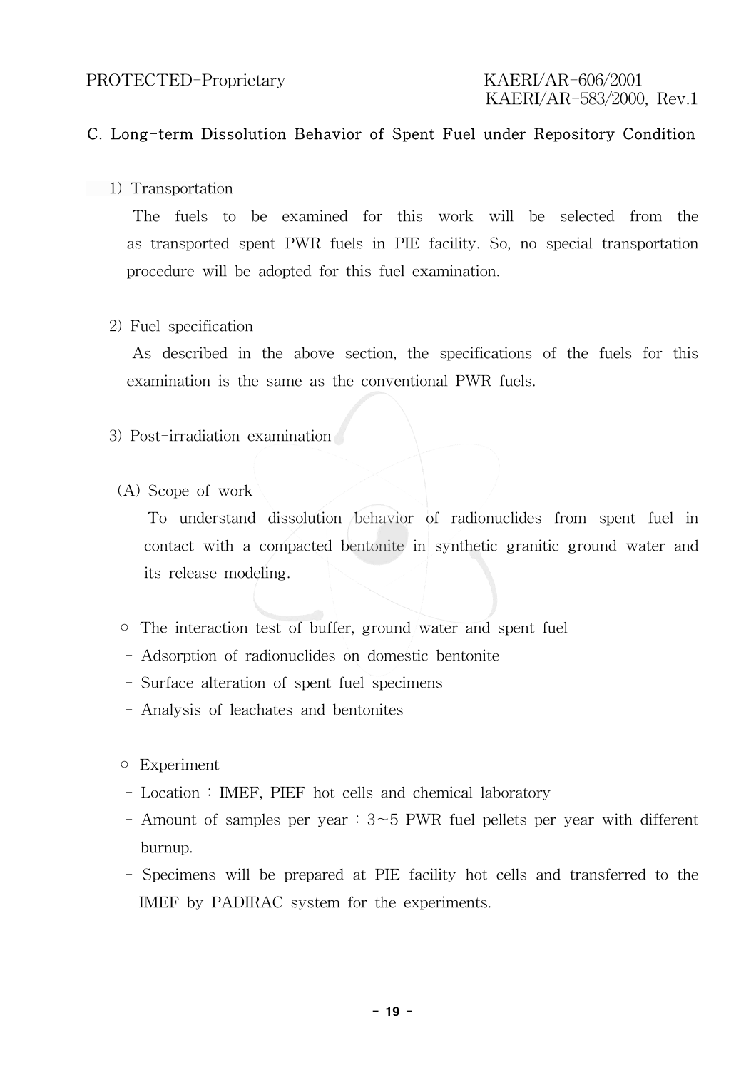### C. Long-term Dissolution Behavior of Spent Fuel under Repository Condition

1) Transportation

The fuels to be examined for this work will be selected from the as-transported spent PWR fuels in PIE facility. So, no special transportation procedure will be adopted for this fuel examination.

2) Fuel specification

As described in the above section, the specifications of the fuels for this examination is the same as the conventional PWR fuels.

3) Post-irradiation examination

(A) Scope of work

To understand dissolution behavior of radionuclides from spent fuel in contact with a compacted bentonite in synthetic granitic ground water and its release modeling.

○ The interaction test of buffer, ground water and spent fuel
- Adsorption of radionuclides on domestic bentonite
- Surface alteration of spent fuel specimens
- Analysis of leachates and bentonites

○ Experiment
- Location : IMEF, PIEF hot cells and chemical laboratory
- Amount of samples per year : 3~5 PWR fuel pellets per year with different burnup.
- Specimens will be prepared at PIE facility hot cells and transferred to the IMEF by PADIRAC system for the experiments.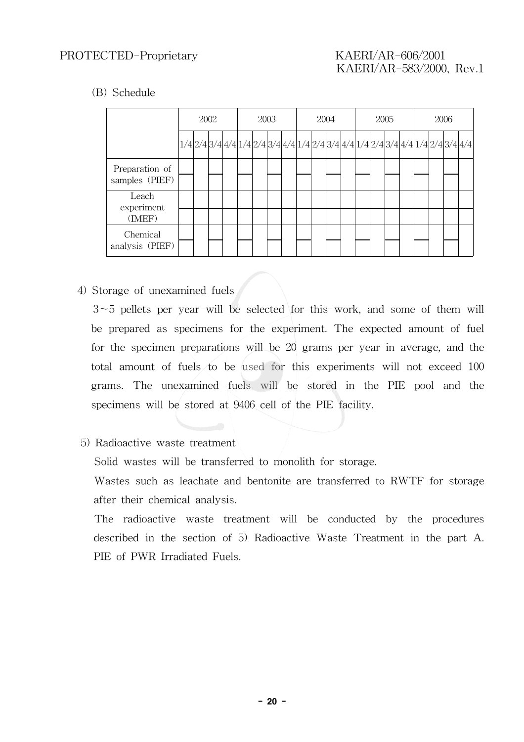(B) Schedule

| | 2002 | | | | 2003 | | | | 2004 | | | | 2005 | | | | 2006 | | | |
|---|---|---|---|---|---|---|---|---|---|---|---|---|---|---|---|---|---|---|---|---|
| | 1/4 | 2/4 | 3/4 | 4/4 | 1/4 | 2/4 | 3/4 | 4/4 | 1/4 | 2/4 | 3/4 | 4/4 | 1/4 | 2/4 | 3/4 | 4/4 | 1/4 | 2/4 | 3/4 | 4/4 |
| Preparation of samples (PIEF) | | | | | | | | | | | | | | | | | | | | |
| Leach experiment (IMEF) | | | | | | | | | | | | | | | | | | | | |
| Chemical analysis (PIEF) | | | | | | | | | | | | | | | | | | | | |

4) Storage of unexamined fuels

3~5 pellets per year will be selected for this work, and some of them will be prepared as specimens for the experiment. The expected amount of fuel for the specimen preparations will be 20 grams per year in average, and the total amount of fuels to be used for this experiments will not exceed 100 grams. The unexamined fuels will be stored in the PIE pool and the specimens will be stored at 9406 cell of the PIE facility.

5) Radioactive waste treatment

Solid wastes will be transferred to monolith for storage.

Wastes such as leachate and bentonite are transferred to RWTF for storage after their chemical analysis.

The radioactive waste treatment will be conducted by the procedures described in the section of 5) Radioactive Waste Treatment in the part A. PIE of PWR Irradiated Fuels.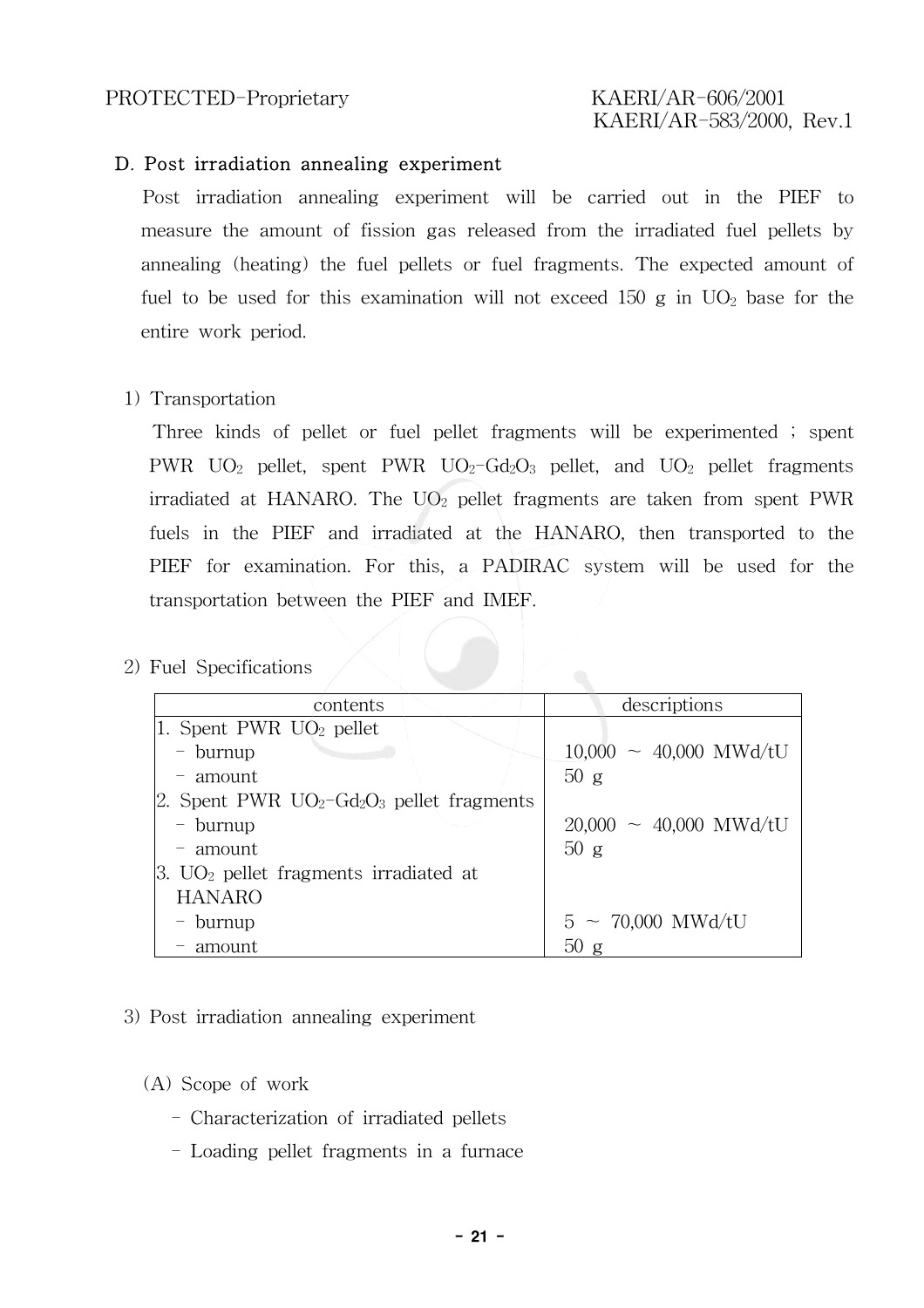### D. Post irradiation annealing experiment

Post irradiation annealing experiment will be carried out in the PIEF to measure the amount of fission gas released from the irradiated fuel pellets by annealing (heating) the fuel pellets or fuel fragments. The expected amount of fuel to be used for this examination will not exceed 150 g in $UO_2$ base for the entire work period.

1) Transportation

Three kinds of pellet or fuel pellet fragments will be experimented ; spent PWR $UO_2$ pellet, spent PWR $UO_2$-$Gd_2O_3$ pellet, and $UO_2$ pellet fragments irradiated at HANARO. The $UO_2$ pellet fragments are taken from spent PWR fuels in the PIEF and irradiated at the HANARO, then transported to the PIEF for examination. For this, a PADIRAC system will be used for the transportation between the PIEF and IMEF.

2) Fuel Specifications

| contents | descriptions |
|---|---|
| 1. Spent PWR $UO_2$ pellet | |
| - burnup | 10,000 ~ 40,000 MWd/tU |
| - amount | 50 g |
| 2. Spent PWR $UO_2$-$Gd_2O_3$ pellet fragments | |
| - burnup | 20,000 ~ 40,000 MWd/tU |
| - amount | 50 g |
| 3. $UO_2$ pellet fragments irradiated at HANARO | |
| - burnup | 5 ~ 70,000 MWd/tU |
| - amount | 50 g |

3) Post irradiation annealing experiment

(A) Scope of work

- Characterization of irradiated pellets
- Loading pellet fragments in a furnace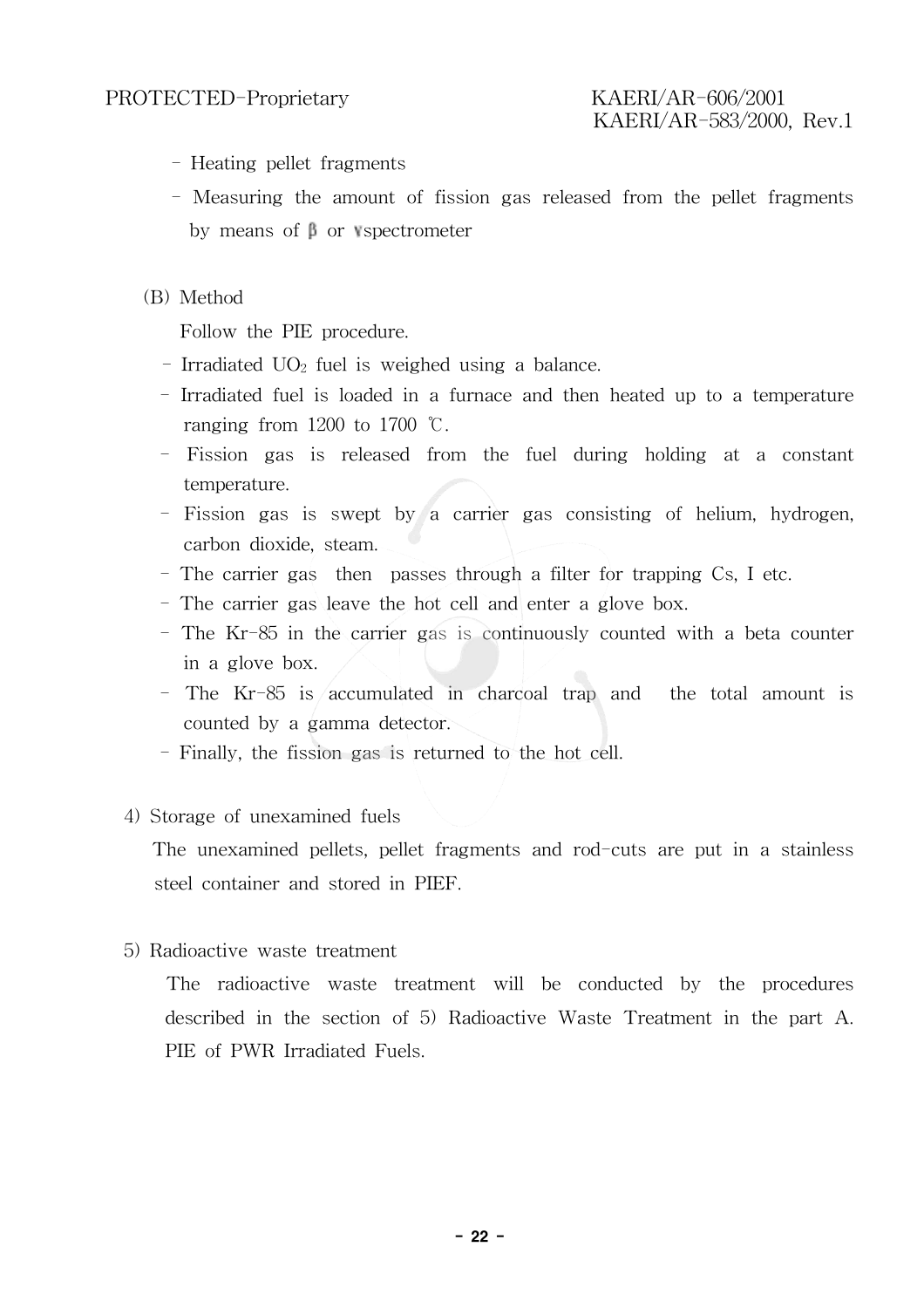- Heating pellet fragments
- Measuring the amount of fission gas released from the pellet fragments by means of β or γ spectrometer

(B) Method

Follow the PIE procedure.

- Irradiated $UO_2$ fuel is weighed using a balance.
- Irradiated fuel is loaded in a furnace and then heated up to a temperature ranging from 1200 to 1700 ℃.
- Fission gas is released from the fuel during holding at a constant temperature.
- Fission gas is swept by a carrier gas consisting of helium, hydrogen, carbon dioxide, steam.
- The carrier gas then passes through a filter for trapping Cs, I etc.
- The carrier gas leave the hot cell and enter a glove box.
- The Kr-85 in the carrier gas is continuously counted with a beta counter in a glove box.
- The Kr-85 is accumulated in charcoal trap and the total amount is counted by a gamma detector.
- Finally, the fission gas is returned to the hot cell.

4) Storage of unexamined fuels

The unexamined pellets, pellet fragments and rod-cuts are put in a stainless steel container and stored in PIEF.

5) Radioactive waste treatment

The radioactive waste treatment will be conducted by the procedures described in the section of 5) Radioactive Waste Treatment in the part A. PIE of PWR Irradiated Fuels.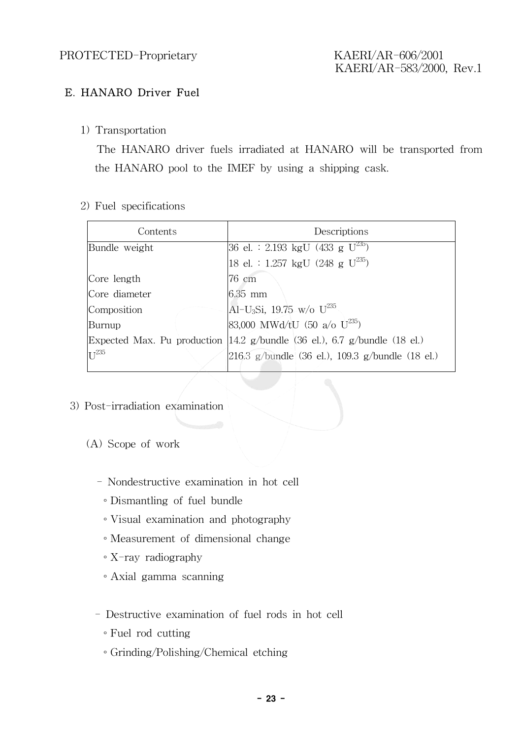## E. HANARO Driver Fuel

1) Transportation

The HANARO driver fuels irradiated at HANARO will be transported from the HANARO pool to the IMEF by using a shipping cask.

2) Fuel specifications

| Contents | Descriptions |
|---|---|
| Bundle weight | 36 el. : 2.193 kgU (433 g $U^{235}$) |
| | 18 el. : 1.257 kgU (248 g $U^{235}$) |
| Core length | 76 cm |
| Core diameter | 6.35 mm |
| Composition | Al-$U_3$Si, 19.75 w/o $U^{235}$ |
| Burnup | 83,000 MWd/tU (50 a/o $U^{235}$) |
| Expected Max. Pu production | 14.2 g/bundle (36 el.), 6.7 g/bundle (18 el.) |
| $U^{235}$ | 216.3 g/bundle (36 el.), 109.3 g/bundle (18 el.) |

3) Post-irradiation examination

(A) Scope of work

- Nondestructive examination in hot cell
  - ◦ Dismantling of fuel bundle
  - ◦ Visual examination and photography
  - ◦ Measurement of dimensional change
  - ◦ X-ray radiography
  - ◦ Axial gamma scanning

- Destructive examination of fuel rods in hot cell
  - ◦ Fuel rod cutting
  - ◦ Grinding/Polishing/Chemical etching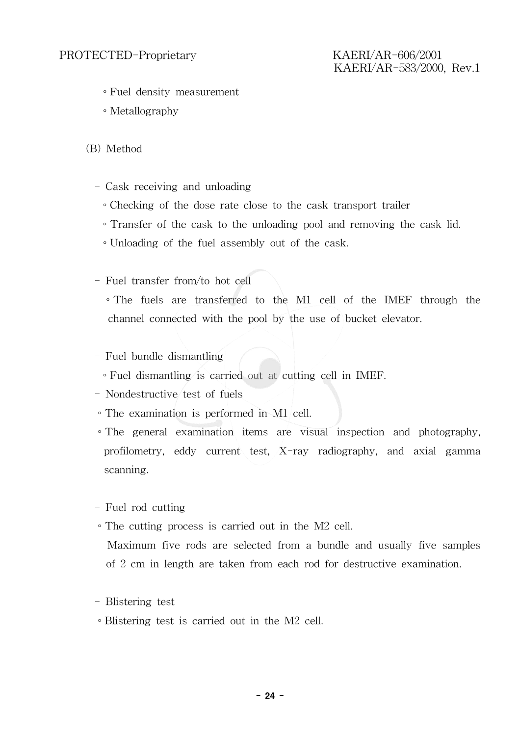◦ Fuel density measurement
◦ Metallography

(B) Method

- Cask receiving and unloading
  ◦ Checking of the dose rate close to the cask transport trailer
  ◦ Transfer of the cask to the unloading pool and removing the cask lid.
  ◦ Unloading of the fuel assembly out of the cask.

- Fuel transfer from/to hot cell
  ◦ The fuels are transferred to the M1 cell of the IMEF through the channel connected with the pool by the use of bucket elevator.

- Fuel bundle dismantling
  ◦ Fuel dismantling is carried out at cutting cell in IMEF.

- Nondestructive test of fuels
  ◦ The examination is performed in M1 cell.
  ◦ The general examination items are visual inspection and photography, profilometry, eddy current test, X-ray radiography, and axial gamma scanning.

- Fuel rod cutting
  ◦ The cutting process is carried out in the M2 cell.
  Maximum five rods are selected from a bundle and usually five samples of 2 cm in length are taken from each rod for destructive examination.

- Blistering test
  ◦ Blistering test is carried out in the M2 cell.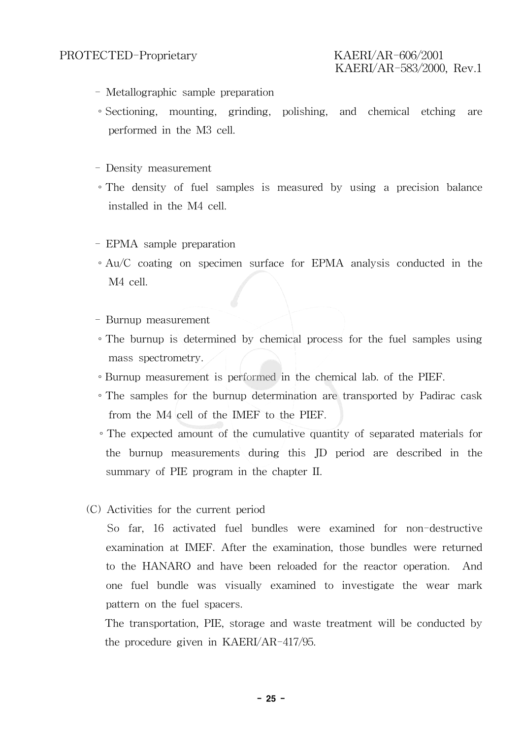- Metallographic sample preparation
  - Sectioning, mounting, grinding, polishing, and chemical etching are performed in the M3 cell.

- Density measurement
  - The density of fuel samples is measured by using a precision balance installed in the M4 cell.

- EPMA sample preparation
  - Au/C coating on specimen surface for EPMA analysis conducted in the M4 cell.

- Burnup measurement
  - The burnup is determined by chemical process for the fuel samples using mass spectrometry.
  - Burnup measurement is performed in the chemical lab. of the PIEF.
  - The samples for the burnup determination are transported by Padirac cask from the M4 cell of the IMEF to the PIEF.
  - The expected amount of the cumulative quantity of separated materials for the burnup measurements during this JD period are described in the summary of PIE program in the chapter II.

(C) Activities for the current period

So far, 16 activated fuel bundles were examined for non-destructive examination at IMEF. After the examination, those bundles were returned to the HANARO and have been reloaded for the reactor operation. And one fuel bundle was visually examined to investigate the wear mark pattern on the fuel spacers.

The transportation, PIE, storage and waste treatment will be conducted by the procedure given in KAERI/AR-417/95.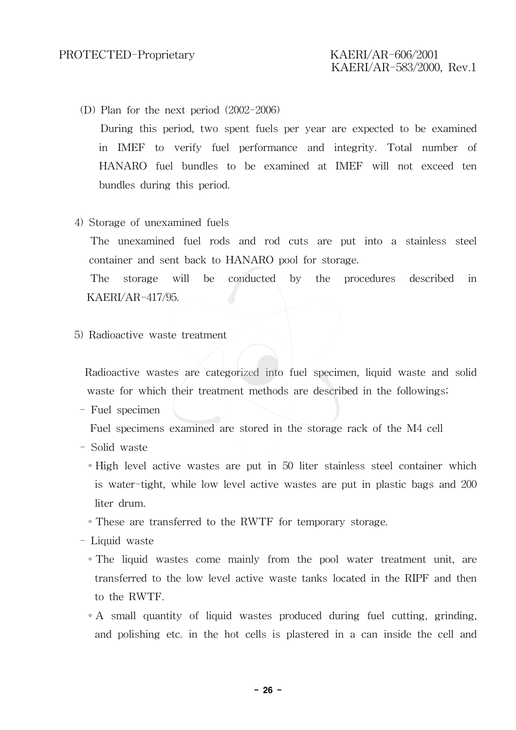(D) Plan for the next period (2002-2006)

During this period, two spent fuels per year are expected to be examined in IMEF to verify fuel performance and integrity. Total number of HANARO fuel bundles to be examined at IMEF will not exceed ten bundles during this period.

4) Storage of unexamined fuels

The unexamined fuel rods and rod cuts are put into a stainless steel container and sent back to HANARO pool for storage.

The storage will be conducted by the procedures described in KAERI/AR-417/95.

5) Radioactive waste treatment

Radioactive wastes are categorized into fuel specimen, liquid waste and solid waste for which their treatment methods are described in the followings;

- Fuel specimen

  Fuel specimens examined are stored in the storage rack of the M4 cell

- Solid waste
  - High level active wastes are put in 50 liter stainless steel container which is water-tight, while low level active wastes are put in plastic bags and 200 liter drum.
  - These are transferred to the RWTF for temporary storage.
- Liquid waste
  - The liquid wastes come mainly from the pool water treatment unit, are transferred to the low level active waste tanks located in the RIPF and then to the RWTF.
  - A small quantity of liquid wastes produced during fuel cutting, grinding, and polishing etc. in the hot cells is plastered in a can inside the cell and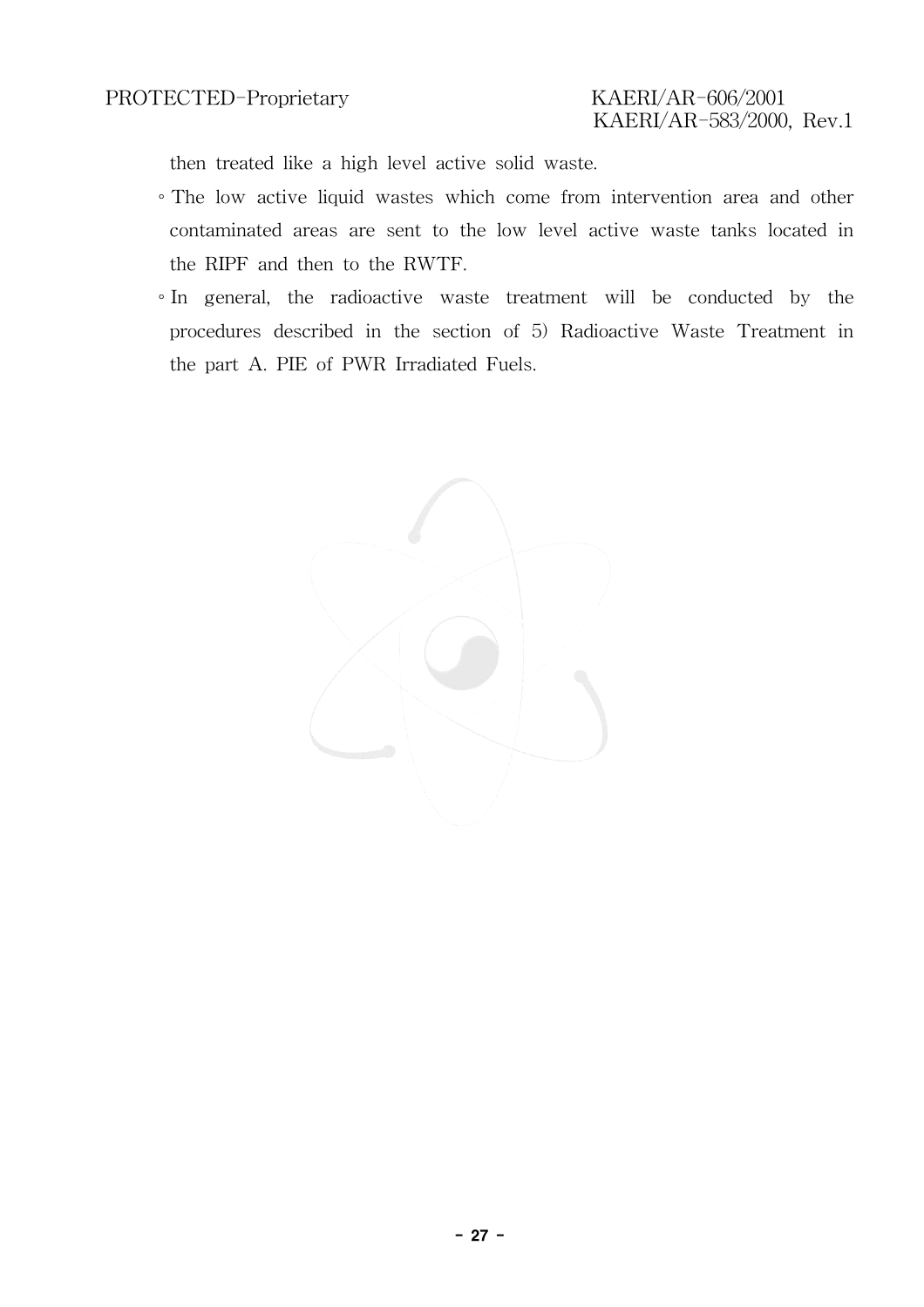then treated like a high level active solid waste.

◦ The low active liquid wastes which come from intervention area and other contaminated areas are sent to the low level active waste tanks located in the RIPF and then to the RWTF.

◦ In general, the radioactive waste treatment will be conducted by the procedures described in the section of 5) Radioactive Waste Treatment in the part A. PIE of PWR Irradiated Fuels.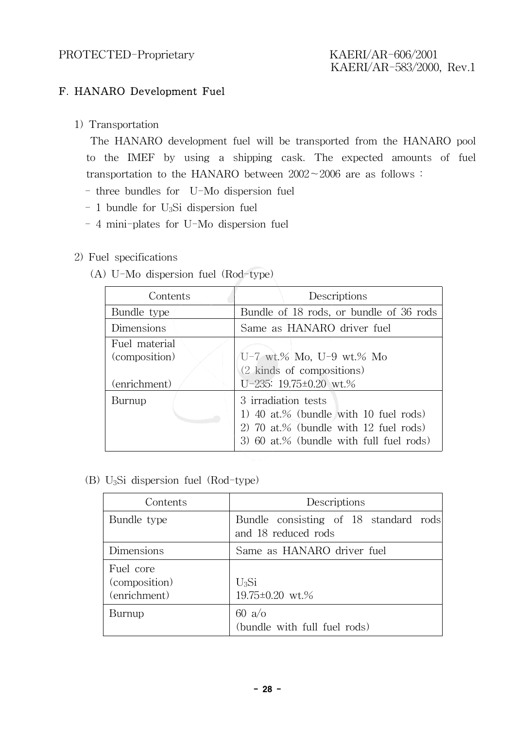## F. HANARO Development Fuel

1) Transportation

The HANARO development fuel will be transported from the HANARO pool to the IMEF by using a shipping cask. The expected amounts of fuel transportation to the HANARO between 2002~2006 are as follows :

- three bundles for U-Mo dispersion fuel
- 1 bundle for $U_3Si$ dispersion fuel
- 4 mini-plates for U-Mo dispersion fuel

2) Fuel specifications

(A) U-Mo dispersion fuel (Rod-type)

| Contents | Descriptions |
|---|---|
| Bundle type | Bundle of 18 rods, or bundle of 36 rods |
| Dimensions | Same as HANARO driver fuel |
| Fuel material<br>(composition)<br><br>(enrichment) | <br>U-7 wt.% Mo, U-9 wt.% Mo<br>(2 kinds of compositions)<br>U-235: 19.75±0.20 wt.% |
| Burnup | 3 irradiation tests<br>1) 40 at.% (bundle with 10 fuel rods)<br>2) 70 at.% (bundle with 12 fuel rods)<br>3) 60 at.% (bundle with full fuel rods) |

(B) $U_3Si$ dispersion fuel (Rod-type)

| Contents | Descriptions |
|---|---|
| Bundle type | Bundle consisting of 18 standard rods and 18 reduced rods |
| Dimensions | Same as HANARO driver fuel |
| Fuel core<br>(composition)<br>(enrichment) | <br>$U_3Si$<br>19.75±0.20 wt.% |
| Burnup | 60 a/o<br>(bundle with full fuel rods) |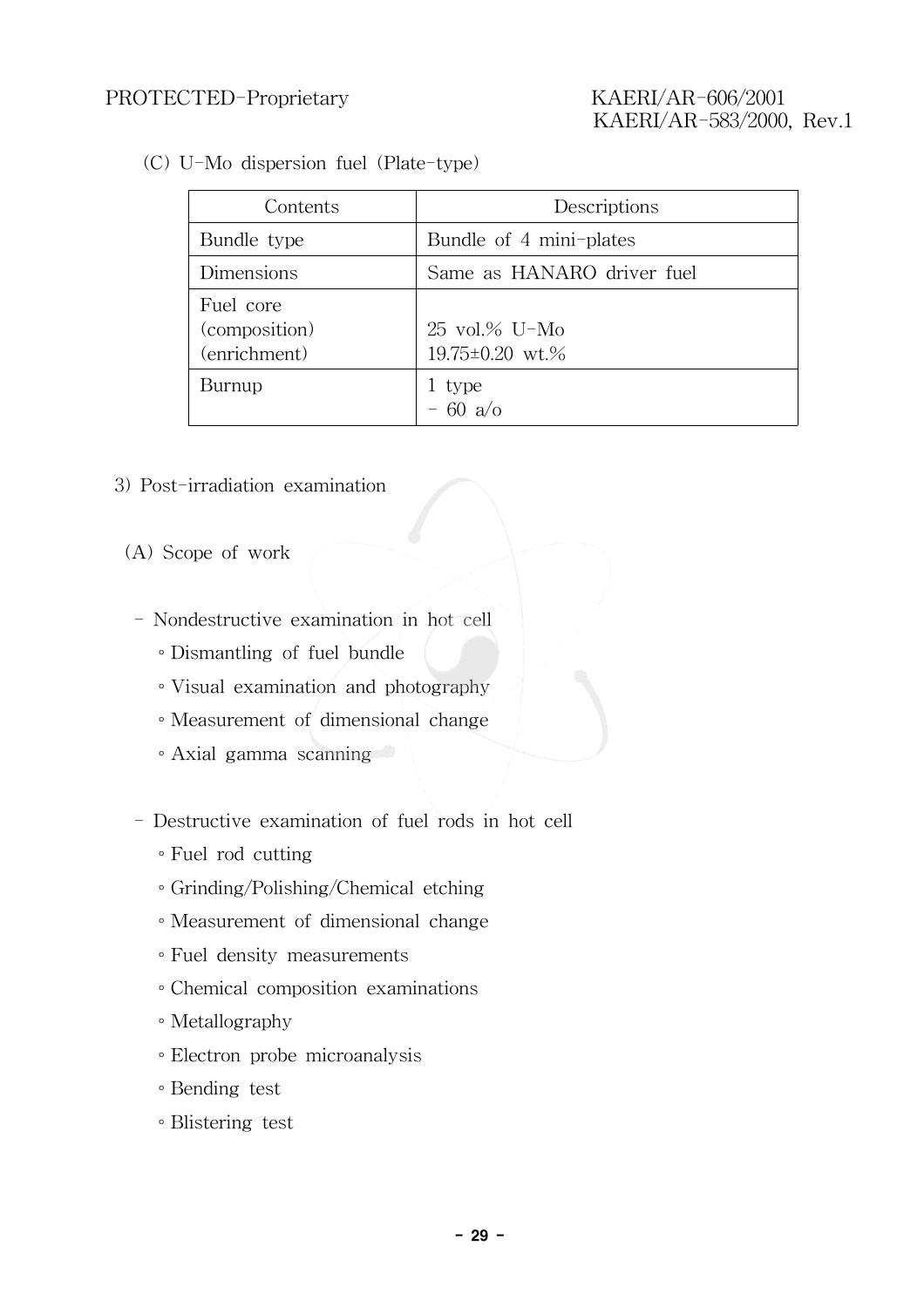(C) U-Mo dispersion fuel (Plate-type)

| Contents | Descriptions |
|---|---|
| Bundle type | Bundle of 4 mini-plates |
| Dimensions | Same as HANARO driver fuel |
| Fuel core<br>(composition)<br>(enrichment) | <br>25 vol.% U-Mo<br>19.75±0.20 wt.% |
| Burnup | 1 type<br>- 60 a/o |

3) Post-irradiation examination

(A) Scope of work

- Nondestructive examination in hot cell
  - Dismantling of fuel bundle
  - Visual examination and photography
  - Measurement of dimensional change
  - Axial gamma scanning

- Destructive examination of fuel rods in hot cell
  - Fuel rod cutting
  - Grinding/Polishing/Chemical etching
  - Measurement of dimensional change
  - Fuel density measurements
  - Chemical composition examinations
  - Metallography
  - Electron probe microanalysis
  - Bending test
  - Blistering test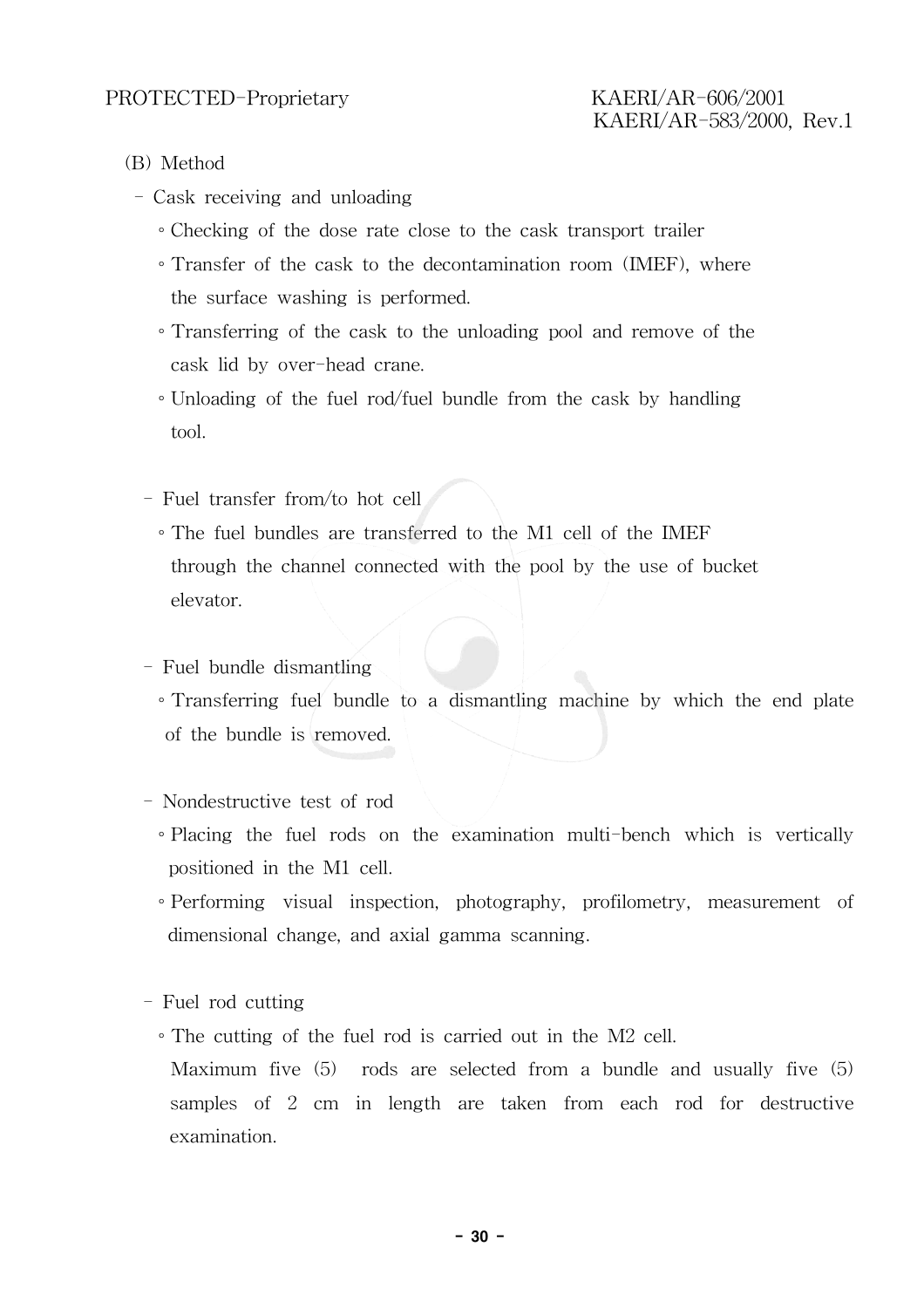(B) Method

- Cask receiving and unloading
  - ◦ Checking of the dose rate close to the cask transport trailer
  - ◦ Transfer of the cask to the decontamination room (IMEF), where the surface washing is performed.
  - ◦ Transferring of the cask to the unloading pool and remove of the cask lid by over-head crane.
  - ◦ Unloading of the fuel rod/fuel bundle from the cask by handling tool.

- Fuel transfer from/to hot cell
  - ◦ The fuel bundles are transferred to the M1 cell of the IMEF through the channel connected with the pool by the use of bucket elevator.

- Fuel bundle dismantling
  - ◦ Transferring fuel bundle to a dismantling machine by which the end plate of the bundle is removed.

- Nondestructive test of rod
  - ◦ Placing the fuel rods on the examination multi-bench which is vertically positioned in the M1 cell.
  - ◦ Performing visual inspection, photography, profilometry, measurement of dimensional change, and axial gamma scanning.

- Fuel rod cutting
  - ◦ The cutting of the fuel rod is carried out in the M2 cell. Maximum five (5) rods are selected from a bundle and usually five (5) samples of 2 cm in length are taken from each rod for destructive examination.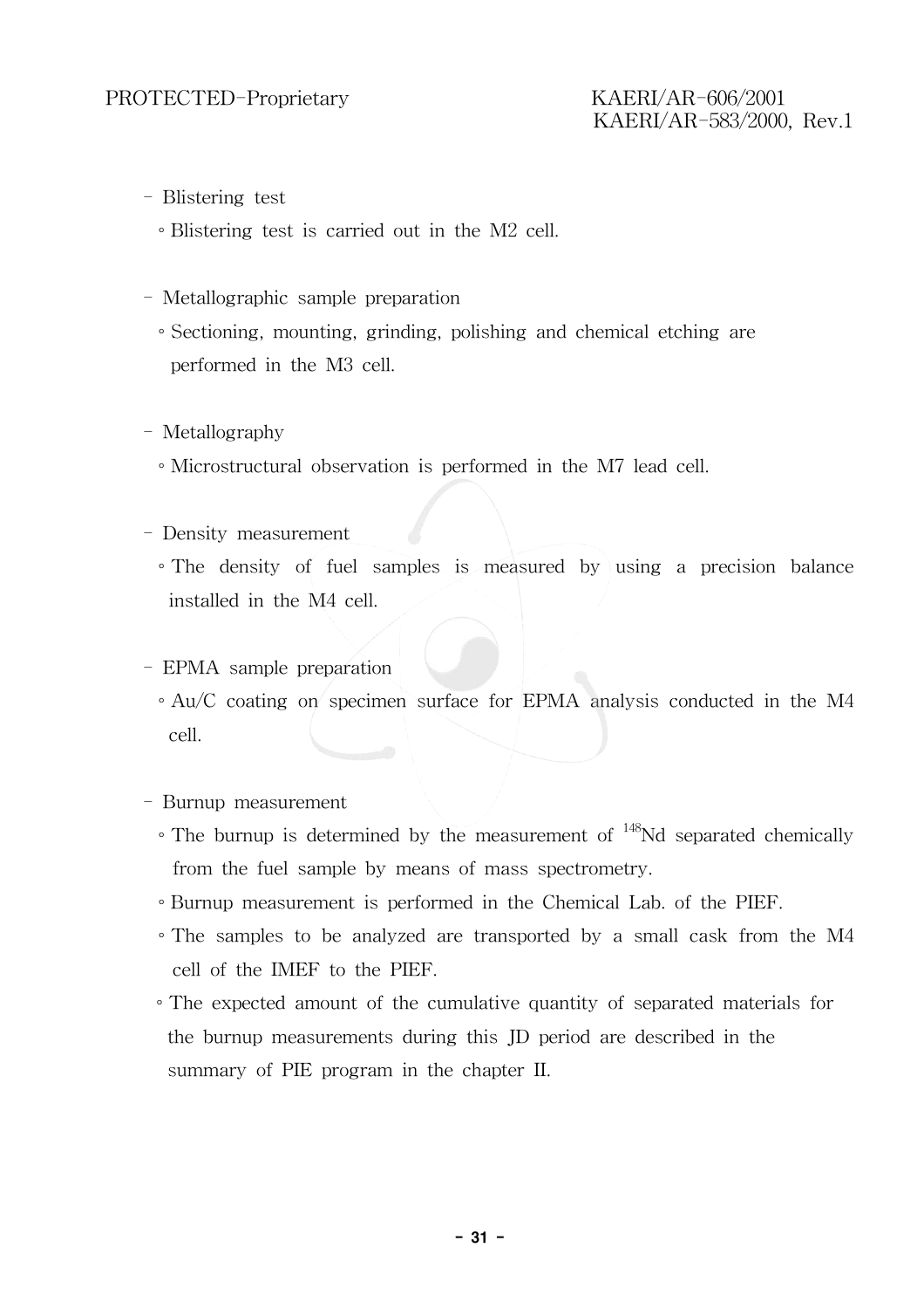- Blistering test
  - Blistering test is carried out in the M2 cell.

- Metallographic sample preparation
  - Sectioning, mounting, grinding, polishing and chemical etching are performed in the M3 cell.

- Metallography
  - Microstructural observation is performed in the M7 lead cell.

- Density measurement
  - The density of fuel samples is measured by using a precision balance installed in the M4 cell.

- EPMA sample preparation
  - Au/C coating on specimen surface for EPMA analysis conducted in the M4 cell.

- Burnup measurement
  - The burnup is determined by the measurement of $^{148}$Nd separated chemically from the fuel sample by means of mass spectrometry.
  - Burnup measurement is performed in the Chemical Lab. of the PIEF.
  - The samples to be analyzed are transported by a small cask from the M4 cell of the IMEF to the PIEF.
  - The expected amount of the cumulative quantity of separated materials for the burnup measurements during this JD period are described in the summary of PIE program in the chapter II.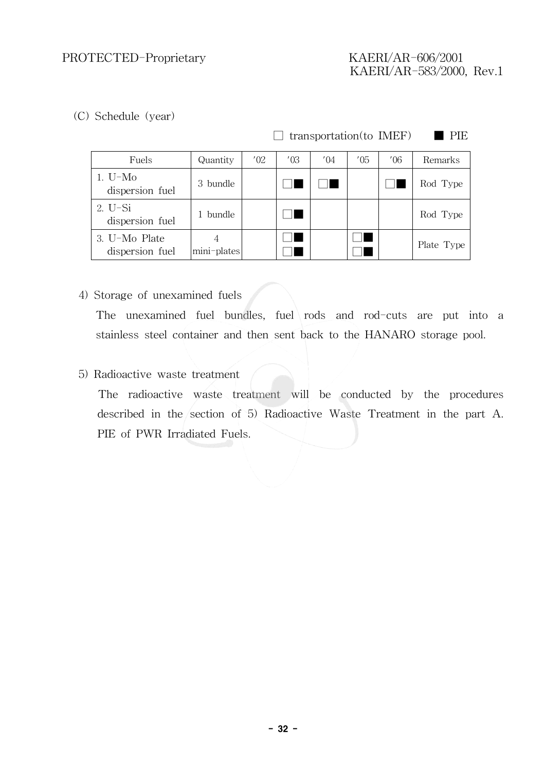(C) Schedule (year)

□ transportation(to IMEF) ■ PIE

| Fuels | Quantity | '02 | '03 | '04 | '05 | '06 | Remarks |
|---|---|---|---|---|---|---|---|
| 1. U-Mo dispersion fuel | 3 bundle | | □■ | □■ | | □■ | Rod Type |
| 2. U-Si dispersion fuel | 1 bundle | | □■ | | | | Rod Type |
| 3. U-Mo Plate dispersion fuel | 4 mini-plates | | □■ □■ | | □■ □■ | | Plate Type |

4) Storage of unexamined fuels

The unexamined fuel bundles, fuel rods and rod-cuts are put into a stainless steel container and then sent back to the HANARO storage pool.

5) Radioactive waste treatment

The radioactive waste treatment will be conducted by the procedures described in the section of 5) Radioactive Waste Treatment in the part A. PIE of PWR Irradiated Fuels.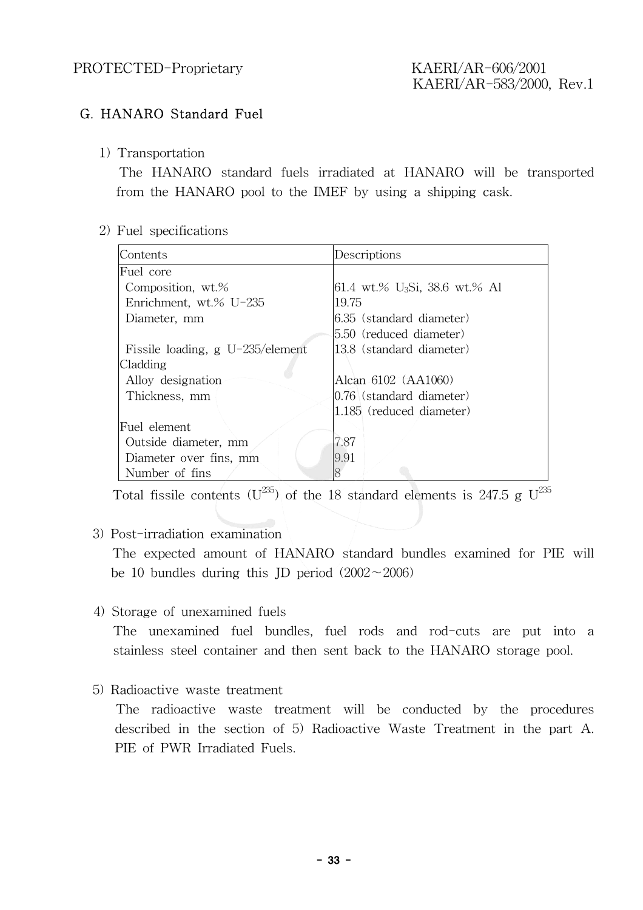## G. HANARO Standard Fuel

1) Transportation

The HANARO standard fuels irradiated at HANARO will be transported from the HANARO pool to the IMEF by using a shipping cask.

2) Fuel specifications

| Contents | Descriptions |
|---|---|
| Fuel core | |
| Composition, wt.% | 61.4 wt.% $U_3Si$, 38.6 wt.% Al |
| Enrichment, wt.% U-235 | 19.75 |
| Diameter, mm | 6.35 (standard diameter)<br>5.50 (reduced diameter) |
| Fissile loading, g U-235/element | 13.8 (standard diameter) |
| Cladding | |
| Alloy designation | Alcan 6102 (AA1060) |
| Thickness, mm | 0.76 (standard diameter)<br>1.185 (reduced diameter) |
| Fuel element | |
| Outside diameter, mm | 7.87 |
| Diameter over fins, mm | 9.91 |
| Number of fins | 8 |

Total fissile contents ($U^{235}$) of the 18 standard elements is 247.5 g $U^{235}$

3) Post-irradiation examination

The expected amount of HANARO standard bundles examined for PIE will be 10 bundles during this JD period (2002~2006)

4) Storage of unexamined fuels

The unexamined fuel bundles, fuel rods and rod-cuts are put into a stainless steel container and then sent back to the HANARO storage pool.

5) Radioactive waste treatment

The radioactive waste treatment will be conducted by the procedures described in the section of 5) Radioactive Waste Treatment in the part A. PIE of PWR Irradiated Fuels.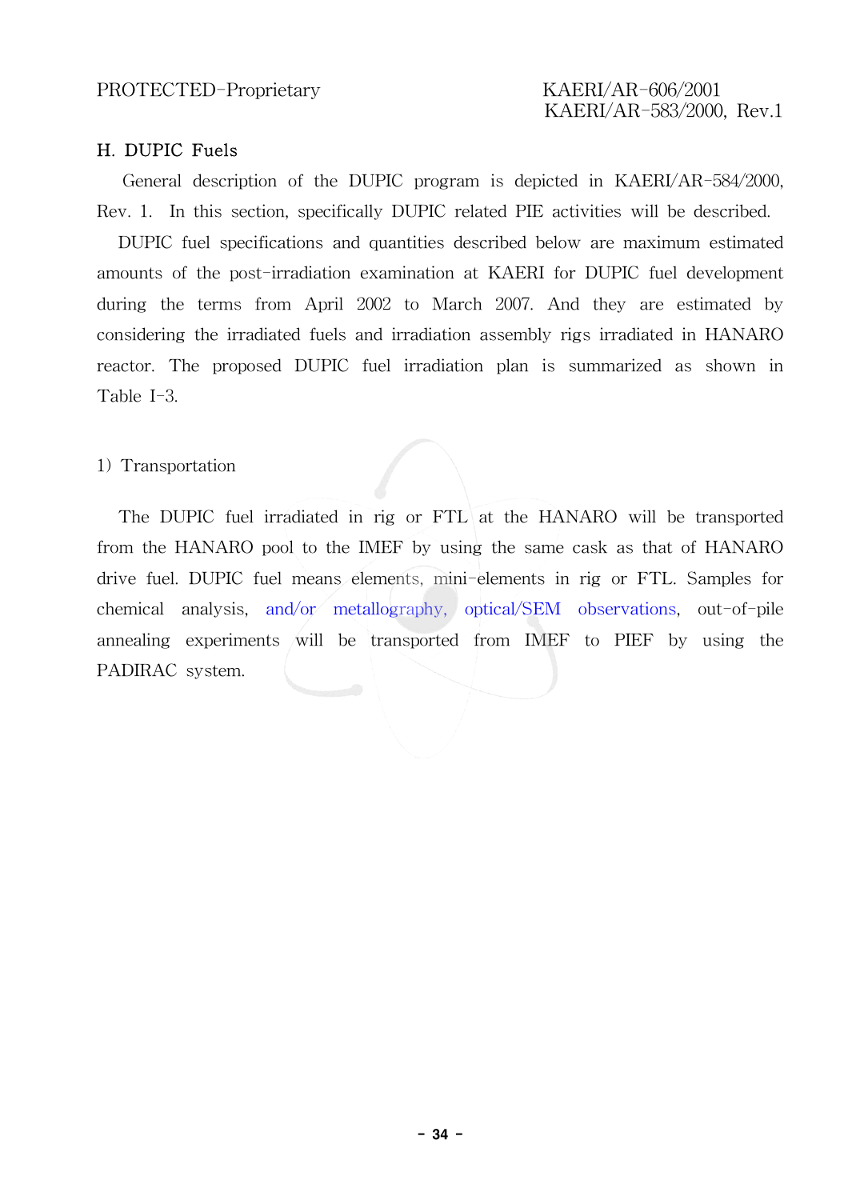## H. DUPIC Fuels

General description of the DUPIC program is depicted in KAERI/AR-584/2000, Rev. 1. In this section, specifically DUPIC related PIE activities will be described.

DUPIC fuel specifications and quantities described below are maximum estimated amounts of the post-irradiation examination at KAERI for DUPIC fuel development during the terms from April 2002 to March 2007. And they are estimated by considering the irradiated fuels and irradiation assembly rigs irradiated in HANARO reactor. The proposed DUPIC fuel irradiation plan is summarized as shown in Table I-3.

### 1) Transportation

The DUPIC fuel irradiated in rig or FTL at the HANARO will be transported from the HANARO pool to the IMEF by using the same cask as that of HANARO drive fuel. DUPIC fuel means elements, mini-elements in rig or FTL. Samples for chemical analysis, and/or metallography, optical/SEM observations, out-of-pile annealing experiments will be transported from IMEF to PIEF by using the PADIRAC system.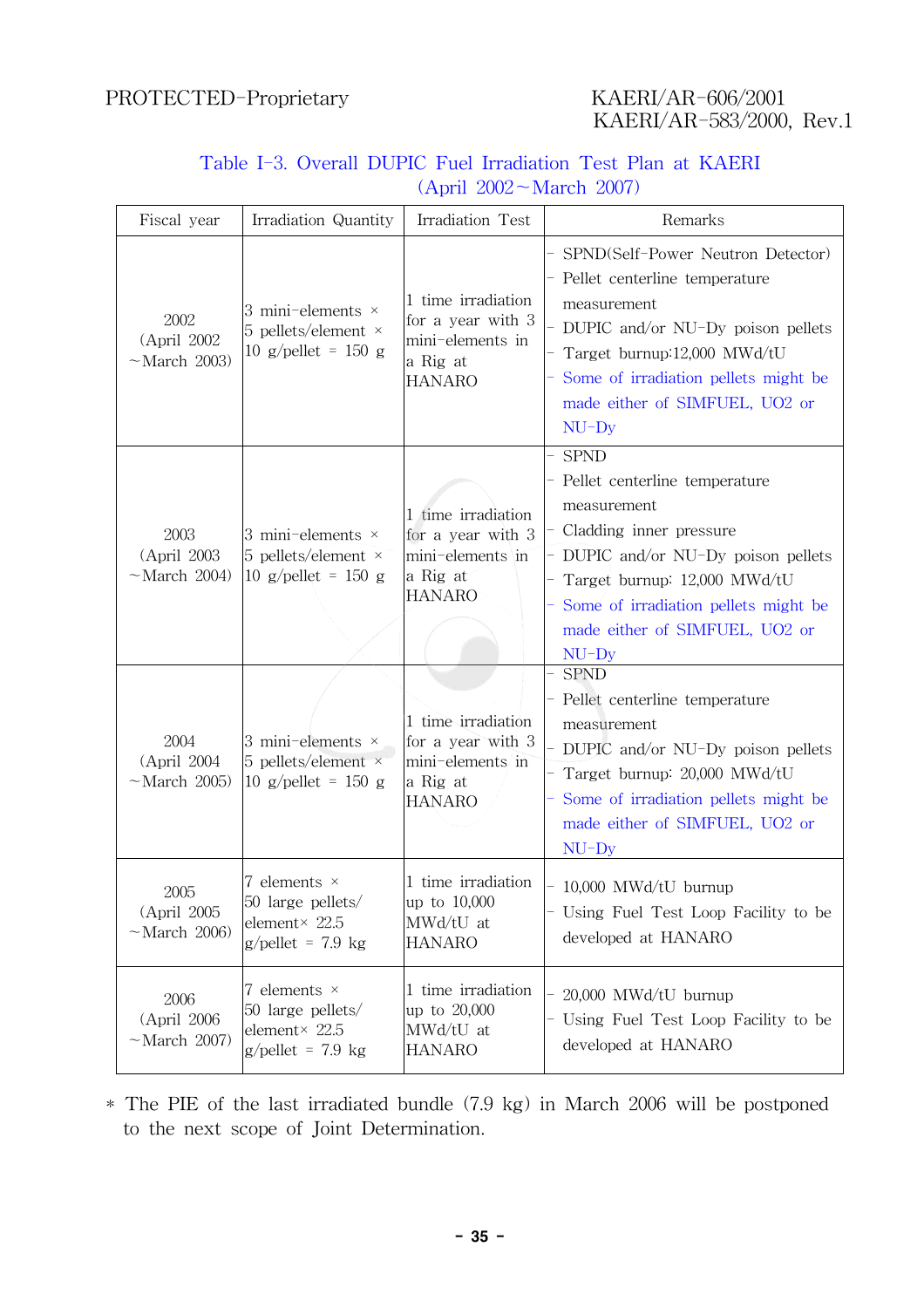Table I-3. Overall DUPIC Fuel Irradiation Test Plan at KAERI (April 2002～March 2007)

| Fiscal year | Irradiation Quantity | Irradiation Test | Remarks |
|---|---|---|---|
| 2002 (April 2002 ～March 2003) | 3 mini-elements × 5 pellets/element × 10 g/pellet = 150 g | 1 time irradiation for a year with 3 mini-elements in a Rig at HANARO | - SPND(Self-Power Neutron Detector)<br>- Pellet centerline temperature measurement<br>- DUPIC and/or NU-Dy poison pellets<br>- Target burnup:12,000 MWd/tU<br>- Some of irradiation pellets might be made either of SIMFUEL, UO2 or NU-Dy |
| 2003 (April 2003 ～March 2004) | 3 mini-elements × 5 pellets/element × 10 g/pellet = 150 g | 1 time irradiation for a year with 3 mini-elements in a Rig at HANARO | - SPND<br>- Pellet centerline temperature measurement<br>- Cladding inner pressure<br>- DUPIC and/or NU-Dy poison pellets<br>- Target burnup: 12,000 MWd/tU<br>- Some of irradiation pellets might be made either of SIMFUEL, UO2 or NU-Dy |
| 2004 (April 2004 ～March 2005) | 3 mini-elements × 5 pellets/element × 10 g/pellet = 150 g | 1 time irradiation for a year with 3 mini-elements in a Rig at HANARO | - SPND<br>- Pellet centerline temperature measurement<br>- DUPIC and/or NU-Dy poison pellets<br>- Target burnup: 20,000 MWd/tU<br>- Some of irradiation pellets might be made either of SIMFUEL, UO2 or NU-Dy |
| 2005 (April 2005 ～March 2006) | 7 elements × 50 large pellets/ element× 22.5 g/pellet = 7.9 kg | 1 time irradiation up to 10,000 MWd/tU at HANARO | - 10,000 MWd/tU burnup<br>- Using Fuel Test Loop Facility to be developed at HANARO |
| 2006 (April 2006 ～March 2007) | 7 elements × 50 large pellets/ element× 22.5 g/pellet = 7.9 kg | 1 time irradiation up to 20,000 MWd/tU at HANARO | - 20,000 MWd/tU burnup<br>- Using Fuel Test Loop Facility to be developed at HANARO |

* The PIE of the last irradiated bundle (7.9 kg) in March 2006 will be postponed to the next scope of Joint Determination.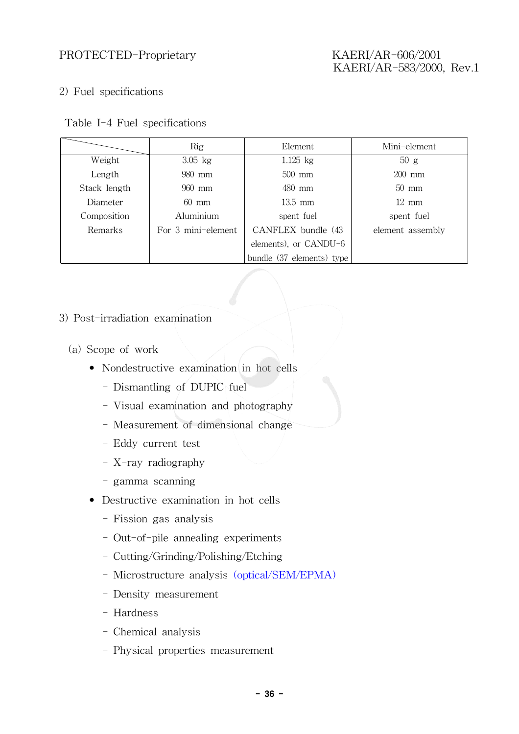2) Fuel specifications

Table I-4 Fuel specifications

| | Rig | Element | Mini-element |
|---|---|---|---|
| Weight | 3.05 kg | 1.125 kg | 50 g |
| Length | 980 mm | 500 mm | 200 mm |
| Stack length | 960 mm | 480 mm | 50 mm |
| Diameter | 60 mm | 13.5 mm | 12 mm |
| Composition | Aluminium | spent fuel | spent fuel |
| Remarks | For 3 mini-element | CANFLEX bundle (43 elements), or CANDU-6 bundle (37 elements) type | element assembly |

3) Post-irradiation examination

(a) Scope of work

- Nondestructive examination in hot cells
  - Dismantling of DUPIC fuel
  - Visual examination and photography
  - Measurement of dimensional change
  - Eddy current test
  - X-ray radiography
  - gamma scanning
- Destructive examination in hot cells
  - Fission gas analysis
  - Out-of-pile annealing experiments
  - Cutting/Grinding/Polishing/Etching
  - Microstructure analysis (optical/SEM/EPMA)
  - Density measurement
  - Hardness
  - Chemical analysis
  - Physical properties measurement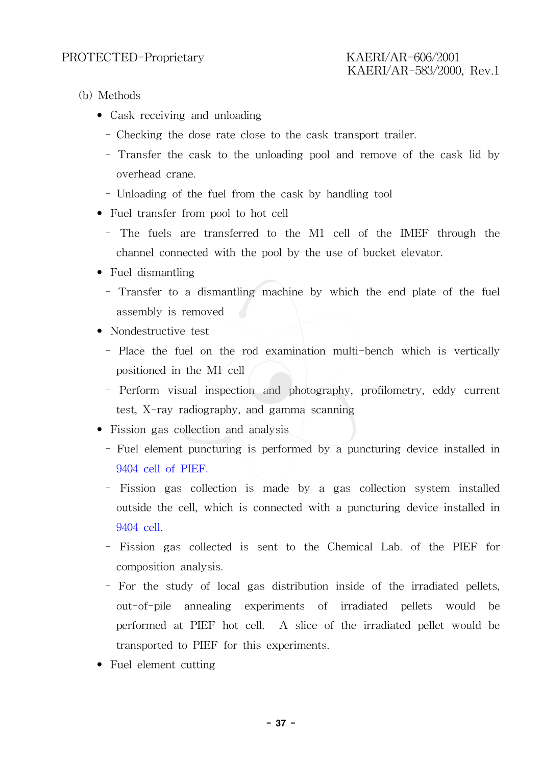(b) Methods

- Cask receiving and unloading
  - Checking the dose rate close to the cask transport trailer.
  - Transfer the cask to the unloading pool and remove of the cask lid by overhead crane.
  - Unloading of the fuel from the cask by handling tool
- Fuel transfer from pool to hot cell
  - The fuels are transferred to the M1 cell of the IMEF through the channel connected with the pool by the use of bucket elevator.
- Fuel dismantling
  - Transfer to a dismantling machine by which the end plate of the fuel assembly is removed
- Nondestructive test
  - Place the fuel on the rod examination multi-bench which is vertically positioned in the M1 cell
  - Perform visual inspection and photography, profilometry, eddy current test, X-ray radiography, and gamma scanning
- Fission gas collection and analysis
  - Fuel element puncturing is performed by a puncturing device installed in 9404 cell of PIEF.
  - Fission gas collection is made by a gas collection system installed outside the cell, which is connected with a puncturing device installed in 9404 cell.
  - Fission gas collected is sent to the Chemical Lab. of the PIEF for composition analysis.
  - For the study of local gas distribution inside of the irradiated pellets, out-of-pile annealing experiments of irradiated pellets would be performed at PIEF hot cell. A slice of the irradiated pellet would be transported to PIEF for this experiments.
- Fuel element cutting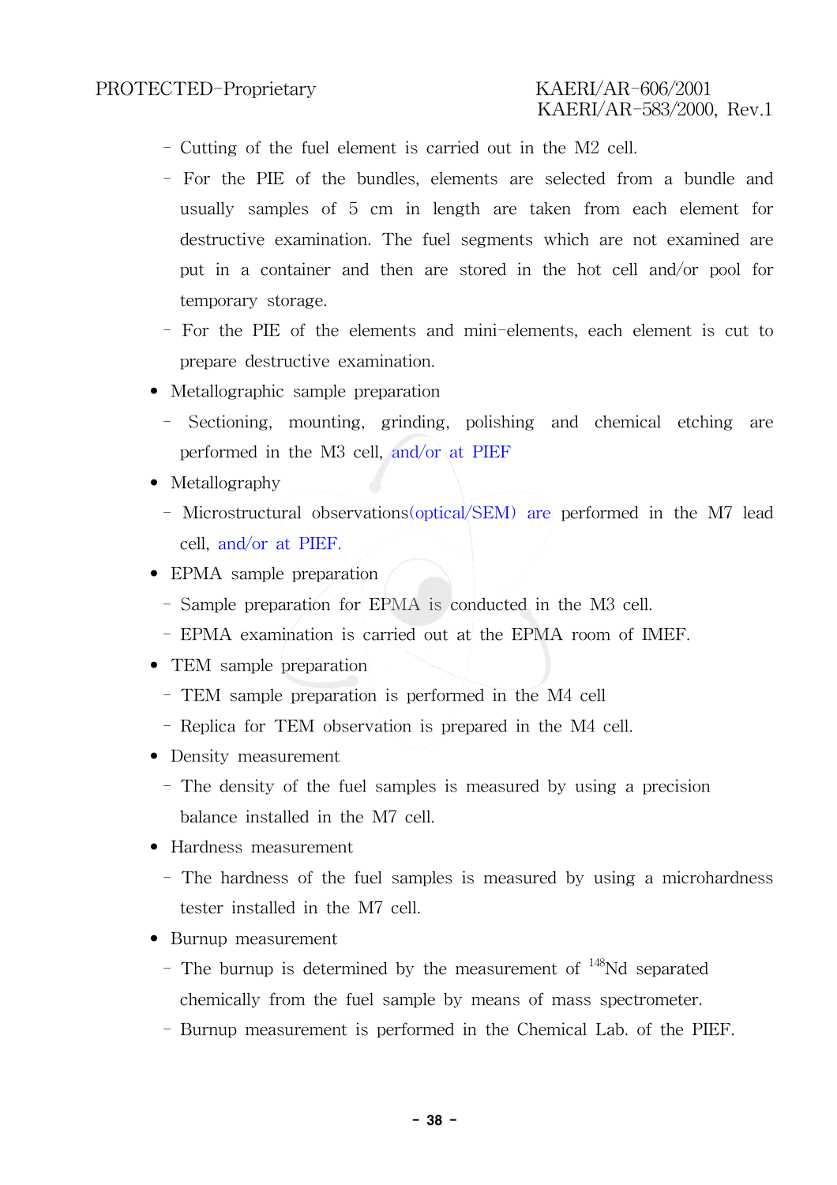- Cutting of the fuel element is carried out in the M2 cell.
- For the PIE of the bundles, elements are selected from a bundle and usually samples of 5 cm in length are taken from each element for destructive examination. The fuel segments which are not examined are put in a container and then are stored in the hot cell and/or pool for temporary storage.
- For the PIE of the elements and mini-elements, each element is cut to prepare destructive examination.

- Metallographic sample preparation
  - Sectioning, mounting, grinding, polishing and chemical etching are performed in the M3 cell, and/or at PIEF
- Metallography
  - Microstructural observations(optical/SEM) are performed in the M7 lead cell, and/or at PIEF.
- EPMA sample preparation
  - Sample preparation for EPMA is conducted in the M3 cell.
  - EPMA examination is carried out at the EPMA room of IMEF.
- TEM sample preparation
  - TEM sample preparation is performed in the M4 cell
  - Replica for TEM observation is prepared in the M4 cell.
- Density measurement
  - The density of the fuel samples is measured by using a precision balance installed in the M7 cell.
- Hardness measurement
  - The hardness of the fuel samples is measured by using a microhardness tester installed in the M7 cell.
- Burnup measurement
  - The burnup is determined by the measurement of $^{148}Nd$ separated chemically from the fuel sample by means of mass spectrometer.
  - Burnup measurement is performed in the Chemical Lab. of the PIEF.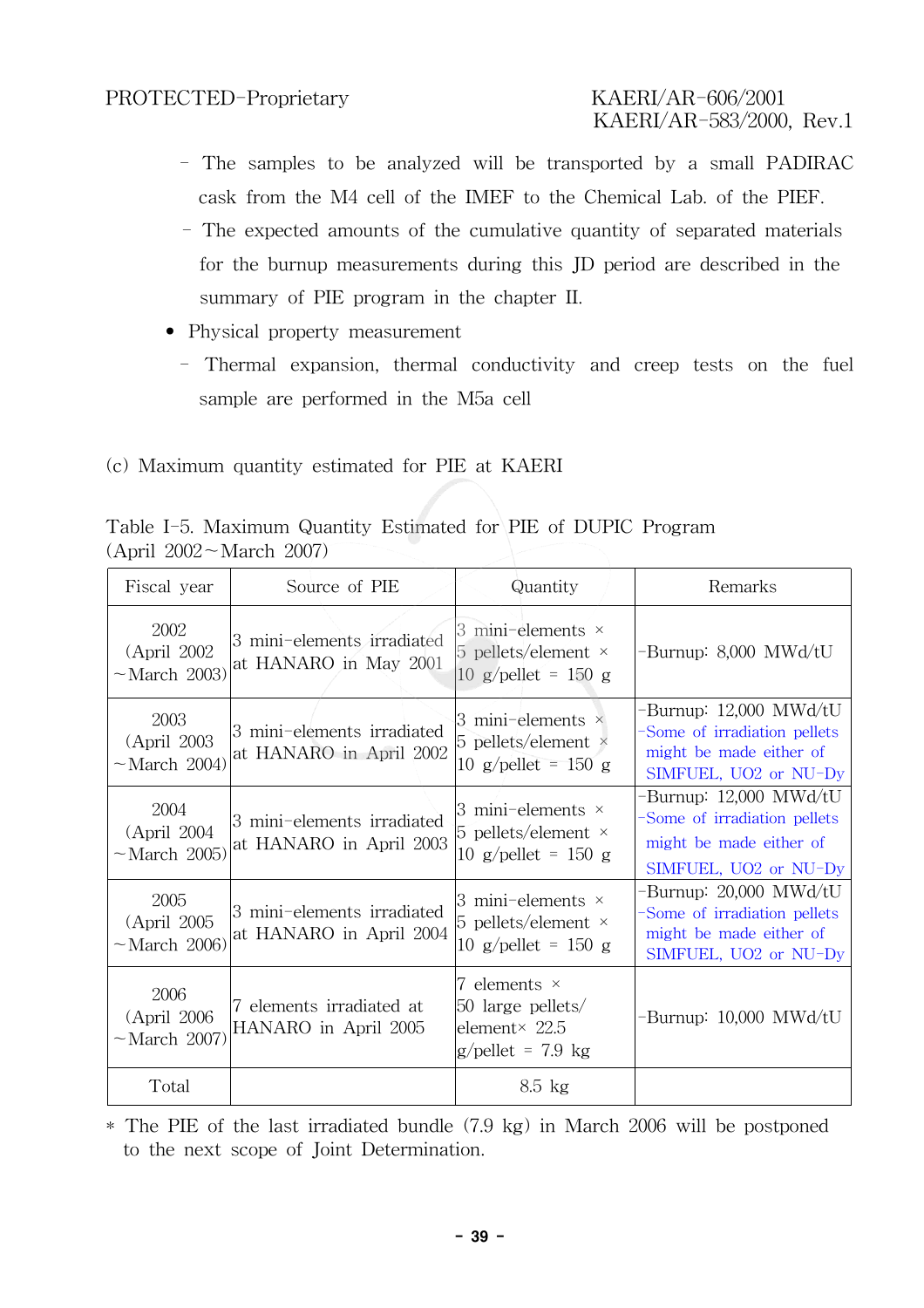- The samples to be analyzed will be transported by a small PADIRAC cask from the M4 cell of the IMEF to the Chemical Lab. of the PIEF.
- The expected amounts of the cumulative quantity of separated materials for the burnup measurements during this JD period are described in the summary of PIE program in the chapter II.

- Physical property measurement
  - Thermal expansion, thermal conductivity and creep tests on the fuel sample are performed in the M5a cell

(c) Maximum quantity estimated for PIE at KAERI

Table I-5. Maximum Quantity Estimated for PIE of DUPIC Program (April 2002～March 2007)

| Fiscal year | Source of PIE | Quantity | Remarks |
|---|---|---|---|
| 2002 (April 2002 ～March 2003) | 3 mini-elements irradiated at HANARO in May 2001 | 3 mini-elements × 5 pellets/element × 10 g/pellet = 150 g | -Burnup: 8,000 MWd/tU |
| 2003 (April 2003 ～March 2004) | 3 mini-elements irradiated at HANARO in April 2002 | 3 mini-elements × 5 pellets/element × 10 g/pellet = 150 g | -Burnup: 12,000 MWd/tU -Some of irradiation pellets might be made either of SIMFUEL, UO2 or NU-Dy |
| 2004 (April 2004 ～March 2005) | 3 mini-elements irradiated at HANARO in April 2003 | 3 mini-elements × 5 pellets/element × 10 g/pellet = 150 g | -Burnup: 12,000 MWd/tU -Some of irradiation pellets might be made either of SIMFUEL, UO2 or NU-Dy |
| 2005 (April 2005 ～March 2006) | 3 mini-elements irradiated at HANARO in April 2004 | 3 mini-elements × 5 pellets/element × 10 g/pellet = 150 g | -Burnup: 20,000 MWd/tU -Some of irradiation pellets might be made either of SIMFUEL, UO2 or NU-Dy |
| 2006 (April 2006 ～March 2007) | 7 elements irradiated at HANARO in April 2005 | 7 elements × 50 large pellets/ element× 22.5 g/pellet = 7.9 kg | -Burnup: 10,000 MWd/tU |
| Total | | 8.5 kg | |

* The PIE of the last irradiated bundle (7.9 kg) in March 2006 will be postponed to the next scope of Joint Determination.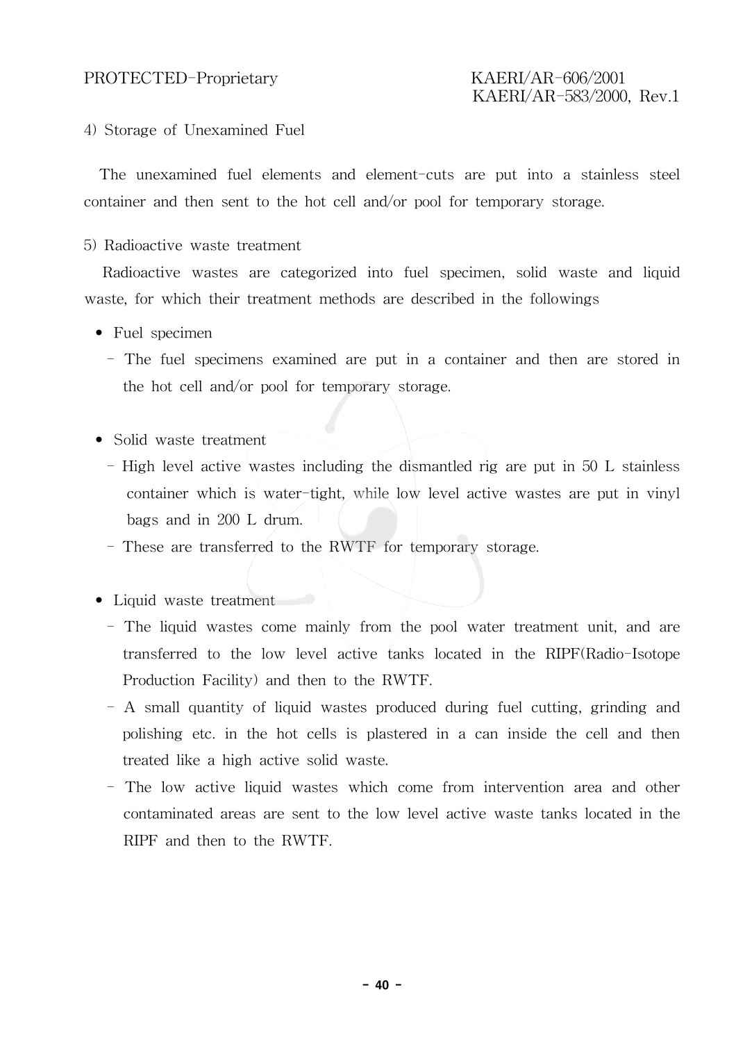4) Storage of Unexamined Fuel

The unexamined fuel elements and element-cuts are put into a stainless steel container and then sent to the hot cell and/or pool for temporary storage.

5) Radioactive waste treatment

Radioactive wastes are categorized into fuel specimen, solid waste and liquid waste, for which their treatment methods are described in the followings

- Fuel specimen
  - The fuel specimens examined are put in a container and then are stored in the hot cell and/or pool for temporary storage.

- Solid waste treatment
  - High level active wastes including the dismantled rig are put in 50 L stainless container which is water-tight, while low level active wastes are put in vinyl bags and in 200 L drum.
  - These are transferred to the RWTF for temporary storage.

- Liquid waste treatment
  - The liquid wastes come mainly from the pool water treatment unit, and are transferred to the low level active tanks located in the RIPF(Radio-Isotope Production Facility) and then to the RWTF.
  - A small quantity of liquid wastes produced during fuel cutting, grinding and polishing etc. in the hot cells is plastered in a can inside the cell and then treated like a high active solid waste.
  - The low active liquid wastes which come from intervention area and other contaminated areas are sent to the low level active waste tanks located in the RIPF and then to the RWTF.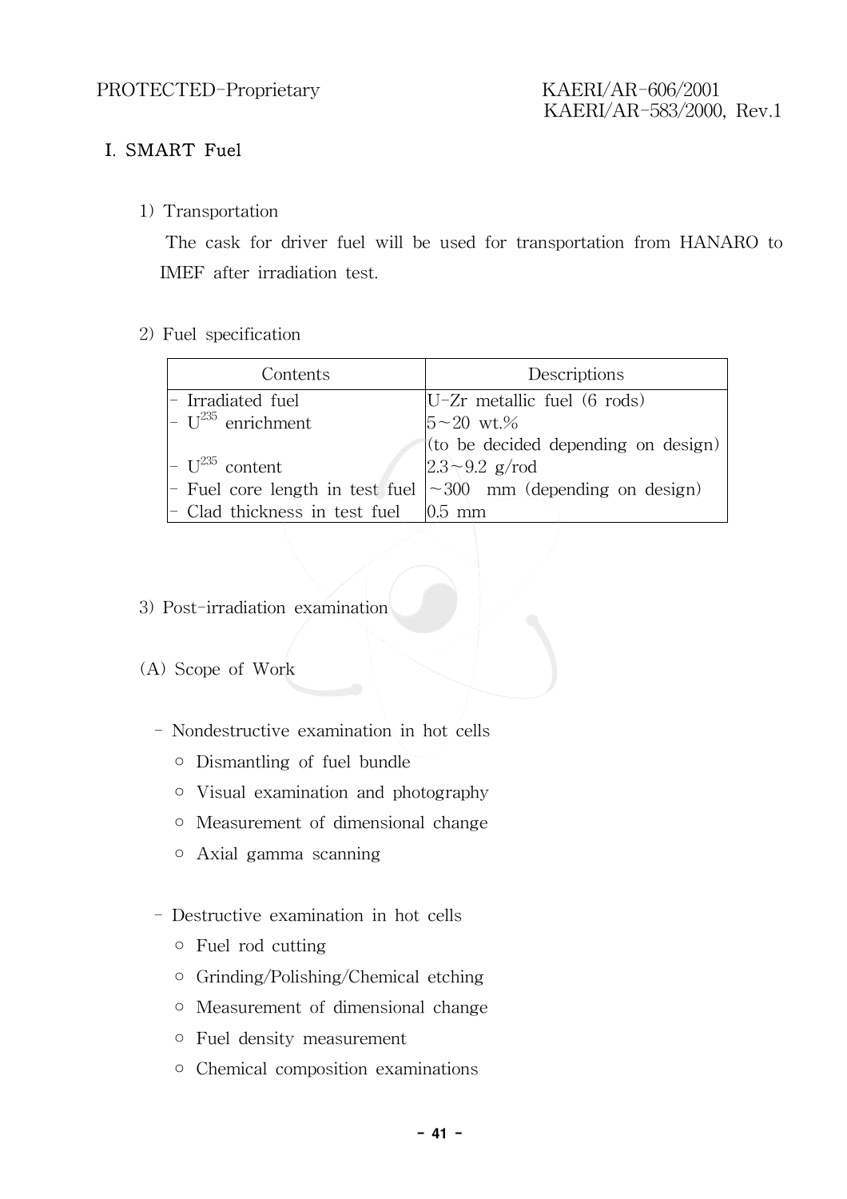## I. SMART Fuel

1) Transportation

The cask for driver fuel will be used for transportation from HANARO to IMEF after irradiation test.

2) Fuel specification

| Contents | Descriptions |
|---|---|
| - Irradiated fuel | U-Zr metallic fuel (6 rods) |
| - $U^{235}$ enrichment | 5~20 wt.% (to be decided depending on design) |
| - $U^{235}$ content | 2.3~9.2 g/rod |
| - Fuel core length in test fuel | ~300 mm (depending on design) |
| - Clad thickness in test fuel | 0.5 mm |

3) Post-irradiation examination

(A) Scope of Work

- Nondestructive examination in hot cells
  - ○ Dismantling of fuel bundle
  - ○ Visual examination and photography
  - ○ Measurement of dimensional change
  - ○ Axial gamma scanning

- Destructive examination in hot cells
  - ○ Fuel rod cutting
  - ○ Grinding/Polishing/Chemical etching
  - ○ Measurement of dimensional change
  - ○ Fuel density measurement
  - ○ Chemical composition examinations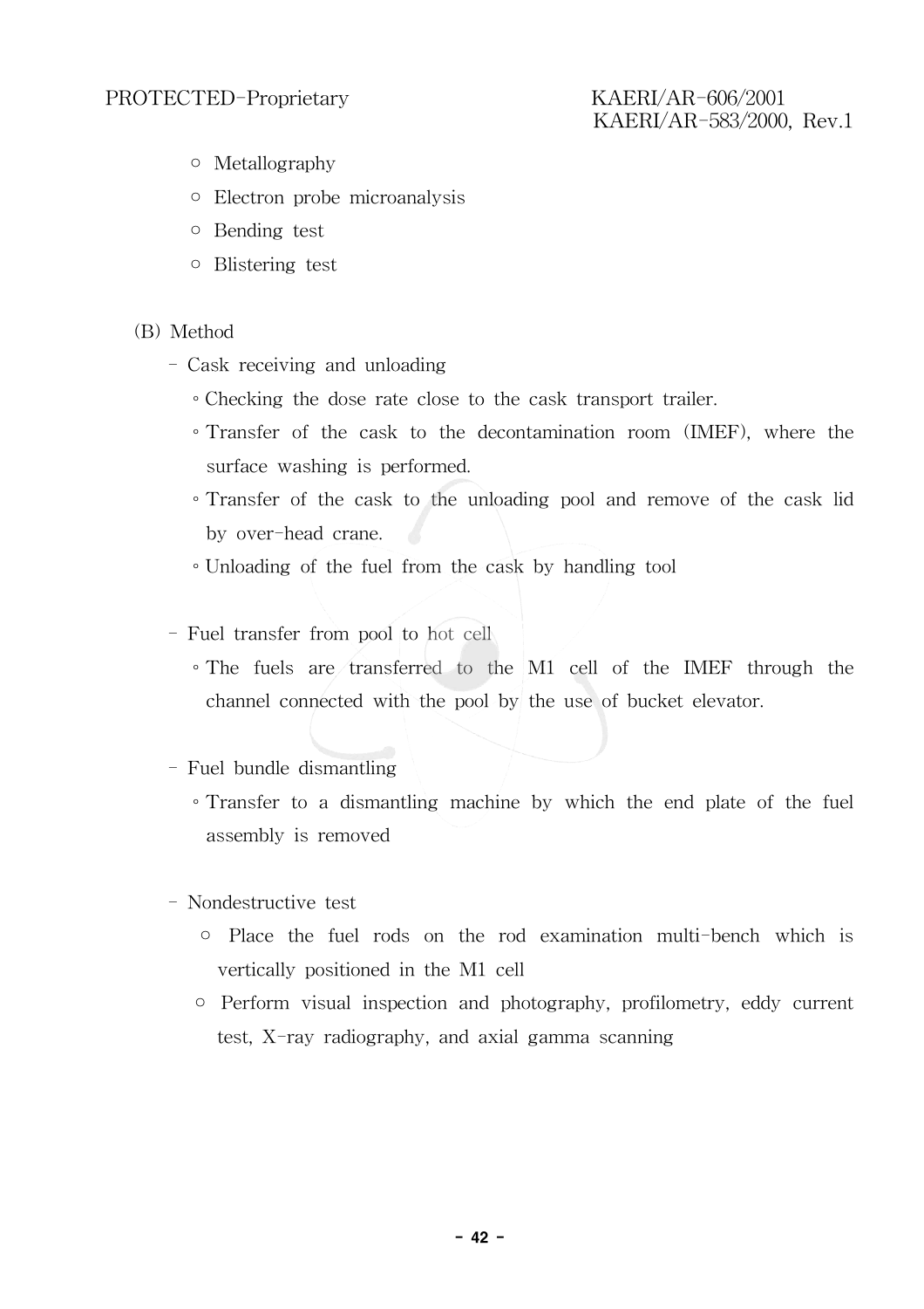- ○ Metallography
- ○ Electron probe microanalysis
- ○ Bending test
- ○ Blistering test

(B) Method

- Cask receiving and unloading
  - ◦ Checking the dose rate close to the cask transport trailer.
  - ◦ Transfer of the cask to the decontamination room (IMEF), where the surface washing is performed.
  - ◦ Transfer of the cask to the unloading pool and remove of the cask lid by over-head crane.
  - ◦ Unloading of the fuel from the cask by handling tool

- Fuel transfer from pool to hot cell
  - ◦ The fuels are transferred to the M1 cell of the IMEF through the channel connected with the pool by the use of bucket elevator.

- Fuel bundle dismantling
  - ◦ Transfer to a dismantling machine by which the end plate of the fuel assembly is removed

- Nondestructive test
  - ○ Place the fuel rods on the rod examination multi-bench which is vertically positioned in the M1 cell
  - ○ Perform visual inspection and photography, profilometry, eddy current test, X-ray radiography, and axial gamma scanning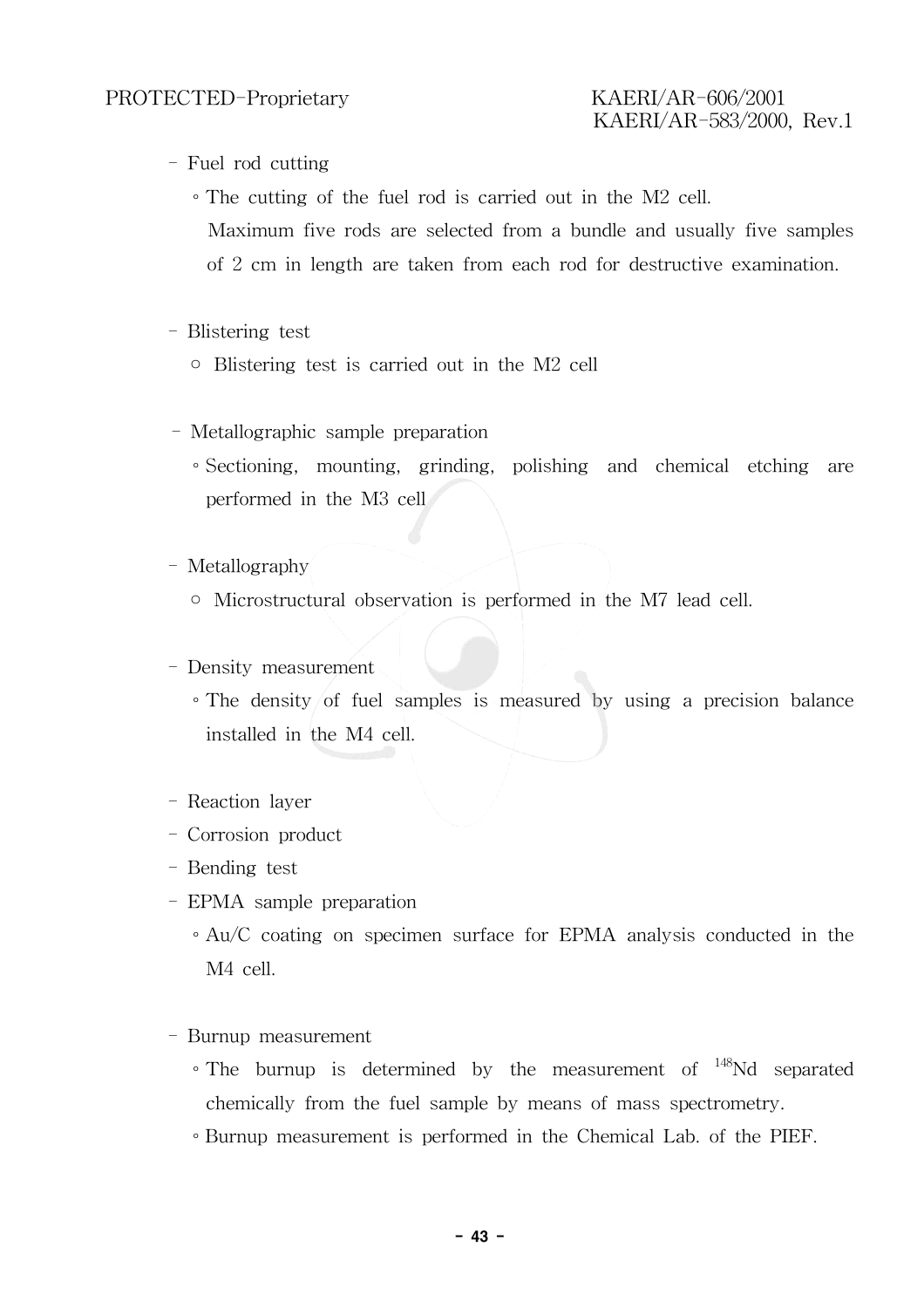- Fuel rod cutting
  - The cutting of the fuel rod is carried out in the M2 cell. Maximum five rods are selected from a bundle and usually five samples of 2 cm in length are taken from each rod for destructive examination.

- Blistering test
  - Blistering test is carried out in the M2 cell

- Metallographic sample preparation
  - Sectioning, mounting, grinding, polishing and chemical etching are performed in the M3 cell

- Metallography
  - Microstructural observation is performed in the M7 lead cell.

- Density measurement
  - The density of fuel samples is measured by using a precision balance installed in the M4 cell.

- Reaction layer
- Corrosion product
- Bending test
- EPMA sample preparation
  - Au/C coating on specimen surface for EPMA analysis conducted in the M4 cell.

- Burnup measurement
  - The burnup is determined by the measurement of $^{148}$Nd separated chemically from the fuel sample by means of mass spectrometry.
  - Burnup measurement is performed in the Chemical Lab. of the PIEF.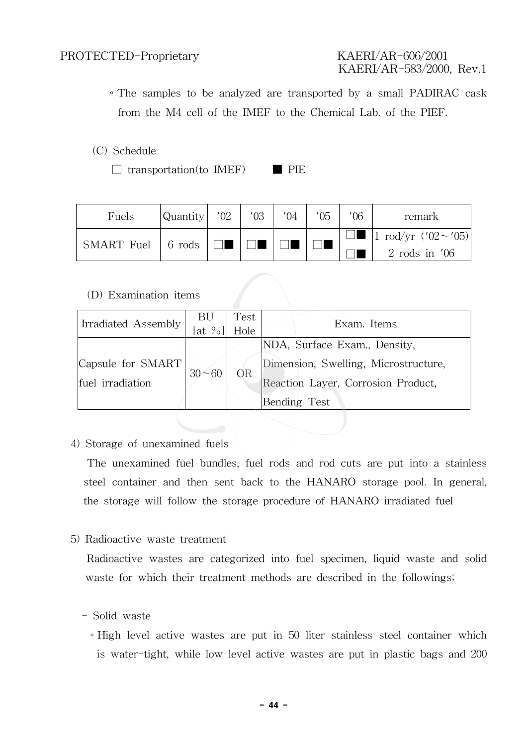◦ The samples to be analyzed are transported by a small PADIRAC cask from the M4 cell of the IMEF to the Chemical Lab. of the PIEF.

(C) Schedule

□ transportation(to IMEF)  ■ PIE

| Fuels | Quantity | '02 | '03 | '04 | '05 | '06 | remark |
|---|---|---|---|---|---|---|---|
| SMART Fuel | 6 rods | □■ | □■ | □■ | □■ | □■<br>□■ | 1 rod/yr ('02～'05)<br>2 rods in '06 |

(D) Examination items

| Irradiated Assembly | BU [at %] | Test Hole | Exam. Items |
|---|---|---|---|
| Capsule for SMART fuel irradiation | 30～60 | OR | NDA, Surface Exam., Density, Dimension, Swelling, Microstructure, Reaction Layer, Corrosion Product, Bending Test |

4) Storage of unexamined fuels

The unexamined fuel bundles, fuel rods and rod cuts are put into a stainless steel container and then sent back to the HANARO storage pool. In general, the storage will follow the storage procedure of HANARO irradiated fuel

5) Radioactive waste treatment

Radioactive wastes are categorized into fuel specimen, liquid waste and solid waste for which their treatment methods are described in the followings;

- Solid waste

◦ High level active wastes are put in 50 liter stainless steel container which is water-tight, while low level active wastes are put in plastic bags and 200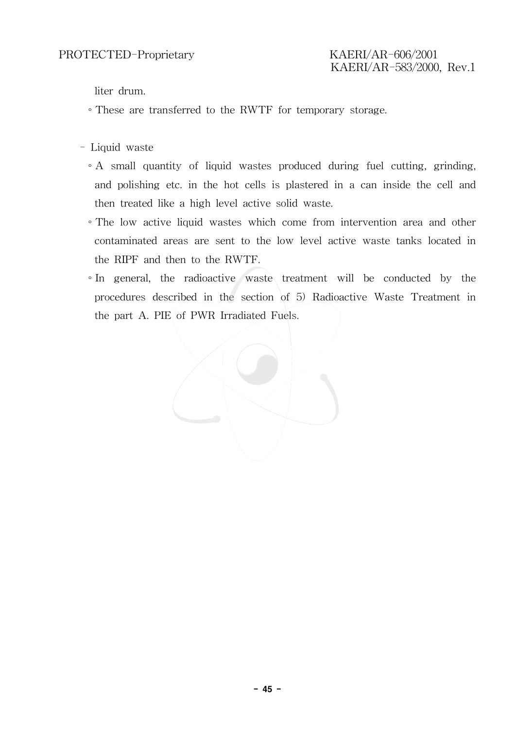liter drum.

- These are transferred to the RWTF for temporary storage.

- Liquid waste
  - A small quantity of liquid wastes produced during fuel cutting, grinding, and polishing etc. in the hot cells is plastered in a can inside the cell and then treated like a high level active solid waste.
  - The low active liquid wastes which come from intervention area and other contaminated areas are sent to the low level active waste tanks located in the RIPF and then to the RWTF.
  - In general, the radioactive waste treatment will be conducted by the procedures described in the section of 5) Radioactive Waste Treatment in the part A. PIE of PWR Irradiated Fuels.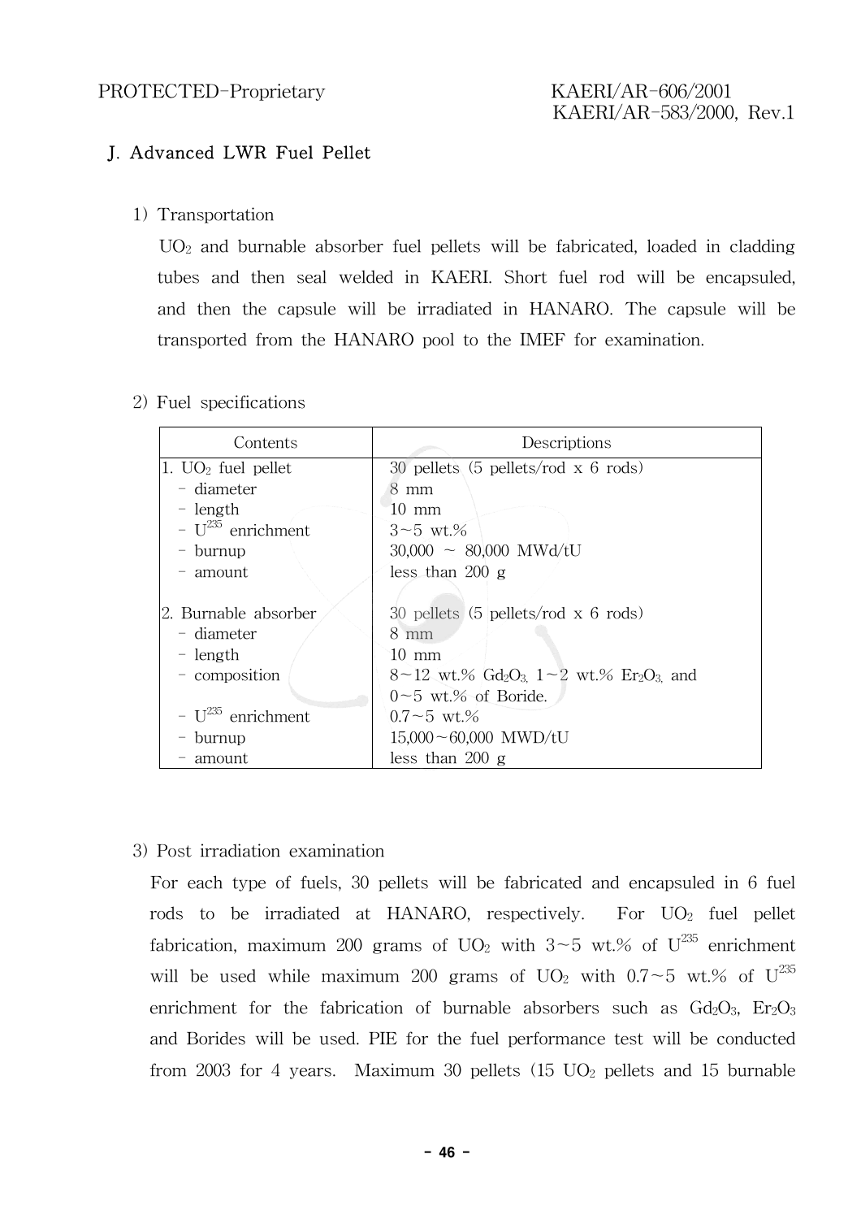## J. Advanced LWR Fuel Pellet

1) Transportation

$UO_2$ and burnable absorber fuel pellets will be fabricated, loaded in cladding tubes and then seal welded in KAERI. Short fuel rod will be encapsuled, and then the capsule will be irradiated in HANARO. The capsule will be transported from the HANARO pool to the IMEF for examination.

2) Fuel specifications

| Contents | Descriptions |
|---|---|
| 1. $UO_2$ fuel pellet | 30 pellets (5 pellets/rod x 6 rods) |
| - diameter | 8 mm |
| - length | 10 mm |
| - $U^{235}$ enrichment | 3～5 wt.% |
| - burnup | 30,000 ～ 80,000 MWd/tU |
| - amount | less than 200 g |
| | |
| 2. Burnable absorber | 30 pellets (5 pellets/rod x 6 rods) |
| - diameter | 8 mm |
| - length | 10 mm |
| - composition | 8～12 wt.% $Gd_2O_3$, 1～2 wt.% $Er_2O_3$, and 0～5 wt.% of Boride. |
| - $U^{235}$ enrichment | 0.7～5 wt.% |
| - burnup | 15,000～60,000 MWD/tU |
| - amount | less than 200 g |

3) Post irradiation examination

For each type of fuels, 30 pellets will be fabricated and encapsuled in 6 fuel rods to be irradiated at HANARO, respectively. For $UO_2$ fuel pellet fabrication, maximum 200 grams of $UO_2$ with 3～5 wt.% of $U^{235}$ enrichment will be used while maximum 200 grams of $UO_2$ with 0.7～5 wt.% of $U^{235}$ enrichment for the fabrication of burnable absorbers such as $Gd_2O_3$, $Er_2O_3$ and Borides will be used. PIE for the fuel performance test will be conducted from 2003 for 4 years. Maximum 30 pellets (15 $UO_2$ pellets and 15 burnable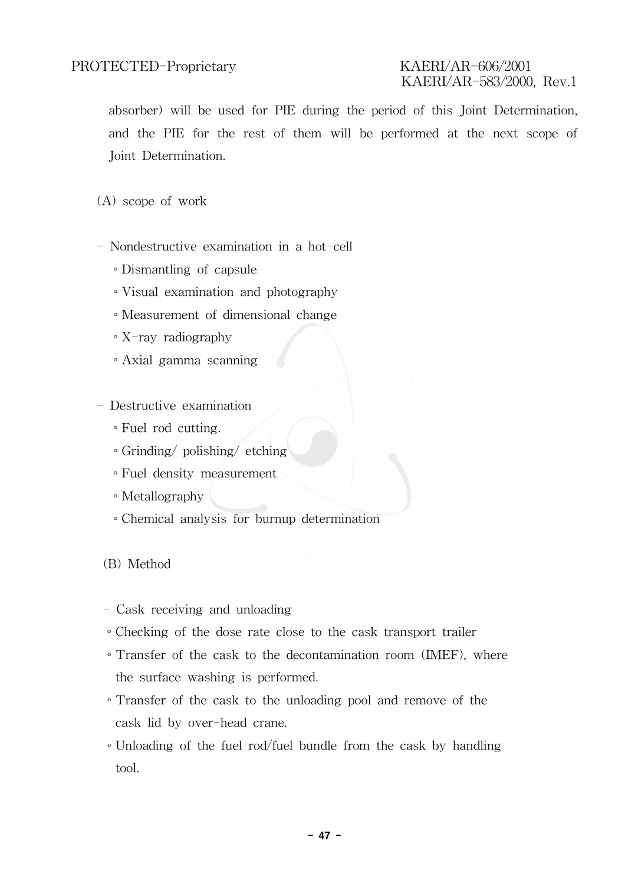absorber) will be used for PIE during the period of this Joint Determination, and the PIE for the rest of them will be performed at the next scope of Joint Determination.

(A) scope of work

- Nondestructive examination in a hot-cell
  - Dismantling of capsule
  - Visual examination and photography
  - Measurement of dimensional change
  - X-ray radiography
  - Axial gamma scanning

- Destructive examination
  - Fuel rod cutting.
  - Grinding/ polishing/ etching
  - Fuel density measurement
  - Metallography
  - Chemical analysis for burnup determination

(B) Method

- Cask receiving and unloading
  - Checking of the dose rate close to the cask transport trailer
  - Transfer of the cask to the decontamination room (IMEF), where the surface washing is performed.
  - Transfer of the cask to the unloading pool and remove of the cask lid by over-head crane.
  - Unloading of the fuel rod/fuel bundle from the cask by handling tool.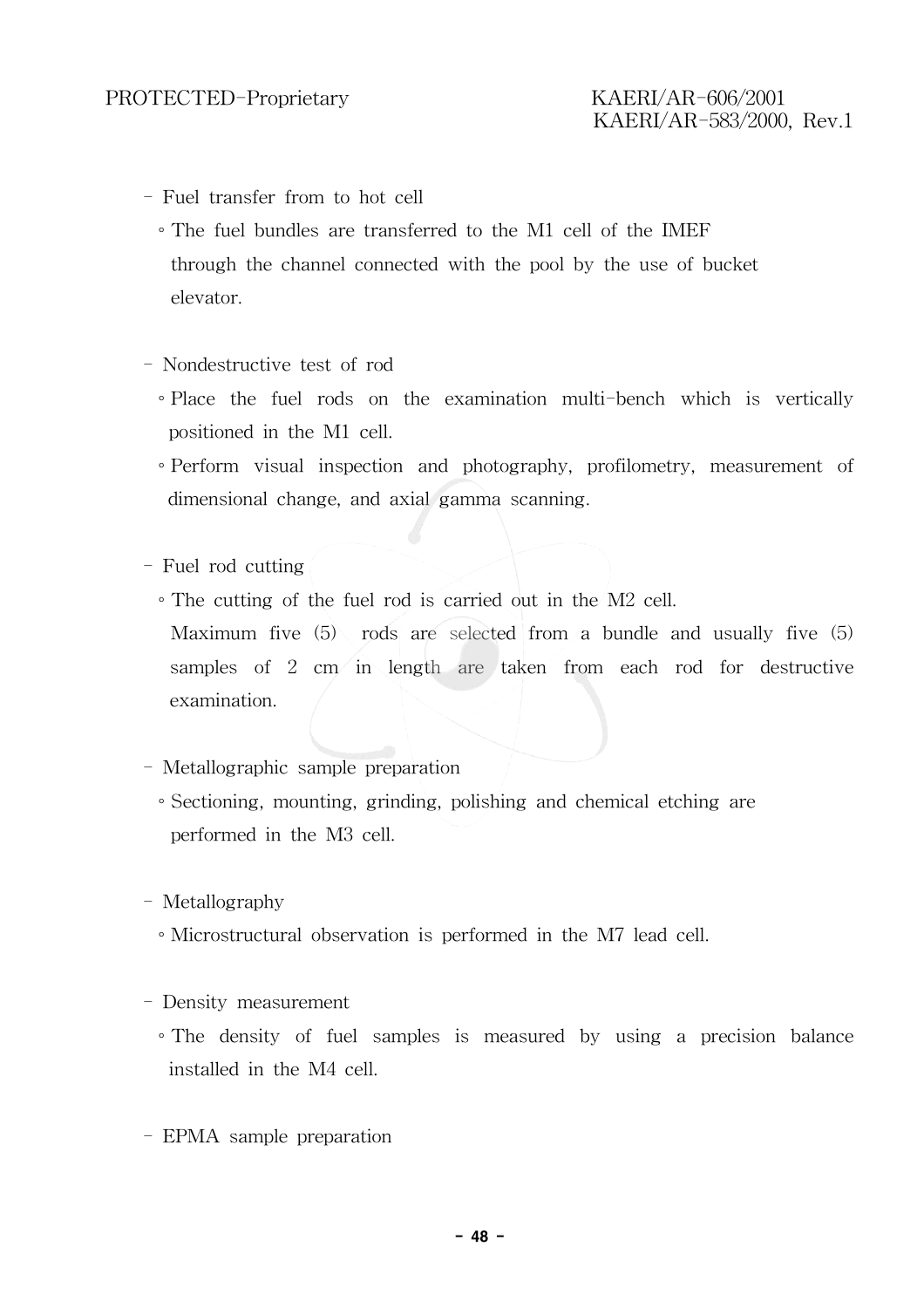- Fuel transfer from to hot cell
  - ◦ The fuel bundles are transferred to the M1 cell of the IMEF through the channel connected with the pool by the use of bucket elevator.

- Nondestructive test of rod
  - ◦ Place the fuel rods on the examination multi-bench which is vertically positioned in the M1 cell.
  - ◦ Perform visual inspection and photography, profilometry, measurement of dimensional change, and axial gamma scanning.

- Fuel rod cutting
  - ◦ The cutting of the fuel rod is carried out in the M2 cell. Maximum five (5) rods are selected from a bundle and usually five (5) samples of 2 cm in length are taken from each rod for destructive examination.

- Metallographic sample preparation
  - ◦ Sectioning, mounting, grinding, polishing and chemical etching are performed in the M3 cell.

- Metallography
  - ◦ Microstructural observation is performed in the M7 lead cell.

- Density measurement
  - ◦ The density of fuel samples is measured by using a precision balance installed in the M4 cell.

- EPMA sample preparation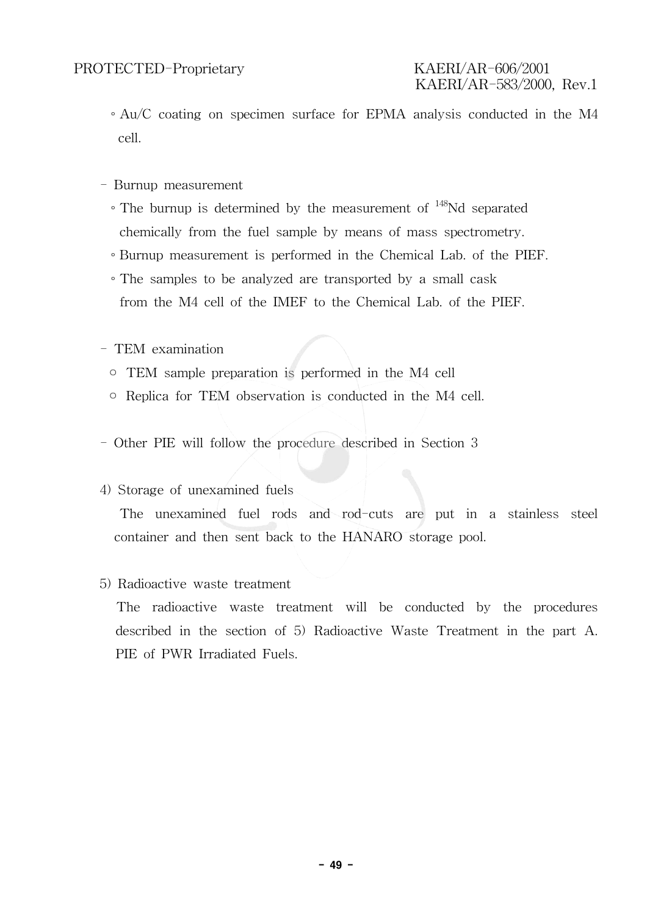- ◦ Au/C coating on specimen surface for EPMA analysis conducted in the M4 cell.

- Burnup measurement
  - ◦ The burnup is determined by the measurement of $^{148}$Nd separated chemically from the fuel sample by means of mass spectrometry.
  - ◦ Burnup measurement is performed in the Chemical Lab. of the PIEF.
  - ◦ The samples to be analyzed are transported by a small cask from the M4 cell of the IMEF to the Chemical Lab. of the PIEF.

- TEM examination
  - ○ TEM sample preparation is performed in the M4 cell
  - ○ Replica for TEM observation is conducted in the M4 cell.

- Other PIE will follow the procedure described in Section 3

4) Storage of unexamined fuels

The unexamined fuel rods and rod-cuts are put in a stainless steel container and then sent back to the HANARO storage pool.

5) Radioactive waste treatment

The radioactive waste treatment will be conducted by the procedures described in the section of 5) Radioactive Waste Treatment in the part A. PIE of PWR Irradiated Fuels.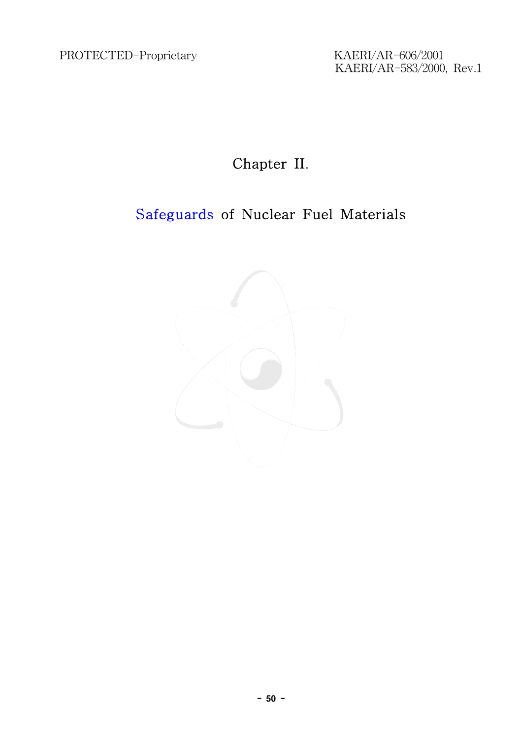# Chapter II.

## Safeguards of Nuclear Fuel Materials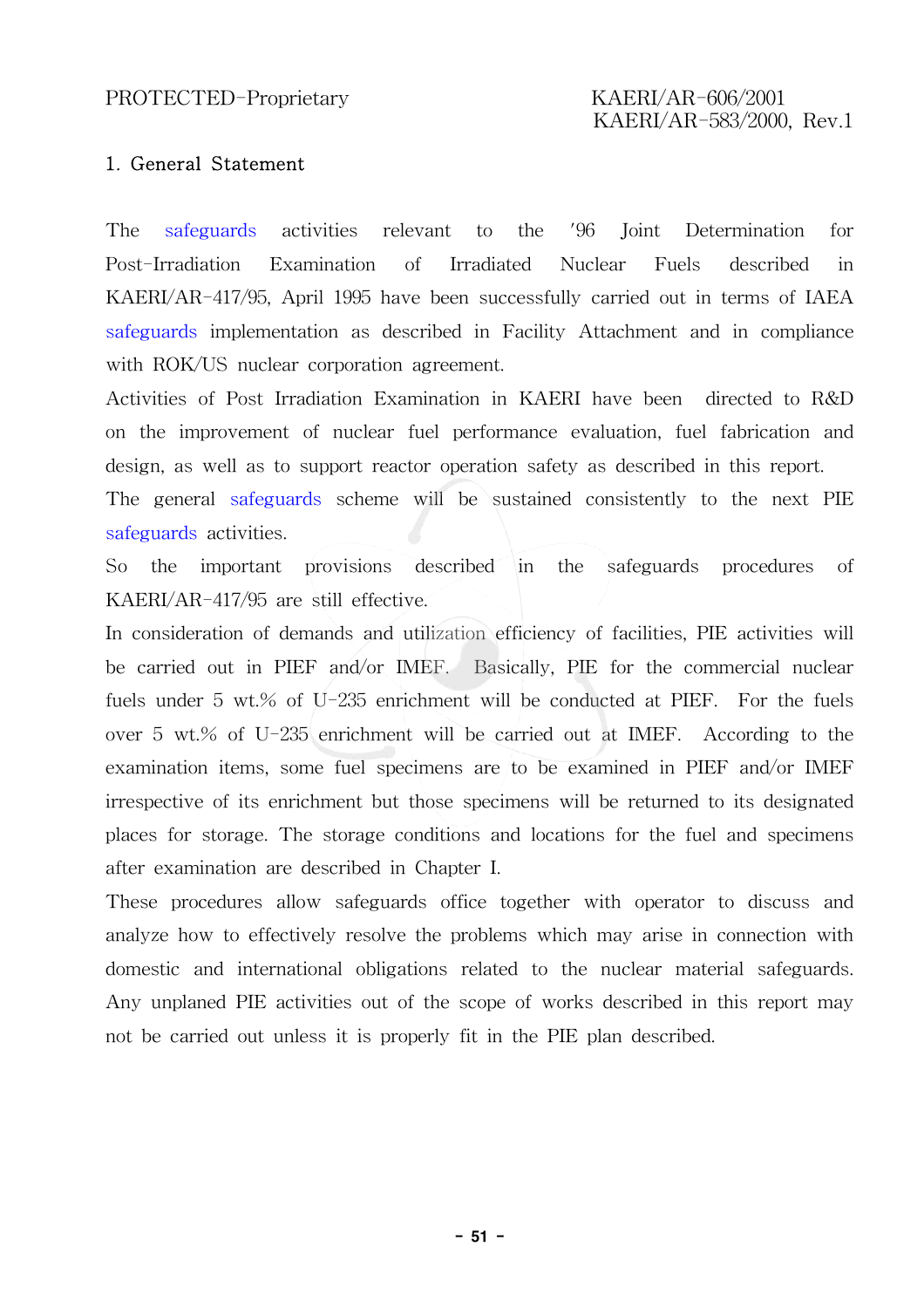## 1. General Statement

The safeguards activities relevant to the '96 Joint Determination for Post-Irradiation Examination of Irradiated Nuclear Fuels described in KAERI/AR-417/95, April 1995 have been successfully carried out in terms of IAEA safeguards implementation as described in Facility Attachment and in compliance with ROK/US nuclear corporation agreement.

Activities of Post Irradiation Examination in KAERI have been directed to R&D on the improvement of nuclear fuel performance evaluation, fuel fabrication and design, as well as to support reactor operation safety as described in this report.

The general safeguards scheme will be sustained consistently to the next PIE safeguards activities.

So the important provisions described in the safeguards procedures of KAERI/AR-417/95 are still effective.

In consideration of demands and utilization efficiency of facilities, PIE activities will be carried out in PIEF and/or IMEF. Basically, PIE for the commercial nuclear fuels under 5 wt.% of U-235 enrichment will be conducted at PIEF. For the fuels over 5 wt.% of U-235 enrichment will be carried out at IMEF. According to the examination items, some fuel specimens are to be examined in PIEF and/or IMEF irrespective of its enrichment but those specimens will be returned to its designated places for storage. The storage conditions and locations for the fuel and specimens after examination are described in Chapter I.

These procedures allow safeguards office together with operator to discuss and analyze how to effectively resolve the problems which may arise in connection with domestic and international obligations related to the nuclear material safeguards. Any unplaned PIE activities out of the scope of works described in this report may not be carried out unless it is properly fit in the PIE plan described.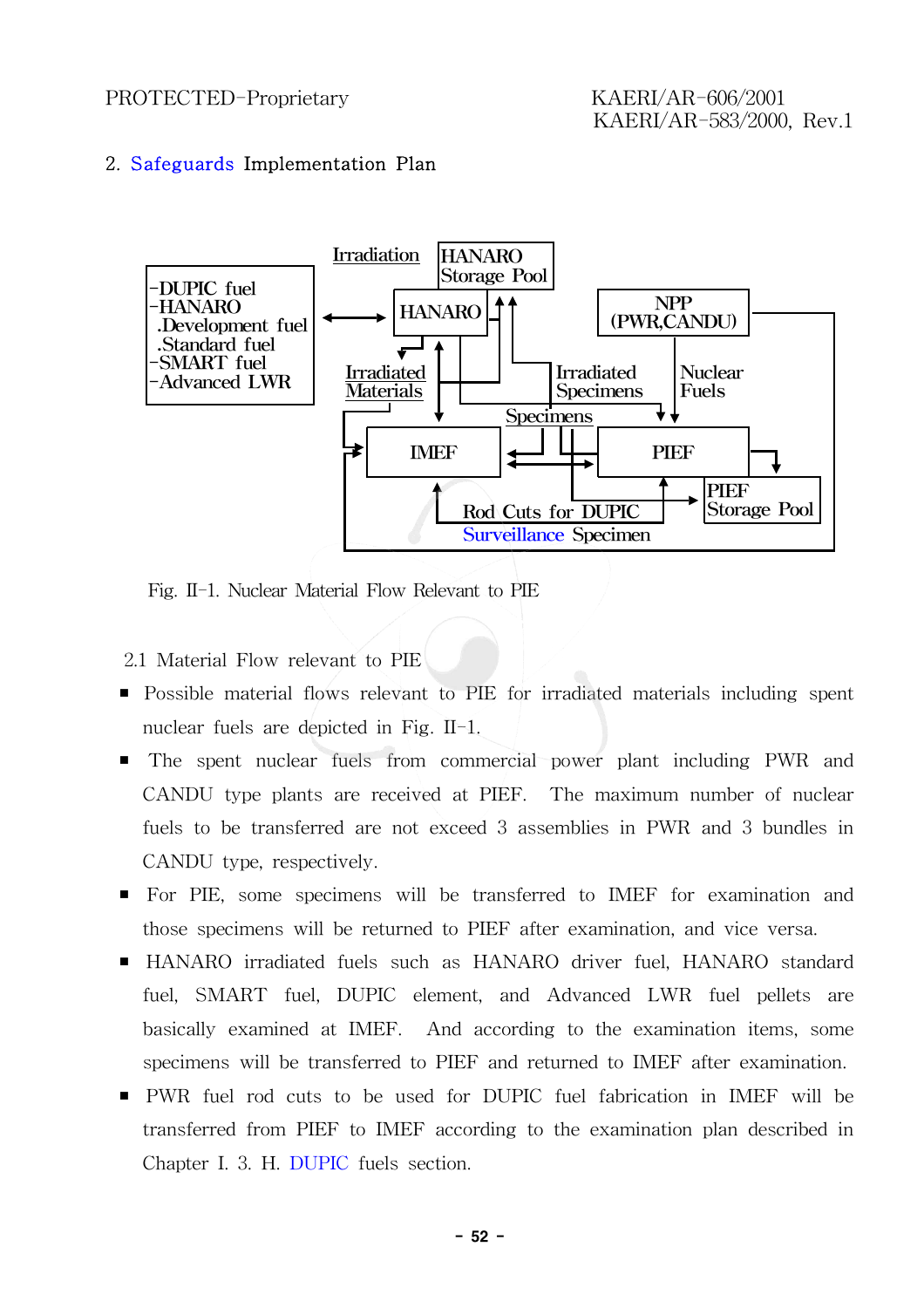## 2. Safeguards Implementation Plan

Fig. II-1. Nuclear Material Flow Relevant to PIE

### 2.1 Material Flow relevant to PIE

- Possible material flows relevant to PIE for irradiated materials including spent nuclear fuels are depicted in Fig. II-1.
- The spent nuclear fuels from commercial power plant including PWR and CANDU type plants are received at PIEF. The maximum number of nuclear fuels to be transferred are not exceed 3 assemblies in PWR and 3 bundles in CANDU type, respectively.
- For PIE, some specimens will be transferred to IMEF for examination and those specimens will be returned to PIEF after examination, and vice versa.
- HANARO irradiated fuels such as HANARO driver fuel, HANARO standard fuel, SMART fuel, DUPIC element, and Advanced LWR fuel pellets are basically examined at IMEF. And according to the examination items, some specimens will be transferred to PIEF and returned to IMEF after examination.
- PWR fuel rod cuts to be used for DUPIC fuel fabrication in IMEF will be transferred from PIEF to IMEF according to the examination plan described in Chapter I. 3. H. DUPIC fuels section.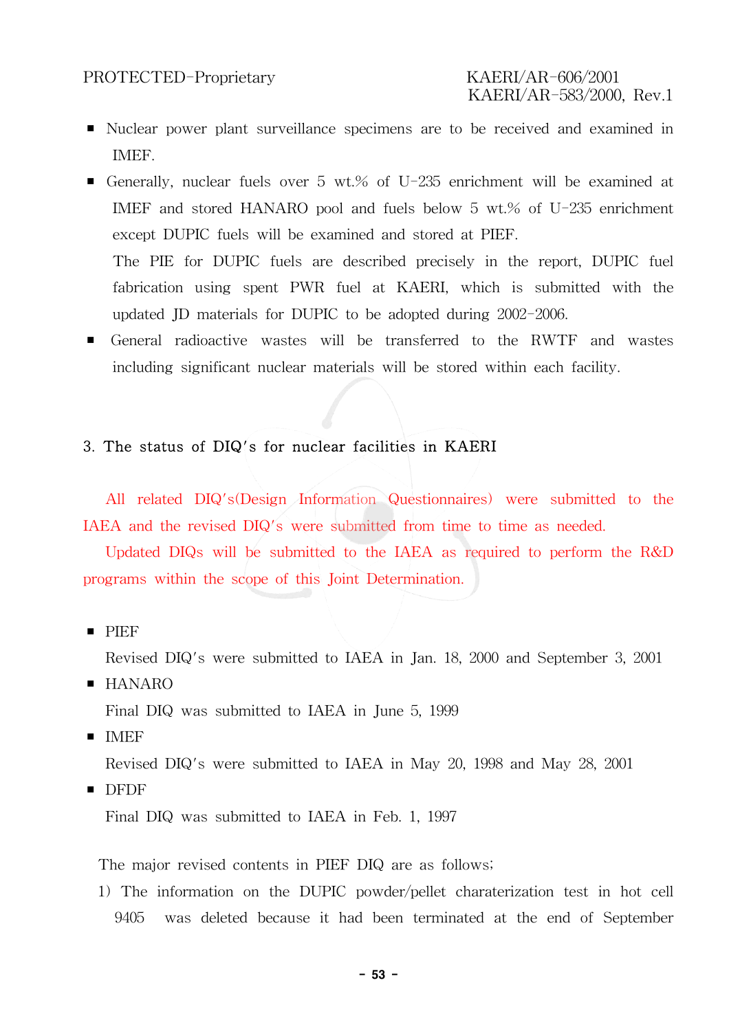- Nuclear power plant surveillance specimens are to be received and examined in IMEF.
- Generally, nuclear fuels over 5 wt.% of U-235 enrichment will be examined at IMEF and stored HANARO pool and fuels below 5 wt.% of U-235 enrichment except DUPIC fuels will be examined and stored at PIEF.

  The PIE for DUPIC fuels are described precisely in the report, DUPIC fuel fabrication using spent PWR fuel at KAERI, which is submitted with the updated JD materials for DUPIC to be adopted during 2002-2006.
- General radioactive wastes will be transferred to the RWTF and wastes including significant nuclear materials will be stored within each facility.

## 3. The status of DIQ's for nuclear facilities in KAERI

All related DIQ's(Design Information Questionnaires) were submitted to the IAEA and the revised DIQ's were submitted from time to time as needed.

Updated DIQs will be submitted to the IAEA as required to perform the R&D programs within the scope of this Joint Determination.

- PIEF

  Revised DIQ's were submitted to IAEA in Jan. 18, 2000 and September 3, 2001
- HANARO

  Final DIQ was submitted to IAEA in June 5, 1999
- IMEF

  Revised DIQ's were submitted to IAEA in May 20, 1998 and May 28, 2001
- DFDF

  Final DIQ was submitted to IAEA in Feb. 1, 1997

The major revised contents in PIEF DIQ are as follows;

1) The information on the DUPIC powder/pellet charaterization test in hot cell 9405 was deleted because it had been terminated at the end of September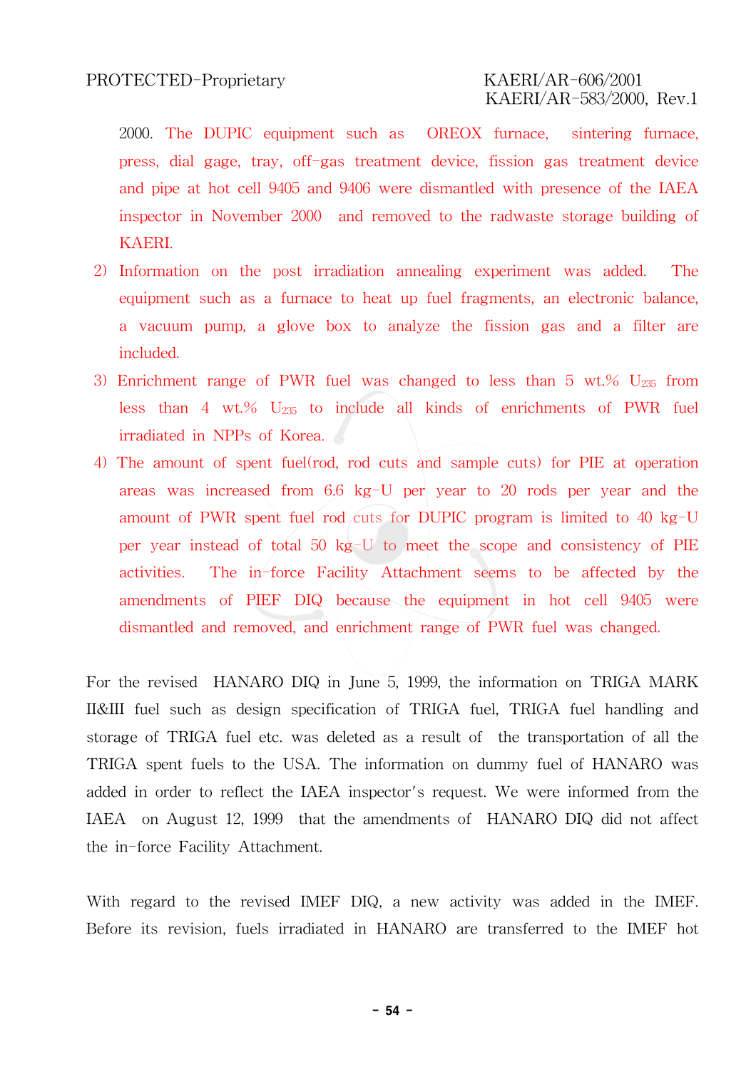2000. The DUPIC equipment such as OREOX furnace, sintering furnace, press, dial gage, tray, off-gas treatment device, fission gas treatment device and pipe at hot cell 9405 and 9406 were dismantled with presence of the IAEA inspector in November 2000 and removed to the radwaste storage building of KAERI.

2) Information on the post irradiation annealing experiment was added. The equipment such as a furnace to heat up fuel fragments, an electronic balance, a vacuum pump, a glove box to analyze the fission gas and a filter are included.

3) Enrichment range of PWR fuel was changed to less than 5 wt.% $U_{235}$ from less than 4 wt.% $U_{235}$ to include all kinds of enrichments of PWR fuel irradiated in NPPs of Korea.

4) The amount of spent fuel(rod, rod cuts and sample cuts) for PIE at operation areas was increased from 6.6 kg-U per year to 20 rods per year and the amount of PWR spent fuel rod cuts for DUPIC program is limited to 40 kg-U per year instead of total 50 kg-U to meet the scope and consistency of PIE activities. The in-force Facility Attachment seems to be affected by the amendments of PIEF DIQ because the equipment in hot cell 9405 were dismantled and removed, and enrichment range of PWR fuel was changed.

For the revised HANARO DIQ in June 5, 1999, the information on TRIGA MARK II&III fuel such as design specification of TRIGA fuel, TRIGA fuel handling and storage of TRIGA fuel etc. was deleted as a result of the transportation of all the TRIGA spent fuels to the USA. The information on dummy fuel of HANARO was added in order to reflect the IAEA inspector's request. We were informed from the IAEA on August 12, 1999 that the amendments of HANARO DIQ did not affect the in-force Facility Attachment.

With regard to the revised IMEF DIQ, a new activity was added in the IMEF. Before its revision, fuels irradiated in HANARO are transferred to the IMEF hot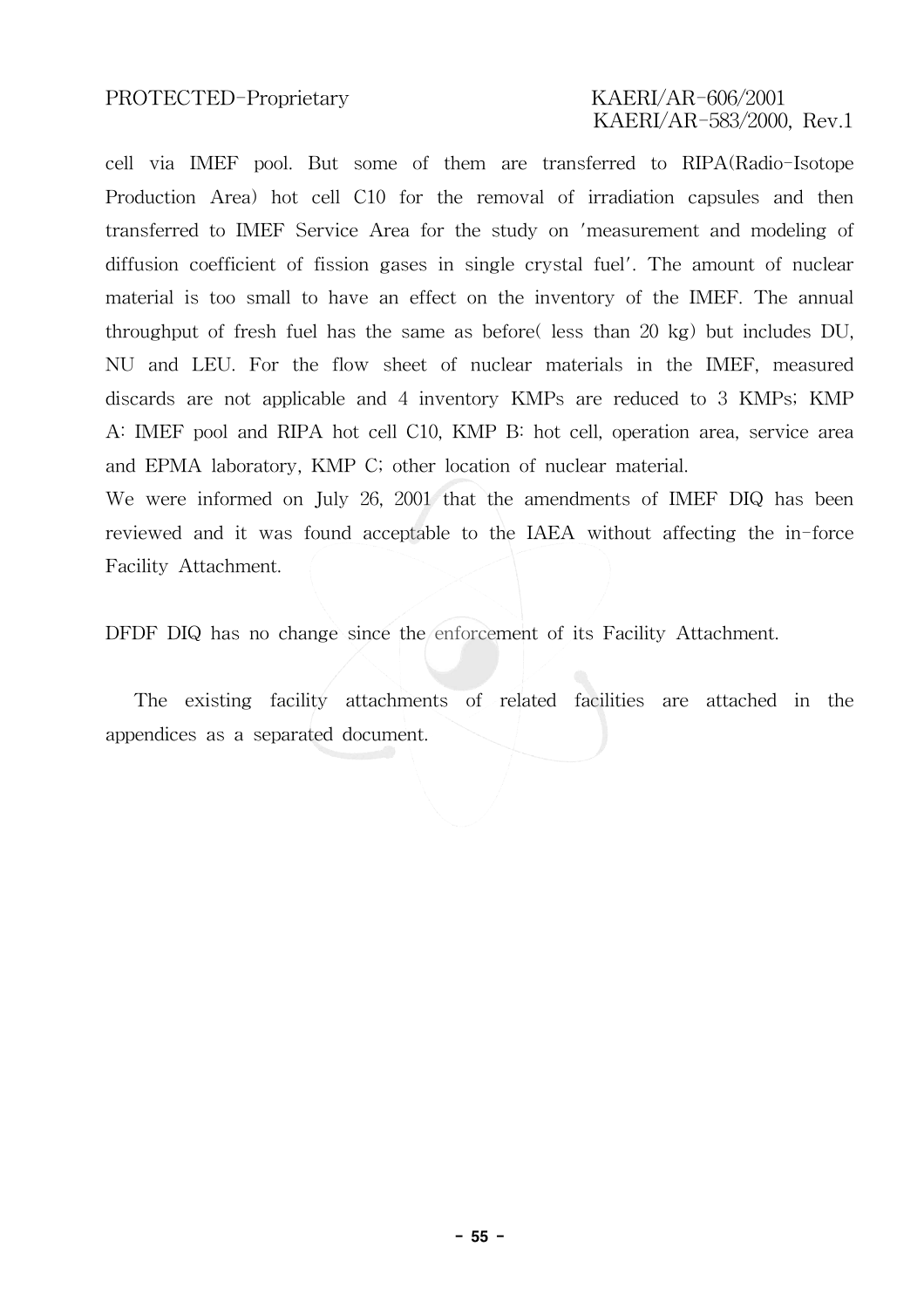cell via IMEF pool. But some of them are transferred to RIPA(Radio-Isotope Production Area) hot cell C10 for the removal of irradiation capsules and then transferred to IMEF Service Area for the study on 'measurement and modeling of diffusion coefficient of fission gases in single crystal fuel'. The amount of nuclear material is too small to have an effect on the inventory of the IMEF. The annual throughput of fresh fuel has the same as before( less than 20 kg) but includes DU, NU and LEU. For the flow sheet of nuclear materials in the IMEF, measured discards are not applicable and 4 inventory KMPs are reduced to 3 KMPs; KMP A: IMEF pool and RIPA hot cell C10, KMP B: hot cell, operation area, service area and EPMA laboratory, KMP C; other location of nuclear material.

We were informed on July 26, 2001 that the amendments of IMEF DIQ has been reviewed and it was found acceptable to the IAEA without affecting the in-force Facility Attachment.

DFDF DIQ has no change since the enforcement of its Facility Attachment.

The existing facility attachments of related facilities are attached in the appendices as a separated document.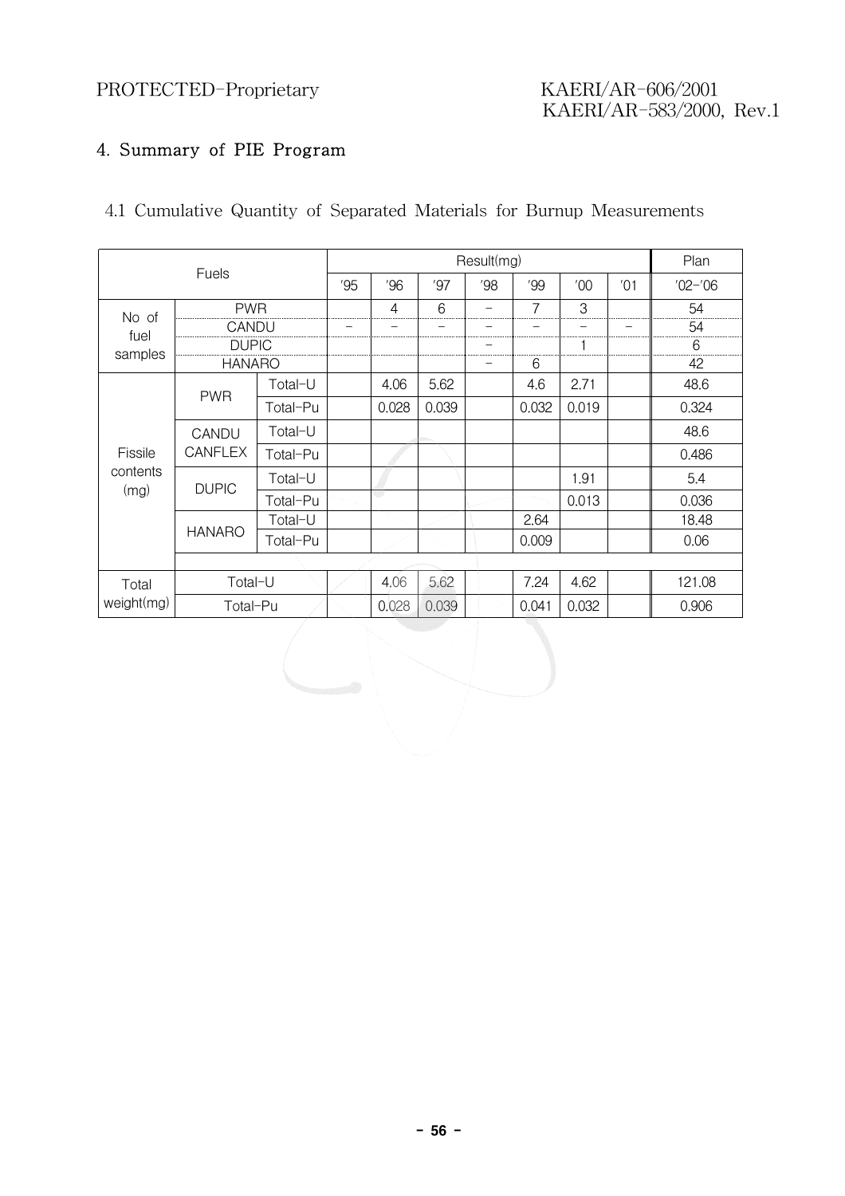## 4. Summary of PIE Program

### 4.1 Cumulative Quantity of Separated Materials for Burnup Measurements

| Fuels | | | Result(mg) | | | | | | | Plan |
|---|---|---|---|---|---|---|---|---|---|---|
| | | | '95 | '96 | '97 | '98 | '99 | '00 | '01 | '02-'06 |
| No of fuel samples | PWR | | | 4 | 6 | - | 7 | 3 | | 54 |
| | CANDU | | - | - | - | - | - | - | - | 54 |
| | DUPIC | | | | | - | | 1 | | 6 |
| | HANARO | | | | | - | 6 | | | 42 |
| Fissile contents (mg) | PWR | Total-U | | 4.06 | 5.62 | | 4.6 | 2.71 | | 48.6 |
| | | Total-Pu | | 0.028 | 0.039 | | 0.032 | 0.019 | | 0.324 |
| | CANDU CANFLEX | Total-U | | | | | | | | 48.6 |
| | | Total-Pu | | | | | | | | 0.486 |
| | DUPIC | Total-U | | | | | | 1.91 | | 5.4 |
| | | Total-Pu | | | | | | 0.013 | | 0.036 |
| | HANARO | Total-U | | | | | 2.64 | | | 18.48 |
| | | Total-Pu | | | | | 0.009 | | | 0.06 |
| Total weight(mg) | Total-U | | | 4.06 | 5.62 | | 7.24 | 4.62 | | 121.08 |
| | Total-Pu | | | 0.028 | 0.039 | | 0.041 | 0.032 | | 0.906 |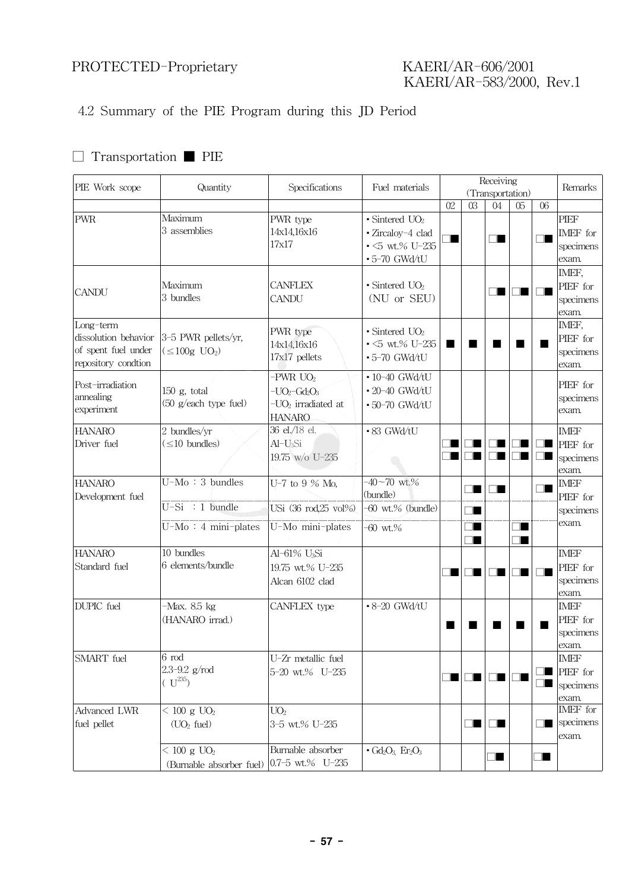## 4.2 Summary of the PIE Program during this JD Period

□ Transportation ■ PIE

| PIE Work scope | Quantity | Specifications | Fuel materials | Receiving (Transportation) | | | | | Remarks |
|---|---|---|---|---|---|---|---|---|---|
| | | | | 02 | 03 | 04 | 05 | 06 | |
| PWR | Maximum 3 assemblies | PWR type 14x14,16x16 17x17 | ▪ Sintered $UO_2$ ▪ Zircaloy-4 clad ▪ <5 wt.% U-235 ▪ 5-70 GWd/tU | □■ | | □■ | | □■ | PIEF IMEF for specimens exam. |
| CANDU | Maximum 3 bundles | CANFLEX CANDU | ▪ Sintered $UO_2$ (NU or SEU) | | | □■ | □■ | □■ | IMEF, PIEF for specimens exam. |
| Long-term dissolution behavior of spent fuel under repository condtion | 3-5 PWR pellets/yr, (≤100g $UO_2$) | PWR type 14x14,16x16 17x17 pellets | ▪ Sintered $UO_2$ ▪ <5 wt.% U-235 ▪ 5-70 GWd/tU | ■ | ■ | ■ | ■ | ■ | IMEF, PIEF for specimens exam. |
| Post-irradiation annealing experiment | 150 g, total (50 g/each type fuel) | -PWR $UO_2$ -$UO_2$-$Gd_2O_3$ -$UO_2$ irradiated at HANARO | ▪ 10-40 GWd/tU ▪ 20-40 GWd/tU ▪ 50-70 GWd/tU | | | | | | PIEF for specimens exam. |
| HANARO Driver fuel | 2 bundles/yr (≤10 bundles) | 36 el./18 el. Al-$U_3Si$ 19.75 w/o U-235 | ▪ 83 GWd/tU | □■ □■ | □■ □■ | □■ □■ | □■ □■ | □■ □■ | IMEF PIEF for specimens exam. |
| HANARO Development fuel | U-Mo : 3 bundles | U-7 to 9 % Mo, | -40~70 wt.% (bundle) | | □■ | □■ | | □■ | IMEF PIEF for specimens exam. |
| | U-Si : 1 bundle | USi (36 rod,25 vol%) | -60 wt.% (bundle) | | □■ | | | | |
| | U-Mo : 4 mini-plates | U-Mo mini-plates | -60 wt.% | | □■ □■ | | □■ □■ | | |
| HANARO Standard fuel | 10 bundles 6 elements/bundle | Al-61% $U_3Si$ 19.75 wt.% U-235 Alcan 6102 clad | | □■ | □■ | □■ | □■ | □■ | IMEF PIEF for specimens exam. |
| DUPIC fuel | -Max. 8.5 kg (HANARO irrad.) | CANFLEX type | ▪ 8-20 GWd/tU | ■ | ■ | ■ | ■ | ■ | IMEF PIEF for specimens exam. |
| SMART fuel | 6 rod 2.3-9.2 g/rod ( $U^{235}$) | U-Zr metallic fuel 5-20 wt.% U-235 | | □■ | □■ | □■ | □■ | □■ □■ | IMEF PIEF for specimens exam. |
| Advanced LWR fuel pellet | < 100 g $UO_2$ ($UO_2$ fuel) | $UO_2$ 3-5 wt.% U-235 | | | □■ | □■ | | □■ | IMEF for specimens exam. |
| | < 100 g $UO_2$ (Burnable absorber fuel) | Burnable absorber 0.7-5 wt.% U-235 | ▪ $Gd_2O_3$, $Er_2O_3$ | | | □■ | | □■ | |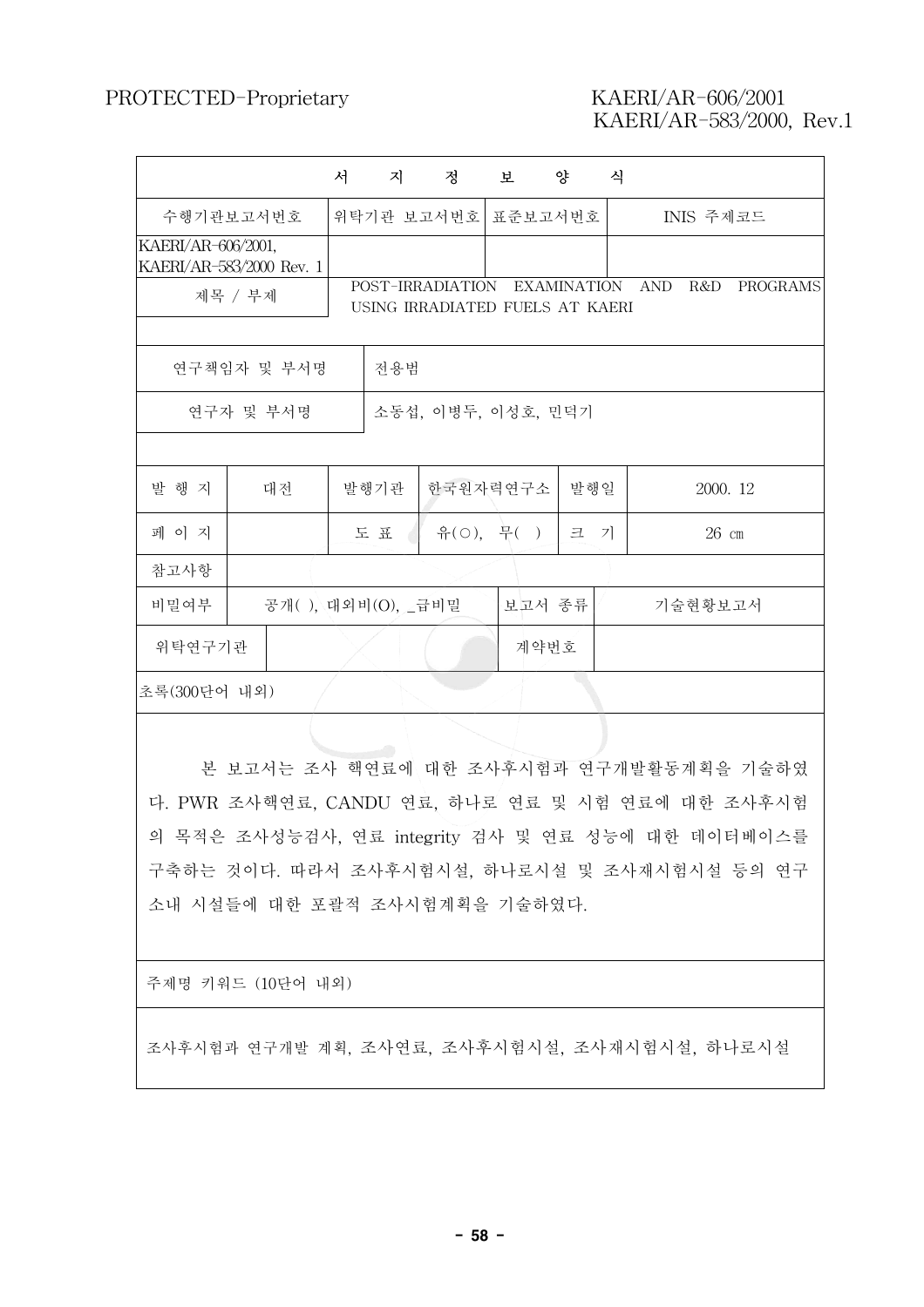| 서 지 정 보 양 식 | | | | | | | |
|---|---|---|---|---|---|---|---|
| 수행기관보고서번호 | | 위탁기관 보고서번호 | | 표준보고서번호 | | INIS 주제코드 | |
| KAERI/AR-606/2001, KAERI/AR-583/2000 Rev. 1 | | | | | | | |
| 제목 / 부제 | | POST-IRRADIATION EXAMINATION AND R&D PROGRAMS USING IRRADIATED FUELS AT KAERI | | | | | |
| 연구책임자 및 부서명 | | 전용범 | | | | | |
| 연구자 및 부서명 | | 소동섭, 이병두, 이성호, 민덕기 | | | | | |
| 발 행 지 | 대전 | 발행기관 | 한국원자력연구소 | | 발행일 | 2000. 12 | |
| 페 이 지 | | 도 표 | 유(○), 무( ) | | 크 기 | 26 ㎝ | |
| 참고사항 | | | | | | | |
| 비밀여부 | 공개( ), 대외비(O), _급비밀 | | | 보고서 종류 | | 기술현황보고서 | |
| 위탁연구기관 | | | | 계약번호 | | | |
| 초록(300단어 내외) | | | | | | | |
| 본 보고서는 조사 핵연료에 대한 조사후시험과 연구개발활동계획을 기술하였다. PWR 조사핵연료, CANDU 연료, 하나로 연료 및 시험 연료에 대한 조사후시험의 목적은 조사성능검사, 연료 integrity 검사 및 연료 성능에 대한 데이터베이스를 구축하는 것이다. 따라서 조사후시험시설, 하나로시설 및 조사재시험시설 등의 연구소내 시설들에 대한 포괄적 조사시험계획을 기술하였다. | | | | | | | |
| 주제명 키워드 (10단어 내외) | | | | | | | |
| 조사후시험과 연구개발 계획, 조사연료, 조사후시험시설, 조사재시험시설, 하나로시설 | | | | | | | |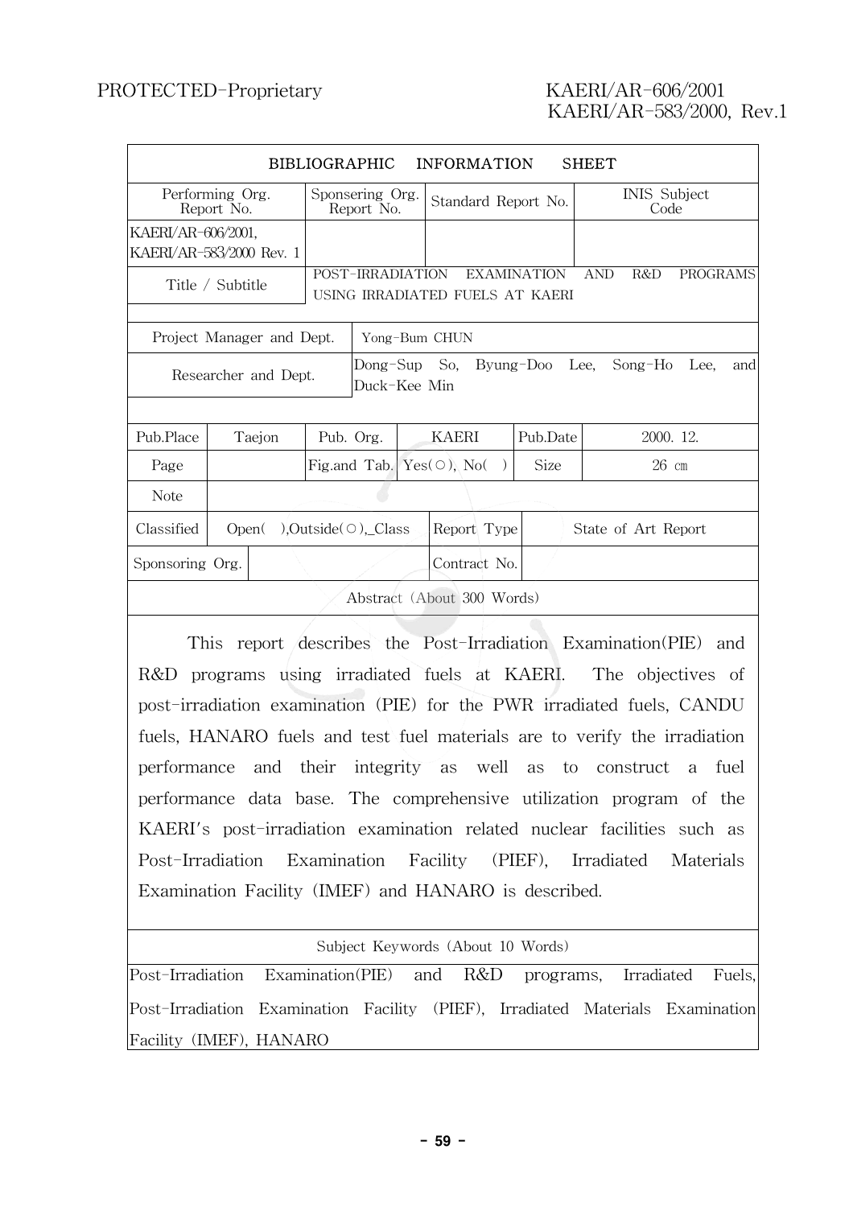PROTECTED-Proprietary

KAERI/AR-606/2001
KAERI/AR-583/2000, Rev.1

| BIBLIOGRAPHIC INFORMATION SHEET | | | | | | | |
|---|---|---|---|---|---|---|---|
| Performing Org. Report No. | | Sponsering Org. Report No. | | Standard Report No. | | INIS Subject Code | |
| KAERI/AR-606/2001, KAERI/AR-583/2000 Rev. 1 | | | | | | | |
| Title / Subtitle | | POST-IRRADIATION EXAMINATION AND R&D PROGRAMS USING IRRADIATED FUELS AT KAERI | | | | | |
| Project Manager and Dept. | | | Yong-Bum CHUN | | | | |
| Researcher and Dept. | | | Dong-Sup So, Byung-Doo Lee, Song-Ho Lee, and Duck-Kee Min | | | | |
| Pub.Place | Taejon | Pub. Org. | | KAERI | Pub.Date | 2000. 12. | |
| Page | | Fig.and Tab. | | Yes(○), No( ) | Size | 26 ㎝ | |
| Note | | | | | | | |
| Classified | Open( ),Outside(○),_Class | | | Report Type | State of Art Report | | |
| Sponsoring Org. | | | | Contract No. | | | |

Abstract (About 300 Words)

This report describes the Post-Irradiation Examination(PIE) and R&D programs using irradiated fuels at KAERI. The objectives of post-irradiation examination (PIE) for the PWR irradiated fuels, CANDU fuels, HANARO fuels and test fuel materials are to verify the irradiation performance and their integrity as well as to construct a fuel performance data base. The comprehensive utilization program of the KAERI's post-irradiation examination related nuclear facilities such as Post-Irradiation Examination Facility (PIEF), Irradiated Materials Examination Facility (IMEF) and HANARO is described.

Subject Keywords (About 10 Words)

Post-Irradiation Examination(PIE) and R&D programs, Irradiated Fuels, Post-Irradiation Examination Facility (PIEF), Irradiated Materials Examination Facility (IMEF), HANARO